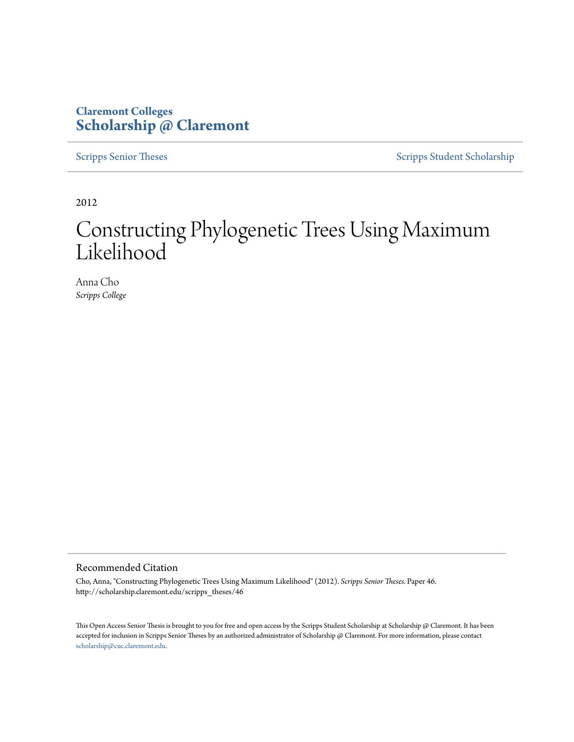Claremont Colleges
**Scholarship @ Claremont**

Scripps Senior Theses | Scripps Student Scholarship

2012

# Constructing Phylogenetic Trees Using Maximum Likelihood

Anna Cho
*Scripps College*

## Recommended Citation

Cho, Anna, "Constructing Phylogenetic Trees Using Maximum Likelihood" (2012). *Scripps Senior Theses.* Paper 46.
http://scholarship.claremont.edu/scripps_theses/46

This Open Access Senior Thesis is brought to you for free and open access by the Scripps Student Scholarship at Scholarship @ Claremont. It has been accepted for inclusion in Scripps Senior Theses by an authorized administrator of Scholarship @ Claremont. For more information, please contact scholarship@cuc.claremont.edu.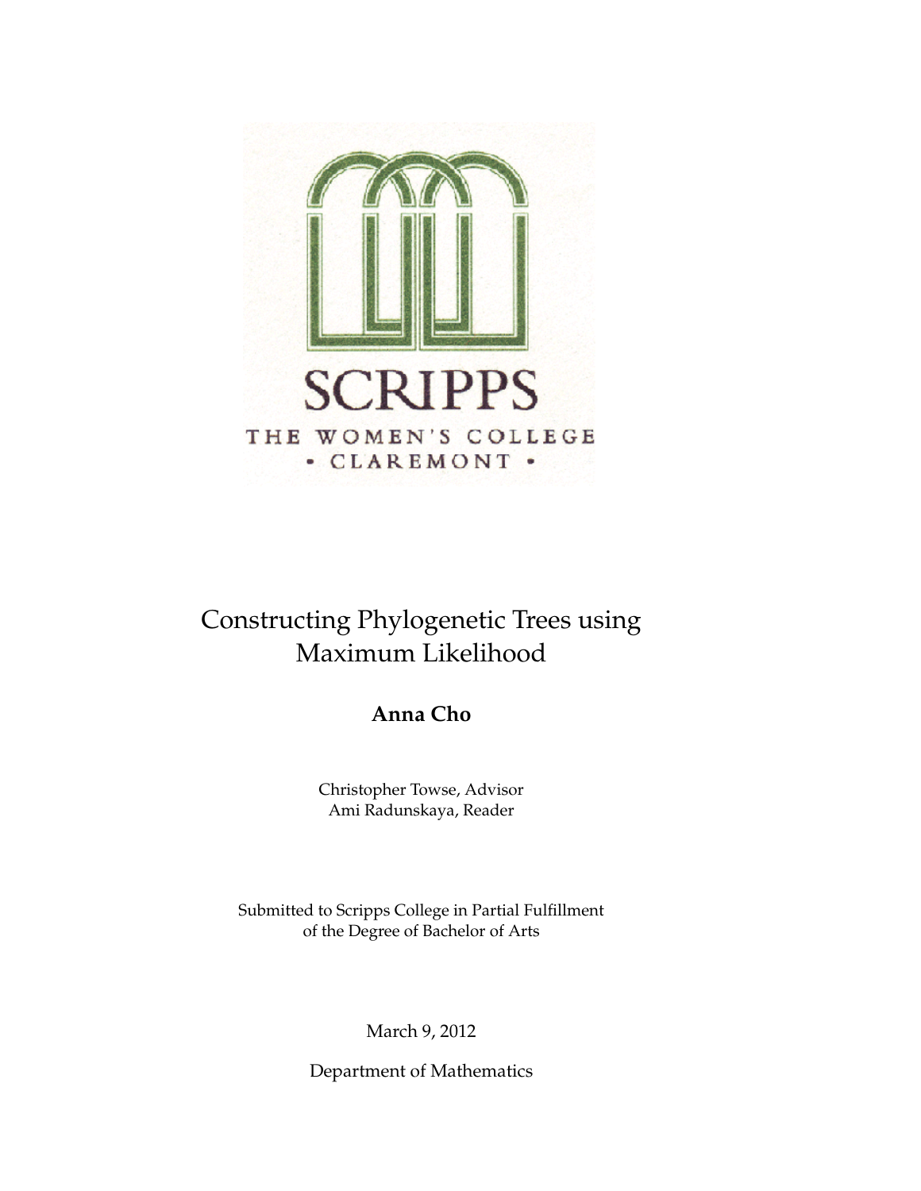SCRIPPS

THE WOMEN'S COLLEGE

• CLAREMONT •

# Constructing Phylogenetic Trees using Maximum Likelihood

**Anna Cho**

Christopher Towse, Advisor
Ami Radunskaya, Reader

Submitted to Scripps College in Partial Fulfillment
of the Degree of Bachelor of Arts

March 9, 2012

Department of Mathematics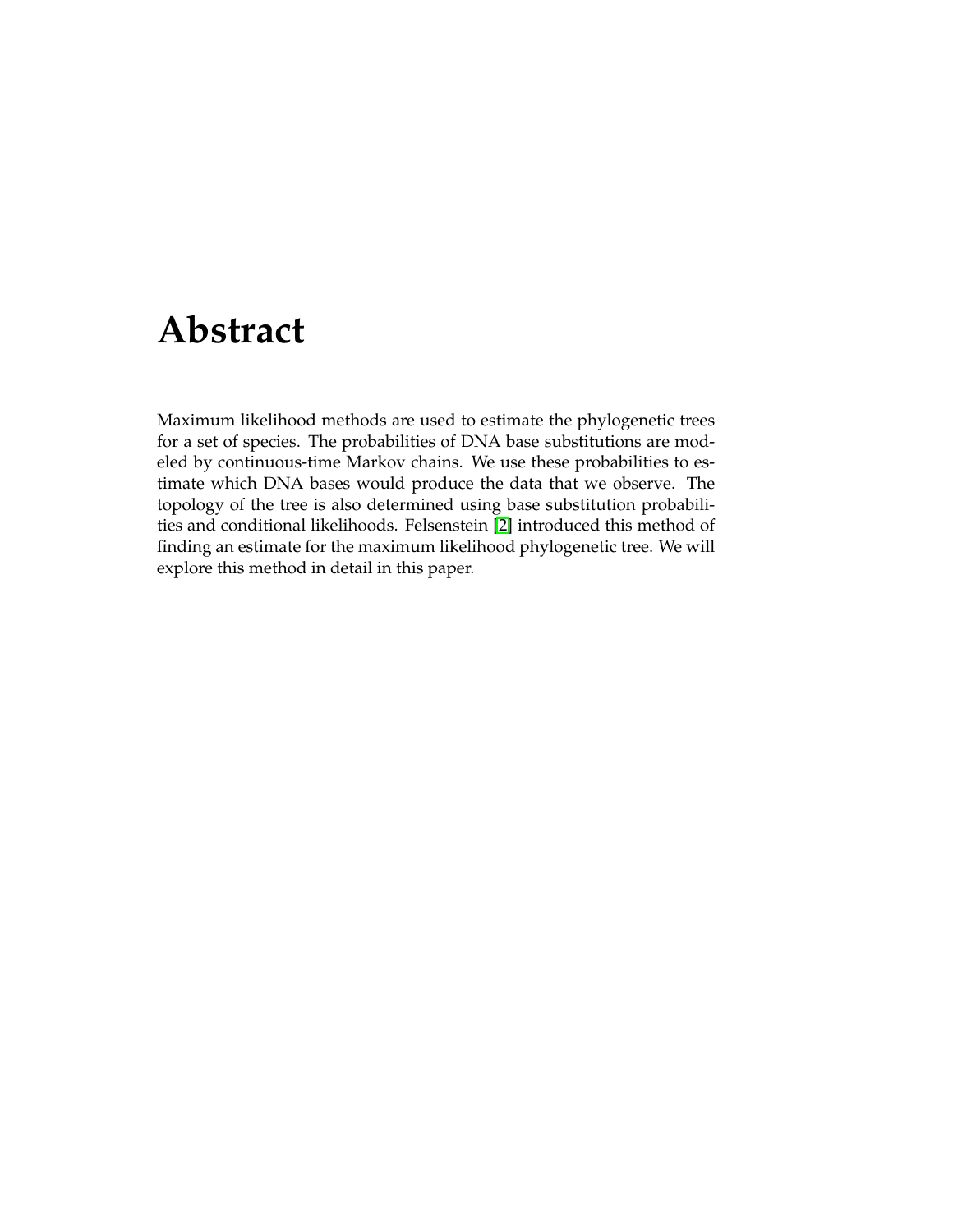# Abstract

Maximum likelihood methods are used to estimate the phylogenetic trees for a set of species. The probabilities of DNA base substitutions are modeled by continuous-time Markov chains. We use these probabilities to estimate which DNA bases would produce the data that we observe. The topology of the tree is also determined using base substitution probabilities and conditional likelihoods. Felsenstein [2] introduced this method of finding an estimate for the maximum likelihood phylogenetic tree. We will explore this method in detail in this paper.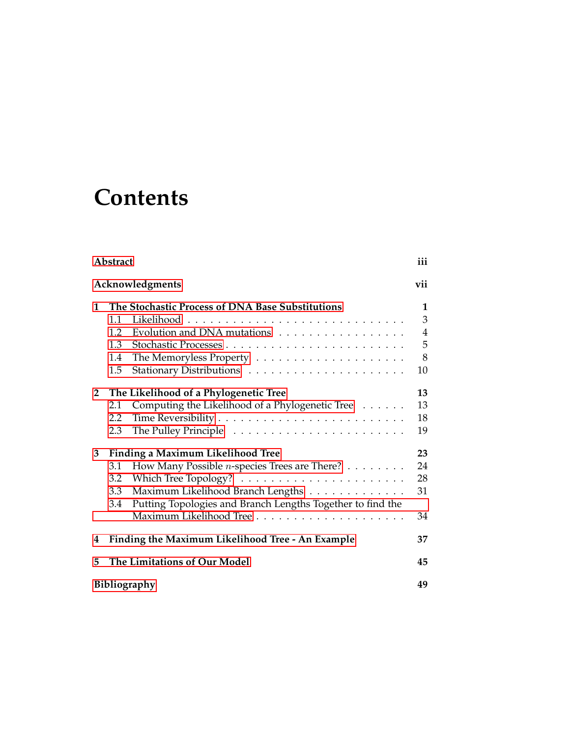# Contents

| | |
|---|---|
| **Abstract** | **iii** |
| **Acknowledgments** | **vii** |
| **1 The Stochastic Process of DNA Base Substitutions** | **1** |
| 1.1 Likelihood | 3 |
| 1.2 Evolution and DNA mutations | 4 |
| 1.3 Stochastic Processes | 5 |
| 1.4 The Memoryless Property | 8 |
| 1.5 Stationary Distributions | 10 |
| **2 The Likelihood of a Phylogenetic Tree** | **13** |
| 2.1 Computing the Likelihood of a Phylogenetic Tree | 13 |
| 2.2 Time Reversibility | 18 |
| 2.3 The Pulley Principle | 19 |
| **3 Finding a Maximum Likelihood Tree** | **23** |
| 3.1 How Many Possible $n$-species Trees are There? | 24 |
| 3.2 Which Tree Topology? | 28 |
| 3.3 Maximum Likelihood Branch Lengths | 31 |
| 3.4 Putting Topologies and Branch Lengths Together to find the Maximum Likelihood Tree | 34 |
| **4 Finding the Maximum Likelihood Tree - An Example** | **37** |
| **5 The Limitations of Our Model** | **45** |
| **Bibliography** | **49** |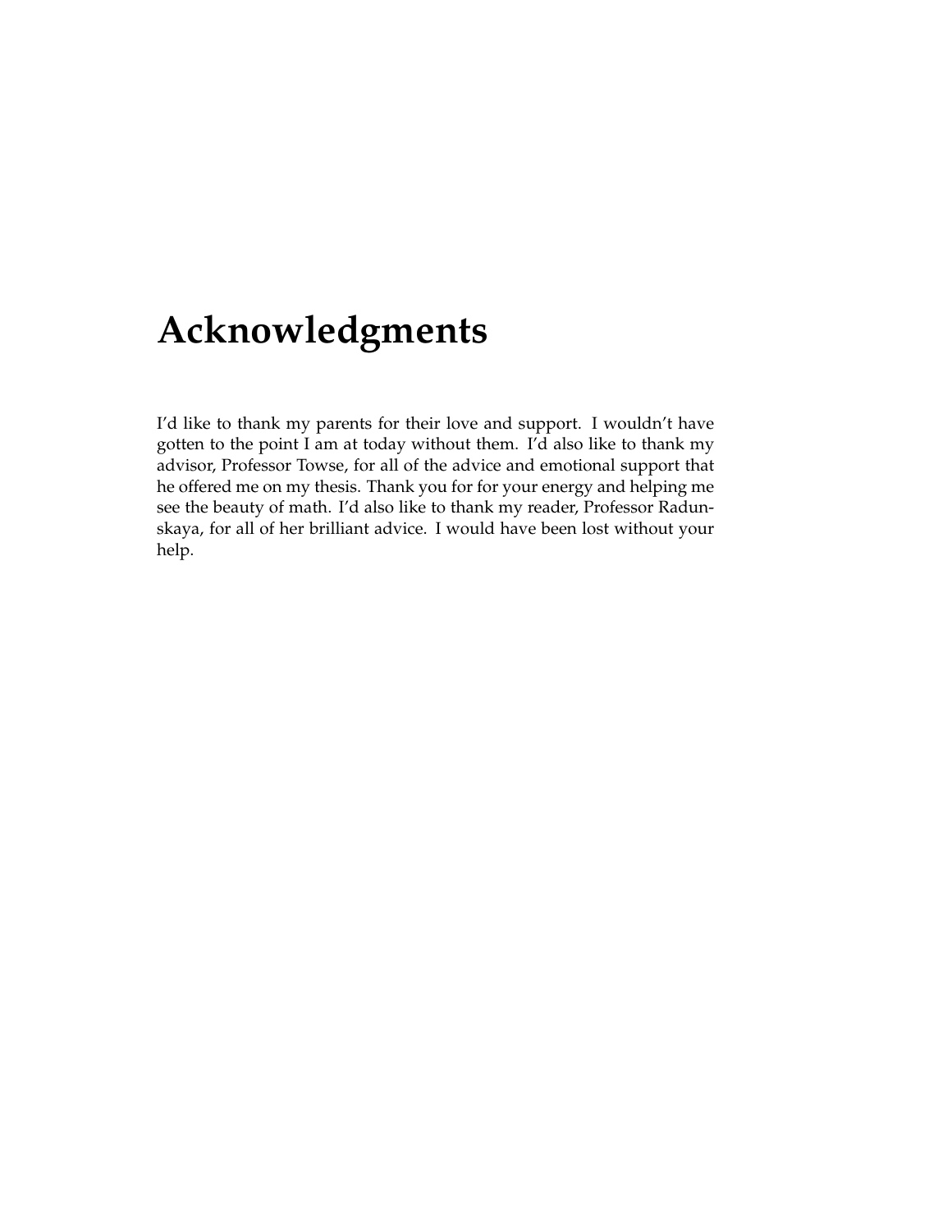# Acknowledgments

I'd like to thank my parents for their love and support. I wouldn't have gotten to the point I am at today without them. I'd also like to thank my advisor, Professor Towse, for all of the advice and emotional support that he offered me on my thesis. Thank you for for your energy and helping me see the beauty of math. I'd also like to thank my reader, Professor Radunskaya, for all of her brilliant advice. I would have been lost without your help.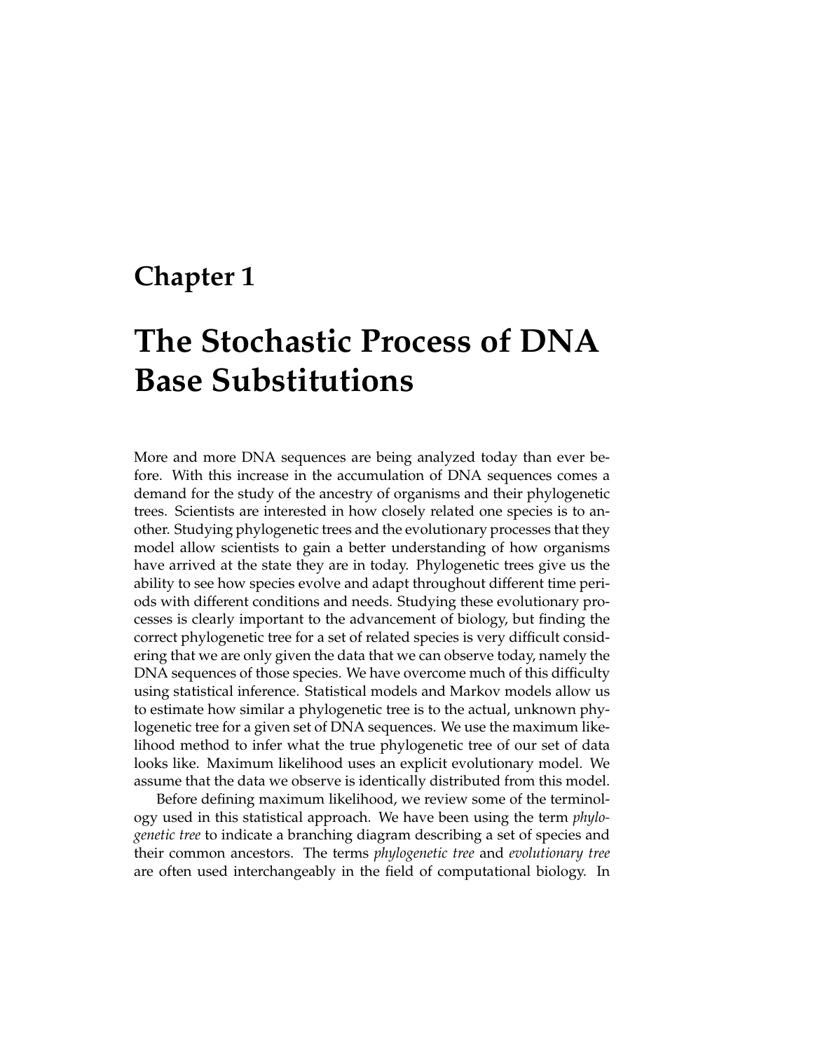# Chapter 1

# The Stochastic Process of DNA Base Substitutions

More and more DNA sequences are being analyzed today than ever before. With this increase in the accumulation of DNA sequences comes a demand for the study of the ancestry of organisms and their phylogenetic trees. Scientists are interested in how closely related one species is to another. Studying phylogenetic trees and the evolutionary processes that they model allow scientists to gain a better understanding of how organisms have arrived at the state they are in today. Phylogenetic trees give us the ability to see how species evolve and adapt throughout different time periods with different conditions and needs. Studying these evolutionary processes is clearly important to the advancement of biology, but finding the correct phylogenetic tree for a set of related species is very difficult considering that we are only given the data that we can observe today, namely the DNA sequences of those species. We have overcome much of this difficulty using statistical inference. Statistical models and Markov models allow us to estimate how similar a phylogenetic tree is to the actual, unknown phylogenetic tree for a given set of DNA sequences. We use the maximum likelihood method to infer what the true phylogenetic tree of our set of data looks like. Maximum likelihood uses an explicit evolutionary model. We assume that the data we observe is identically distributed from this model.

Before defining maximum likelihood, we review some of the terminology used in this statistical approach. We have been using the term *phylogenetic tree* to indicate a branching diagram describing a set of species and their common ancestors. The terms *phylogenetic tree* and *evolutionary tree* are often used interchangeably in the field of computational biology. In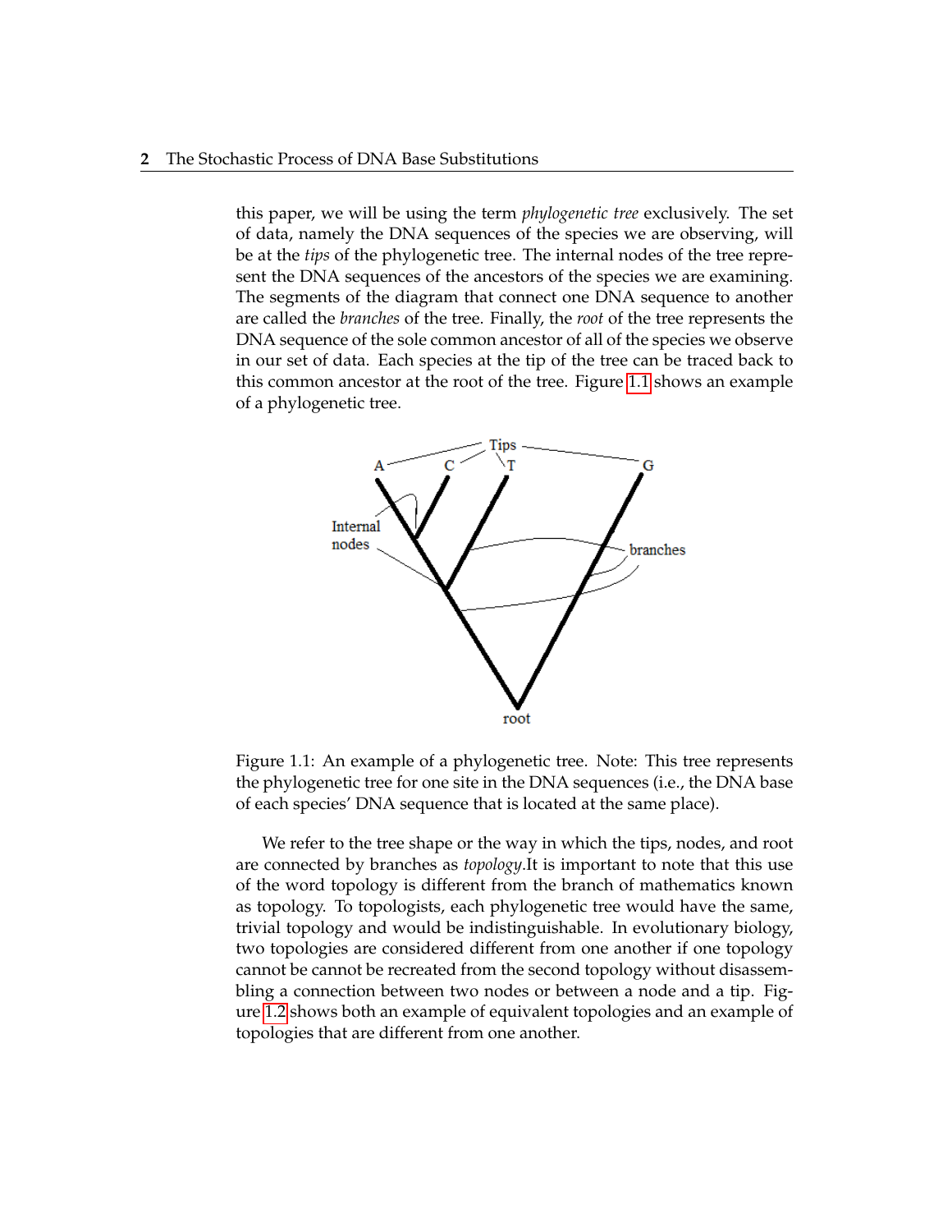this paper, we will be using the term *phylogenetic tree* exclusively. The set of data, namely the DNA sequences of the species we are observing, will be at the *tips* of the phylogenetic tree. The internal nodes of the tree represent the DNA sequences of the ancestors of the species we are examining. The segments of the diagram that connect one DNA sequence to another are called the *branches* of the tree. Finally, the *root* of the tree represents the DNA sequence of the sole common ancestor of all of the species we observe in our set of data. Each species at the tip of the tree can be traced back to this common ancestor at the root of the tree. Figure 1.1 shows an example of a phylogenetic tree.

Figure 1.1: An example of a phylogenetic tree. Note: This tree represents the phylogenetic tree for one site in the DNA sequences (i.e., the DNA base of each species' DNA sequence that is located at the same place).

We refer to the tree shape or the way in which the tips, nodes, and root are connected by branches as *topology*.It is important to note that this use of the word topology is different from the branch of mathematics known as topology. To topologists, each phylogenetic tree would have the same, trivial topology and would be indistinguishable. In evolutionary biology, two topologies are considered different from one another if one topology cannot be cannot be recreated from the second topology without disassembling a connection between two nodes or between a node and a tip. Figure 1.2 shows both an example of equivalent topologies and an example of topologies that are different from one another.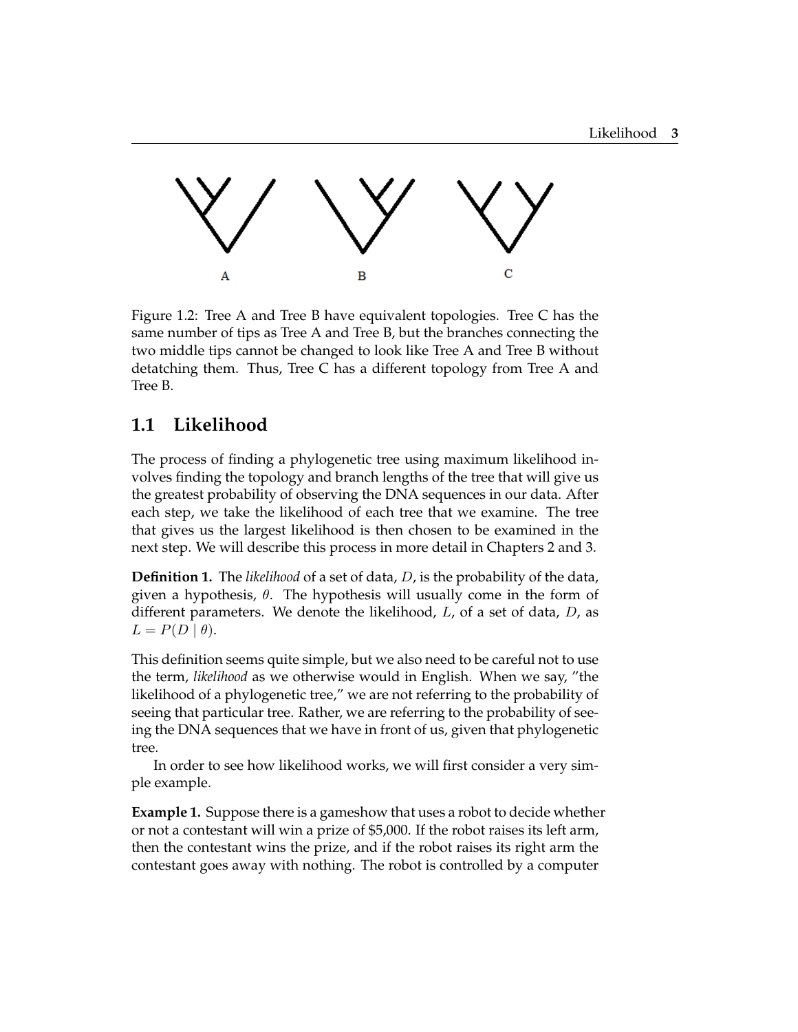Figure 1.2: Tree A and Tree B have equivalent topologies. Tree C has the same number of tips as Tree A and Tree B, but the branches connecting the two middle tips cannot be changed to look like Tree A and Tree B without detatching them. Thus, Tree C has a different topology from Tree A and Tree B.

## 1.1 Likelihood

The process of finding a phylogenetic tree using maximum likelihood involves finding the topology and branch lengths of the tree that will give us the greatest probability of observing the DNA sequences in our data. After each step, we take the likelihood of each tree that we examine. The tree that gives us the largest likelihood is then chosen to be examined in the next step. We will describe this process in more detail in Chapters 2 and 3.

**Definition 1.** The *likelihood* of a set of data, $D$, is the probability of the data, given a hypothesis, $\theta$. The hypothesis will usually come in the form of different parameters. We denote the likelihood, $L$, of a set of data, $D$, as $L = P(D \mid \theta)$.

This definition seems quite simple, but we also need to be careful not to use the term, *likelihood* as we otherwise would in English. When we say, "the likelihood of a phylogenetic tree," we are not referring to the probability of seeing that particular tree. Rather, we are referring to the probability of seeing the DNA sequences that we have in front of us, given that phylogenetic tree.

In order to see how likelihood works, we will first consider a very simple example.

**Example 1.** Suppose there is a gameshow that uses a robot to decide whether or not a contestant will win a prize of $5,000. If the robot raises its left arm, then the contestant wins the prize, and if the robot raises its right arm the contestant goes away with nothing. The robot is controlled by a computer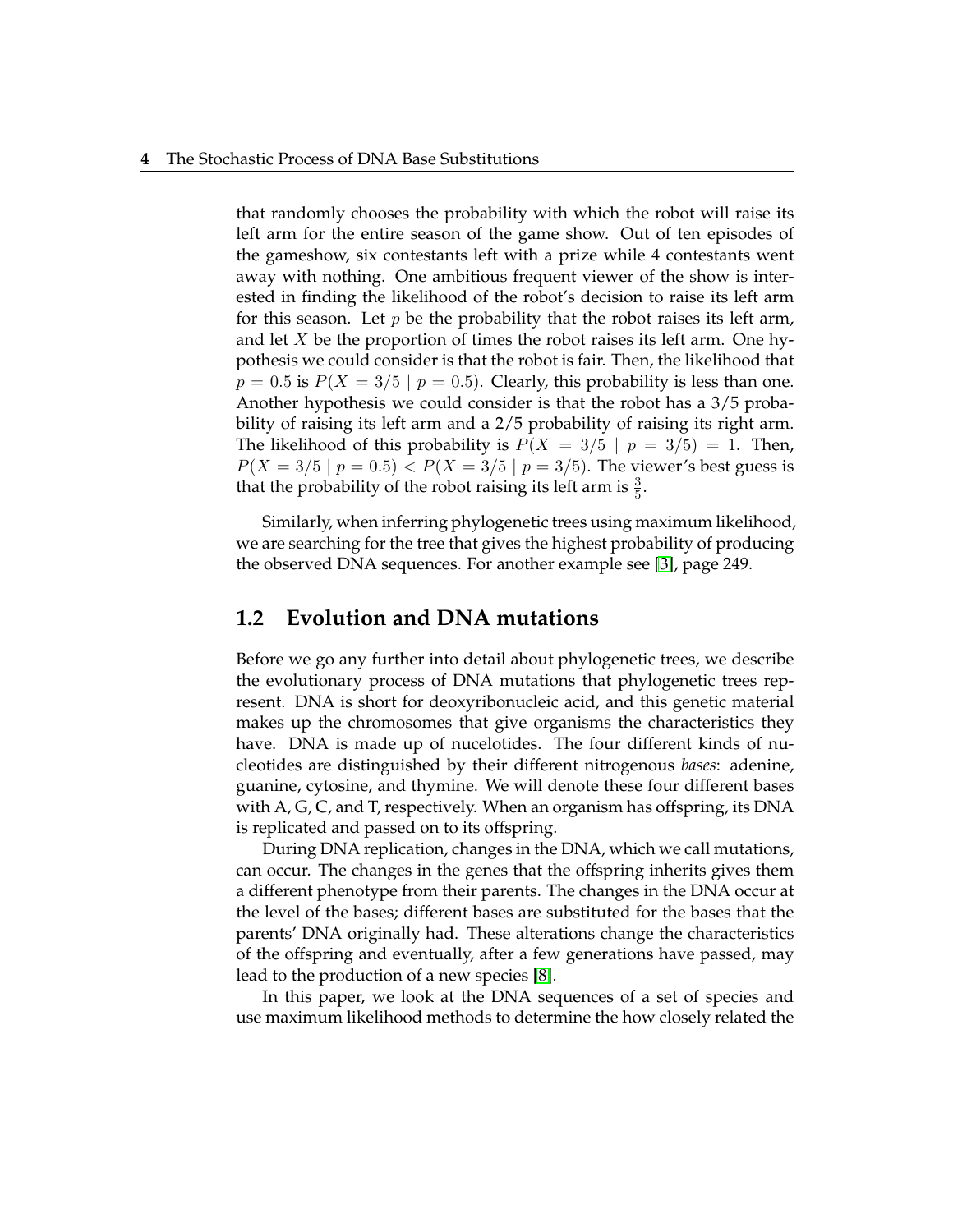that randomly chooses the probability with which the robot will raise its left arm for the entire season of the game show. Out of ten episodes of the gameshow, six contestants left with a prize while 4 contestants went away with nothing. One ambitious frequent viewer of the show is interested in finding the likelihood of the robot's decision to raise its left arm for this season. Let $p$ be the probability that the robot raises its left arm, and let $X$ be the proportion of times the robot raises its left arm. One hypothesis we could consider is that the robot is fair. Then, the likelihood that $p = 0.5$ is $P(X = 3/5 \mid p = 0.5)$. Clearly, this probability is less than one. Another hypothesis we could consider is that the robot has a 3/5 probability of raising its left arm and a 2/5 probability of raising its right arm. The likelihood of this probability is $P(X = 3/5 \mid p = 3/5) = 1$. Then, $P(X = 3/5 \mid p = 0.5) < P(X = 3/5 \mid p = 3/5)$. The viewer's best guess is that the probability of the robot raising its left arm is $\frac{3}{5}$.

Similarly, when inferring phylogenetic trees using maximum likelihood, we are searching for the tree that gives the highest probability of producing the observed DNA sequences. For another example see [3], page 249.

## 1.2 Evolution and DNA mutations

Before we go any further into detail about phylogenetic trees, we describe the evolutionary process of DNA mutations that phylogenetic trees represent. DNA is short for deoxyribonucleic acid, and this genetic material makes up the chromosomes that give organisms the characteristics they have. DNA is made up of nucelotides. The four different kinds of nucleotides are distinguished by their different nitrogenous *bases*: adenine, guanine, cytosine, and thymine. We will denote these four different bases with A, G, C, and T, respectively. When an organism has offspring, its DNA is replicated and passed on to its offspring.

During DNA replication, changes in the DNA, which we call mutations, can occur. The changes in the genes that the offspring inherits gives them a different phenotype from their parents. The changes in the DNA occur at the level of the bases; different bases are substituted for the bases that the parents' DNA originally had. These alterations change the characteristics of the offspring and eventually, after a few generations have passed, may lead to the production of a new species [8].

In this paper, we look at the DNA sequences of a set of species and use maximum likelihood methods to determine the how closely related the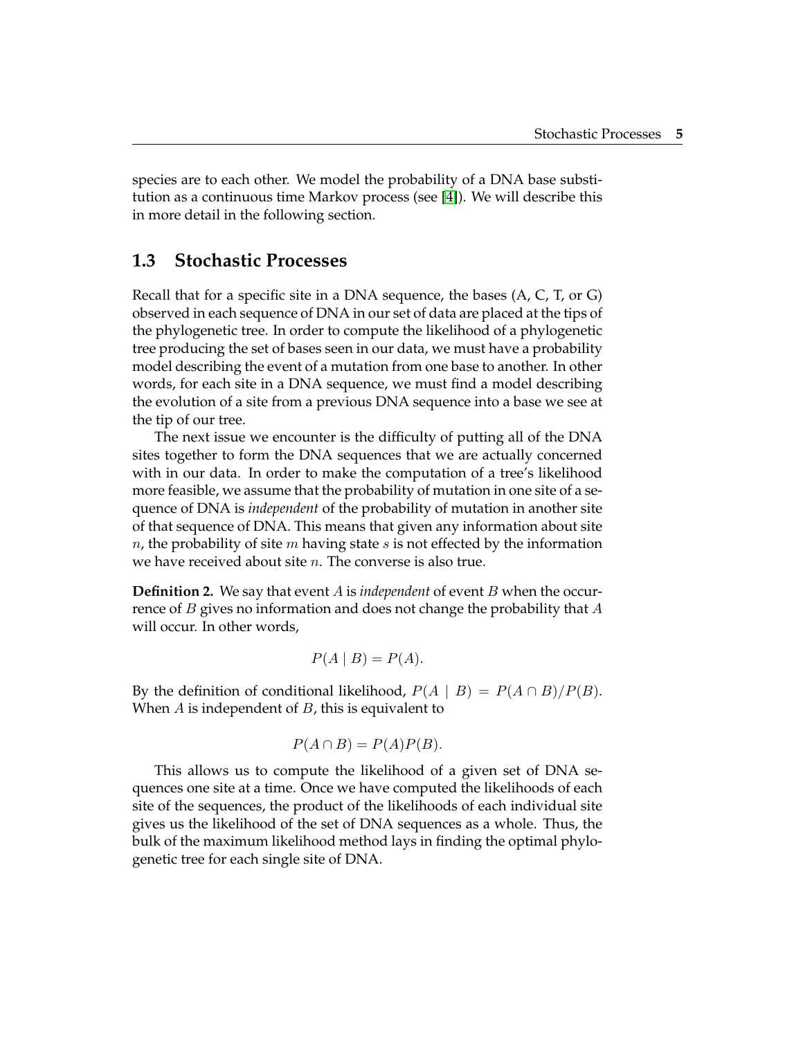species are to each other. We model the probability of a DNA base substitution as a continuous time Markov process (see [4]). We will describe this in more detail in the following section.

## 1.3 Stochastic Processes

Recall that for a specific site in a DNA sequence, the bases (A, C, T, or G) observed in each sequence of DNA in our set of data are placed at the tips of the phylogenetic tree. In order to compute the likelihood of a phylogenetic tree producing the set of bases seen in our data, we must have a probability model describing the event of a mutation from one base to another. In other words, for each site in a DNA sequence, we must find a model describing the evolution of a site from a previous DNA sequence into a base we see at the tip of our tree.

The next issue we encounter is the difficulty of putting all of the DNA sites together to form the DNA sequences that we are actually concerned with in our data. In order to make the computation of a tree's likelihood more feasible, we assume that the probability of mutation in one site of a sequence of DNA is *independent* of the probability of mutation in another site of that sequence of DNA. This means that given any information about site $n$, the probability of site $m$ having state $s$ is not effected by the information we have received about site $n$. The converse is also true.

**Definition 2.** We say that event $A$ is *independent* of event $B$ when the occurrence of $B$ gives no information and does not change the probability that $A$ will occur. In other words,

$$P(A \mid B) = P(A).$$

By the definition of conditional likelihood, $P(A \mid B) = P(A \cap B)/P(B)$. When $A$ is independent of $B$, this is equivalent to

$$P(A \cap B) = P(A)P(B).$$

This allows us to compute the likelihood of a given set of DNA sequences one site at a time. Once we have computed the likelihoods of each site of the sequences, the product of the likelihoods of each individual site gives us the likelihood of the set of DNA sequences as a whole. Thus, the bulk of the maximum likelihood method lays in finding the optimal phylogenetic tree for each single site of DNA.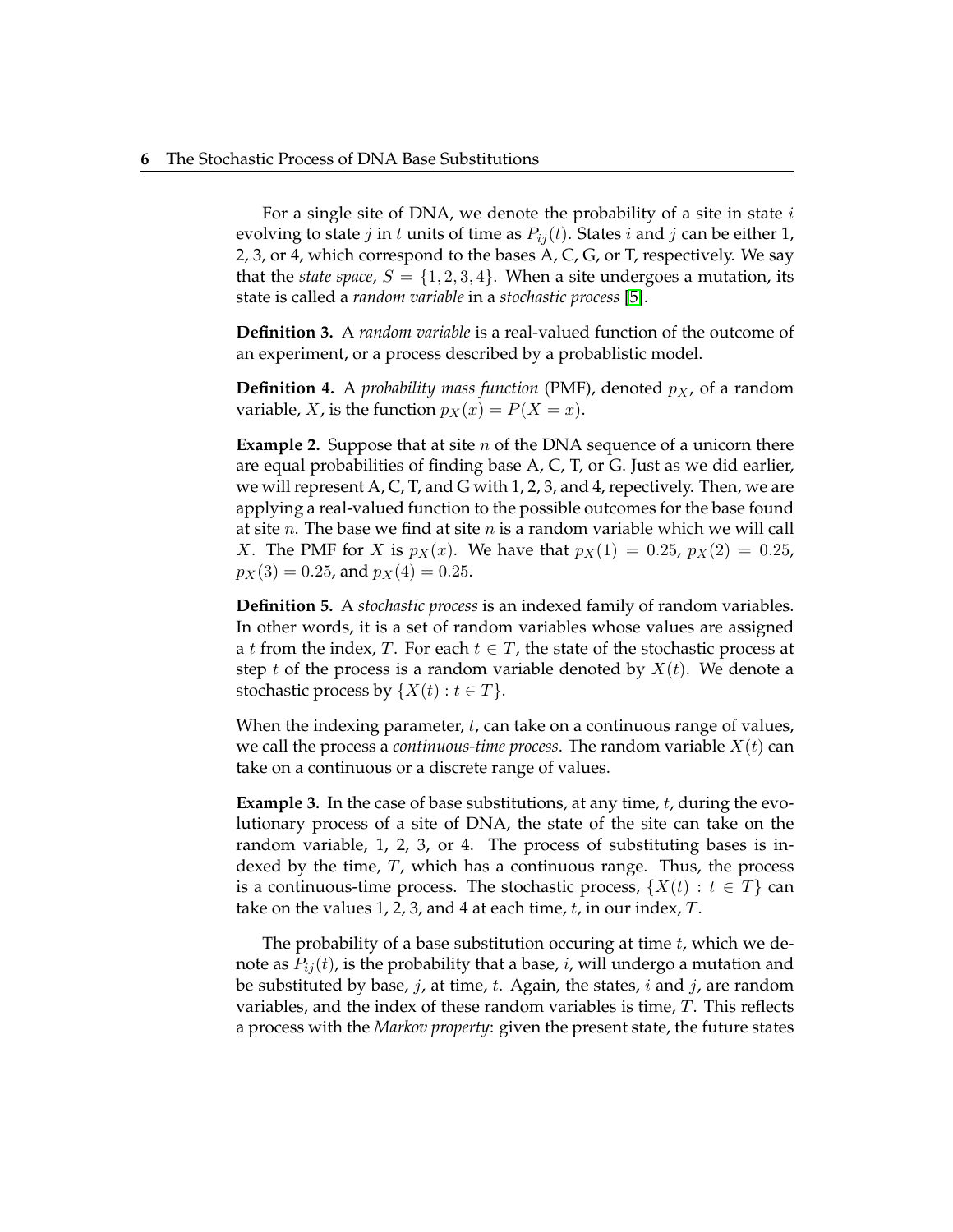For a single site of DNA, we denote the probability of a site in state $i$ evolving to state $j$ in $t$ units of time as $P_{ij}(t)$. States $i$ and $j$ can be either 1, 2, 3, or 4, which correspond to the bases A, C, G, or T, respectively. We say that the *state space*, $S = \{1, 2, 3, 4\}$. When a site undergoes a mutation, its state is called a *random variable* in a *stochastic process* [5].

**Definition 3.** A *random variable* is a real-valued function of the outcome of an experiment, or a process described by a probablistic model.

**Definition 4.** A *probability mass function* (PMF), denoted $p_X$, of a random variable, $X$, is the function $p_X(x) = P(X = x)$.

**Example 2.** Suppose that at site $n$ of the DNA sequence of a unicorn there are equal probabilities of finding base A, C, T, or G. Just as we did earlier, we will represent A, C, T, and G with 1, 2, 3, and 4, respectively. Then, we are applying a real-valued function to the possible outcomes for the base found at site $n$. The base we find at site $n$ is a random variable which we will call $X$. The PMF for $X$ is $p_X(x)$. We have that $p_X(1) = 0.25$, $p_X(2) = 0.25$, $p_X(3) = 0.25$, and $p_X(4) = 0.25$.

**Definition 5.** A *stochastic process* is an indexed family of random variables. In other words, it is a set of random variables whose values are assigned a $t$ from the index, $T$. For each $t \in T$, the state of the stochastic process at step $t$ of the process is a random variable denoted by $X(t)$. We denote a stochastic process by $\{X(t) : t \in T\}$.

When the indexing parameter, $t$, can take on a continuous range of values, we call the process a *continuous-time process*. The random variable $X(t)$ can take on a continuous or a discrete range of values.

**Example 3.** In the case of base substitutions, at any time, $t$, during the evolutionary process of a site of DNA, the state of the site can take on the random variable, 1, 2, 3, or 4. The process of substituting bases is indexed by the time, $T$, which has a continuous range. Thus, the process is a continuous-time process. The stochastic process, $\{X(t) : t \in T\}$ can take on the values 1, 2, 3, and 4 at each time, $t$, in our index, $T$.

The probability of a base substitution occuring at time $t$, which we denote as $P_{ij}(t)$, is the probability that a base, $i$, will undergo a mutation and be substituted by base, $j$, at time, $t$. Again, the states, $i$ and $j$, are random variables, and the index of these random variables is time, $T$. This reflects a process with the *Markov property*: given the present state, the future states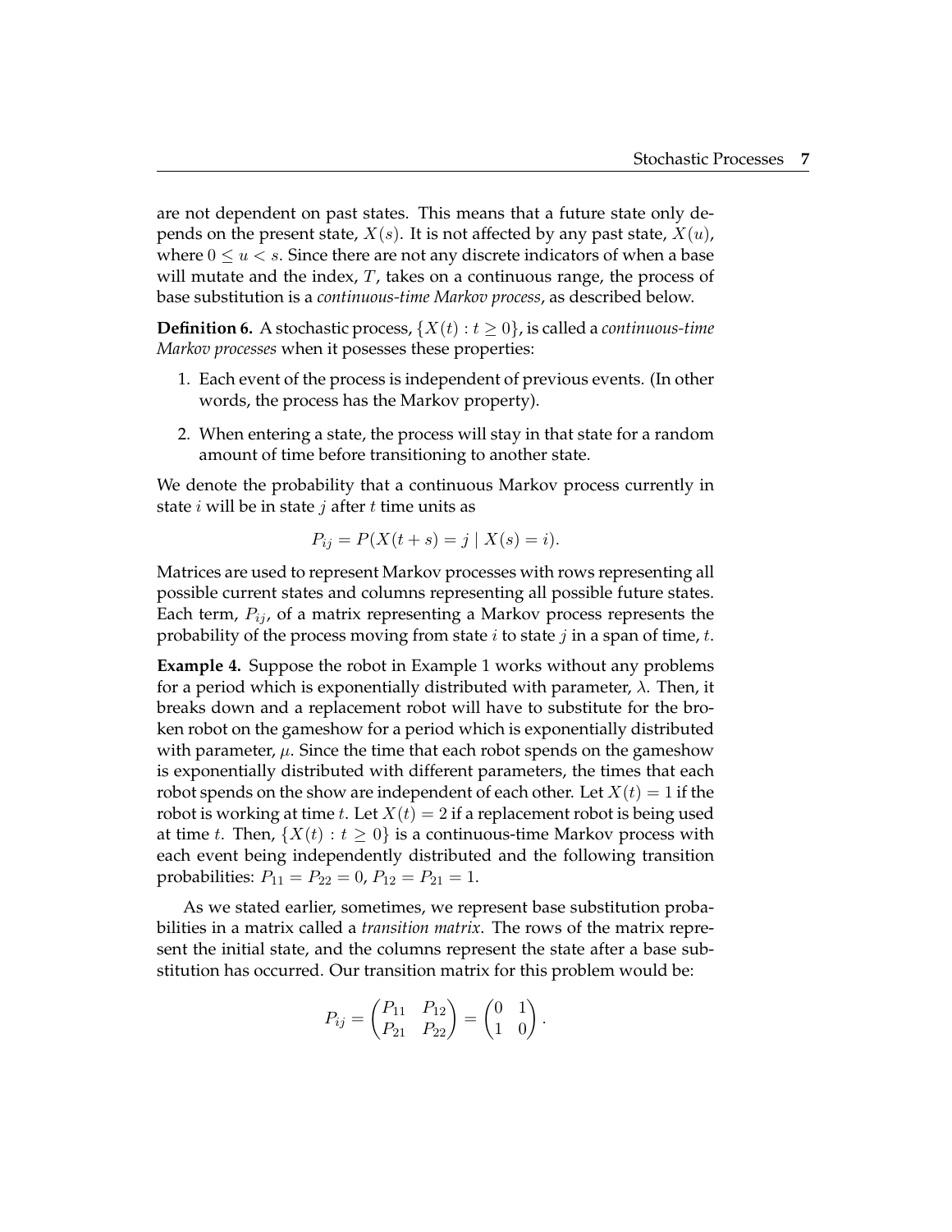are not dependent on past states. This means that a future state only depends on the present state, $X(s)$. It is not affected by any past state, $X(u)$, where $0 \leq u < s$. Since there are not any discrete indicators of when a base will mutate and the index, $T$, takes on a continuous range, the process of base substitution is a *continuous-time Markov process*, as described below.

**Definition 6.** A stochastic process, $\{X(t) : t \geq 0\}$, is called a *continuous-time Markov processes* when it posesses these properties:

1. Each event of the process is independent of previous events. (In other words, the process has the Markov property).
2. When entering a state, the process will stay in that state for a random amount of time before transitioning to another state.

We denote the probability that a continuous Markov process currently in state $i$ will be in state $j$ after $t$ time units as

$$P_{ij} = P(X(t+s) = j \mid X(s) = i).$$

Matrices are used to represent Markov processes with rows representing all possible current states and columns representing all possible future states. Each term, $P_{ij}$, of a matrix representing a Markov process represents the probability of the process moving from state $i$ to state $j$ in a span of time, $t$.

**Example 4.** Suppose the robot in Example 1 works without any problems for a period which is exponentially distributed with parameter, $\lambda$. Then, it breaks down and a replacement robot will have to substitute for the broken robot on the gameshow for a period which is exponentially distributed with parameter, $\mu$. Since the time that each robot spends on the gameshow is exponentially distributed with different parameters, the times that each robot spends on the show are independent of each other. Let $X(t) = 1$ if the robot is working at time $t$. Let $X(t) = 2$ if a replacement robot is being used at time $t$. Then, $\{X(t) : t \geq 0\}$ is a continuous-time Markov process with each event being independently distributed and the following transition probabilities: $P_{11} = P_{22} = 0$, $P_{12} = P_{21} = 1$.

As we stated earlier, sometimes, we represent base substitution probabilities in a matrix called a *transition matrix*. The rows of the matrix represent the initial state, and the columns represent the state after a base substitution has occurred. Our transition matrix for this problem would be:

$$P_{ij} = \begin{pmatrix} P_{11} & P_{12} \\ P_{21} & P_{22} \end{pmatrix} = \begin{pmatrix} 0 & 1 \\ 1 & 0 \end{pmatrix}.$$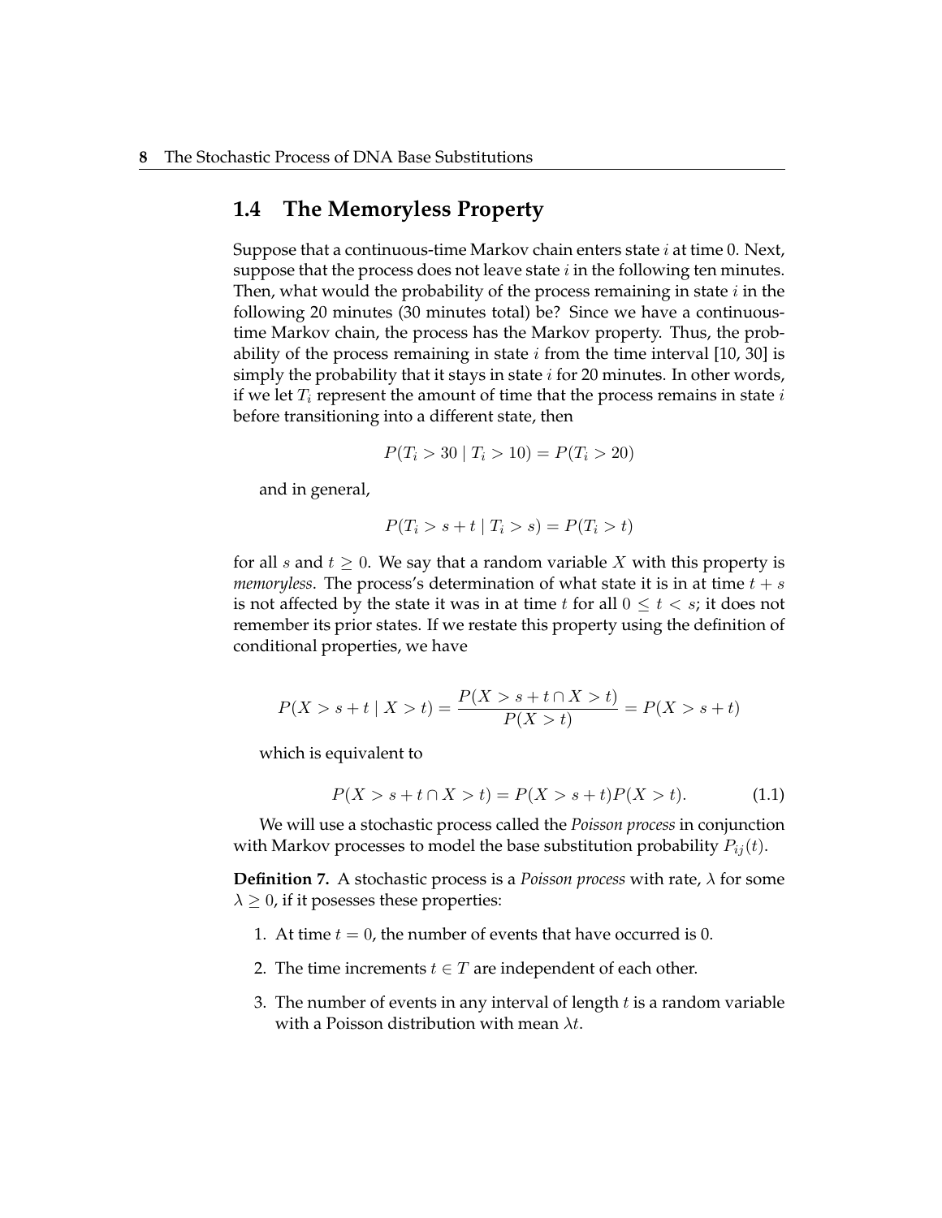## 1.4 The Memoryless Property

Suppose that a continuous-time Markov chain enters state $i$ at time 0. Next, suppose that the process does not leave state $i$ in the following ten minutes. Then, what would the probability of the process remaining in state $i$ in the following 20 minutes (30 minutes total) be? Since we have a continuous-time Markov chain, the process has the Markov property. Thus, the probability of the process remaining in state $i$ from the time interval [10, 30] is simply the probability that it stays in state $i$ for 20 minutes. In other words, if we let $T_i$ represent the amount of time that the process remains in state $i$ before transitioning into a different state, then

$$P(T_i > 30 \mid T_i > 10) = P(T_i > 20)$$

and in general,

$$P(T_i > s + t \mid T_i > s) = P(T_i > t)$$

for all $s$ and $t \geq 0$. We say that a random variable $X$ with this property is *memoryless*. The process's determination of what state it is in at time $t + s$ is not affected by the state it was in at time $t$ for all $0 \leq t < s$; it does not remember its prior states. If we restate this property using the definition of conditional properties, we have

$$P(X > s + t \mid X > t) = \frac{P(X > s + t \cap X > t)}{P(X > t)} = P(X > s + t)$$

which is equivalent to

$$P(X > s + t \cap X > t) = P(X > s + t)P(X > t). \tag{1.1}$$

We will use a stochastic process called the *Poisson process* in conjunction with Markov processes to model the base substitution probability $P_{ij}(t)$.

**Definition 7.** A stochastic process is a *Poisson process* with rate, $\lambda$ for some $\lambda \geq 0$, if it posesses these properties:

1. At time $t = 0$, the number of events that have occurred is 0.
2. The time increments $t \in T$ are independent of each other.
3. The number of events in any interval of length $t$ is a random variable with a Poisson distribution with mean $\lambda t$.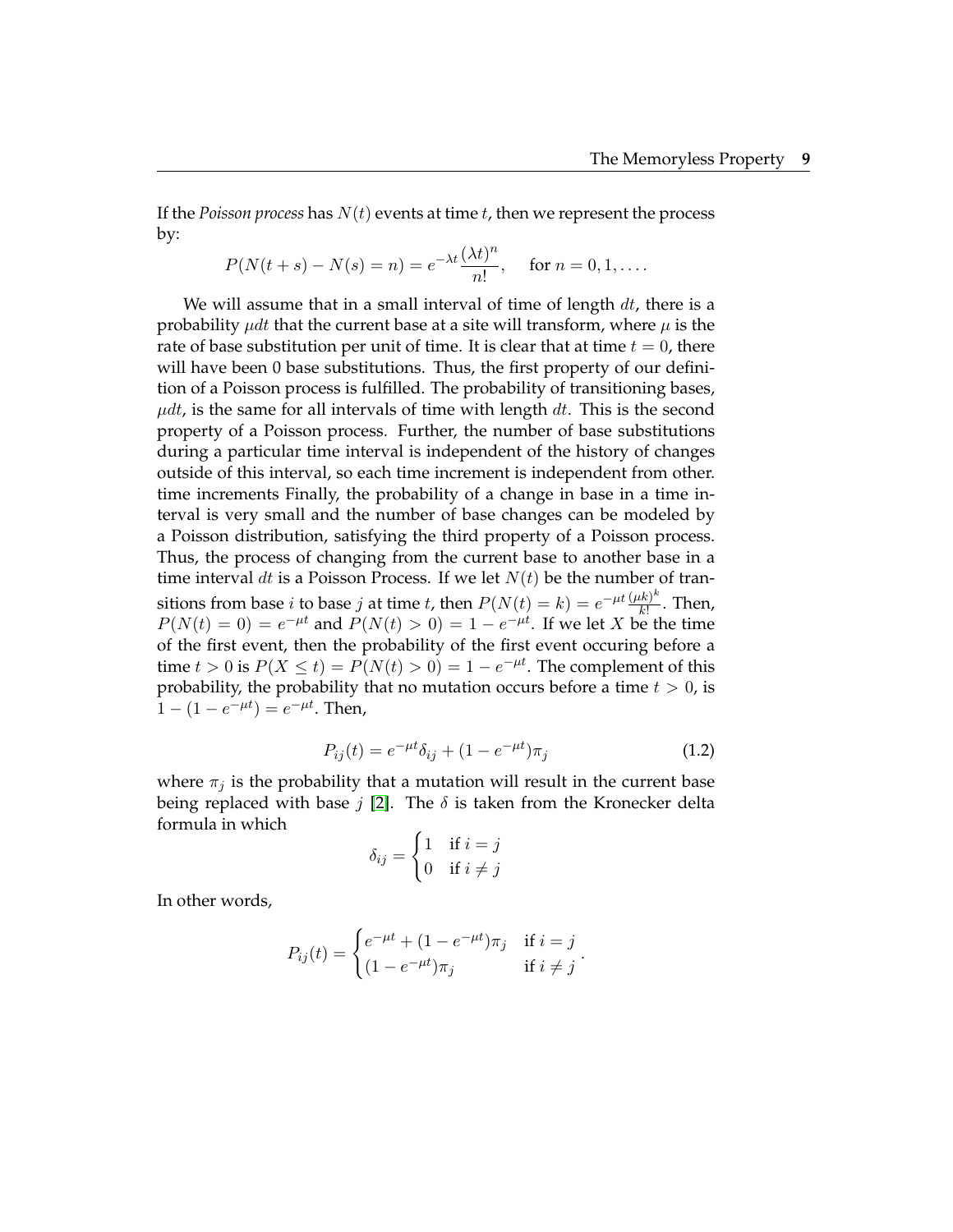If the *Poisson process* has $N(t)$ events at time $t$, then we represent the process by:

$$P(N(t+s) - N(s) = n) = e^{-\lambda t}\frac{(\lambda t)^n}{n!}, \quad \text{for } n = 0, 1, \ldots.$$

We will assume that in a small interval of time of length $dt$, there is a probability $\mu dt$ that the current base at a site will transform, where $\mu$ is the rate of base substitution per unit of time. It is clear that at time $t = 0$, there will have been 0 base substitutions. Thus, the first property of our definition of a Poisson process is fulfilled. The probability of transitioning bases, $\mu dt$, is the same for all intervals of time with length $dt$. This is the second property of a Poisson process. Further, the number of base substitutions during a particular time interval is independent of the history of changes outside of this interval, so each time increment is independent from other. time increments Finally, the probability of a change in base in a time interval is very small and the number of base changes can be modeled by a Poisson distribution, satisfying the third property of a Poisson process. Thus, the process of changing from the current base to another base in a time interval $dt$ is a Poisson Process. If we let $N(t)$ be the number of transitions from base $i$ to base $j$ at time $t$, then $P(N(t) = k) = e^{-\mu t}\frac{(\mu k)^k}{k!}$. Then, $P(N(t) = 0) = e^{-\mu t}$ and $P(N(t) > 0) = 1 - e^{-\mu t}$. If we let $X$ be the time of the first event, then the probability of the first event occuring before a time $t > 0$ is $P(X \leq t) = P(N(t) > 0) = 1 - e^{-\mu t}$. The complement of this probability, the probability that no mutation occurs before a time $t > 0$, is $1 - (1 - e^{-\mu t}) = e^{-\mu t}$. Then,

$$P_{ij}(t) = e^{-\mu t}\delta_{ij} + (1 - e^{-\mu t})\pi_j \tag{1.2}$$

where $\pi_j$ is the probability that a mutation will result in the current base being replaced with base $j$ [2]. The $\delta$ is taken from the Kronecker delta formula in which

$$\delta_{ij} = \begin{cases} 1 & \text{if } i = j \\ 0 & \text{if } i \neq j \end{cases}$$

In other words,

$$P_{ij}(t) = \begin{cases} e^{-\mu t} + (1 - e^{-\mu t})\pi_j & \text{if } i = j \\ (1 - e^{-\mu t})\pi_j & \text{if } i \neq j \end{cases}.$$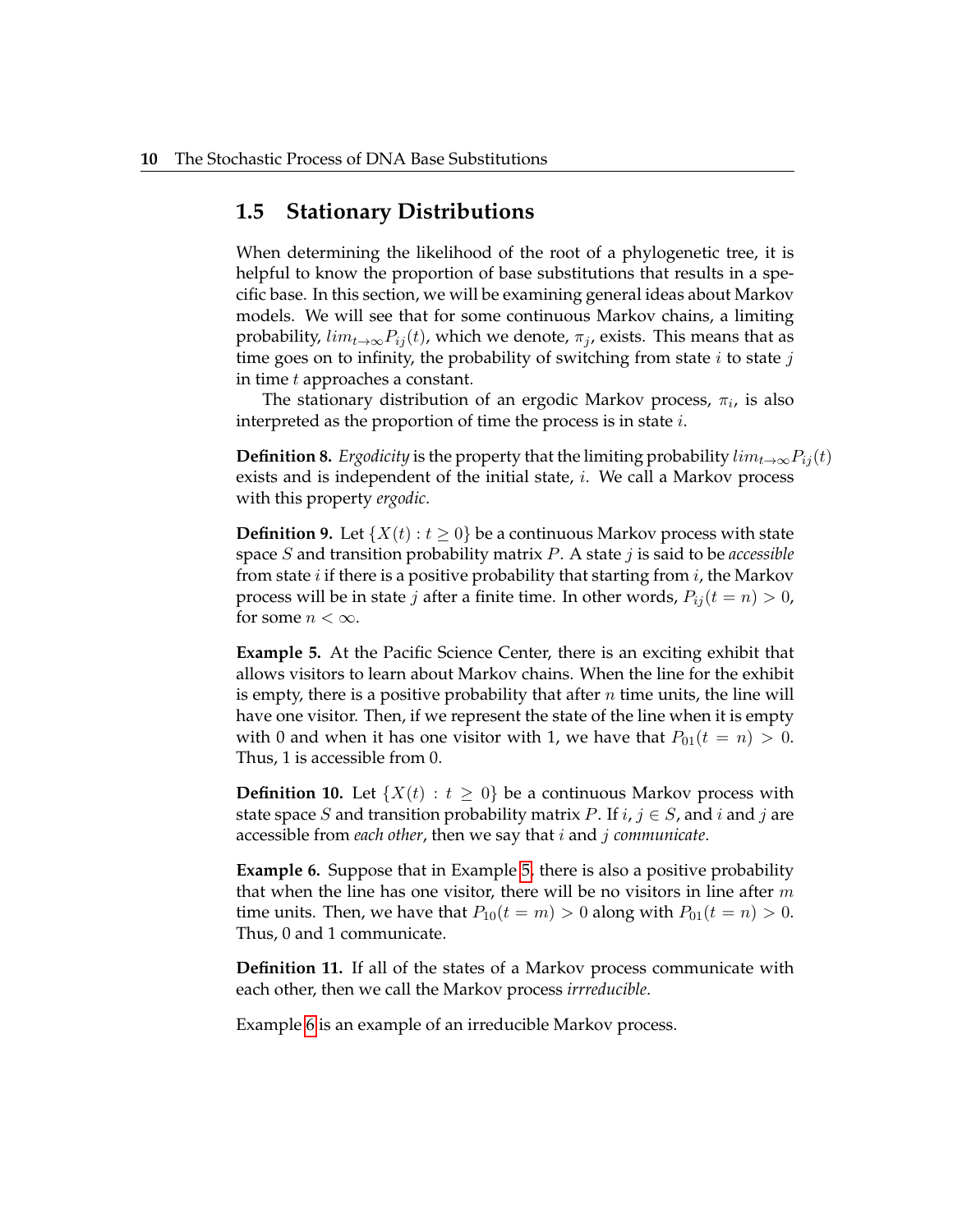## 1.5 Stationary Distributions

When determining the likelihood of the root of a phylogenetic tree, it is helpful to know the proportion of base substitutions that results in a specific base. In this section, we will be examining general ideas about Markov models. We will see that for some continuous Markov chains, a limiting probability, $lim_{t\to\infty}P_{ij}(t)$, which we denote, $\pi_j$, exists. This means that as time goes on to infinity, the probability of switching from state $i$ to state $j$ in time $t$ approaches a constant.

The stationary distribution of an ergodic Markov process, $\pi_i$, is also interpreted as the proportion of time the process is in state $i$.

**Definition 8.** *Ergodicity* is the property that the limiting probability $lim_{t\to\infty}P_{ij}(t)$ exists and is independent of the initial state, $i$. We call a Markov process with this property *ergodic*.

**Definition 9.** Let $\{X(t) : t \geq 0\}$ be a continuous Markov process with state space $S$ and transition probability matrix $P$. A state $j$ is said to be *accessible* from state $i$ if there is a positive probability that starting from $i$, the Markov process will be in state $j$ after a finite time. In other words, $P_{ij}(t = n) > 0$, for some $n < \infty$.

**Example 5.** At the Pacific Science Center, there is an exciting exhibit that allows visitors to learn about Markov chains. When the line for the exhibit is empty, there is a positive probability that after $n$ time units, the line will have one visitor. Then, if we represent the state of the line when it is empty with 0 and when it has one visitor with 1, we have that $P_{01}(t = n) > 0$. Thus, 1 is accessible from 0.

**Definition 10.** Let $\{X(t) : t \geq 0\}$ be a continuous Markov process with state space $S$ and transition probability matrix $P$. If $i, j \in S$, and $i$ and $j$ are accessible from *each other*, then we say that $i$ and $j$ *communicate*.

**Example 6.** Suppose that in Example 5, there is also a positive probability that when the line has one visitor, there will be no visitors in line after $m$ time units. Then, we have that $P_{10}(t = m) > 0$ along with $P_{01}(t = n) > 0$. Thus, 0 and 1 communicate.

**Definition 11.** If all of the states of a Markov process communicate with each other, then we call the Markov process *irrreducible*.

Example 6 is an example of an irreducible Markov process.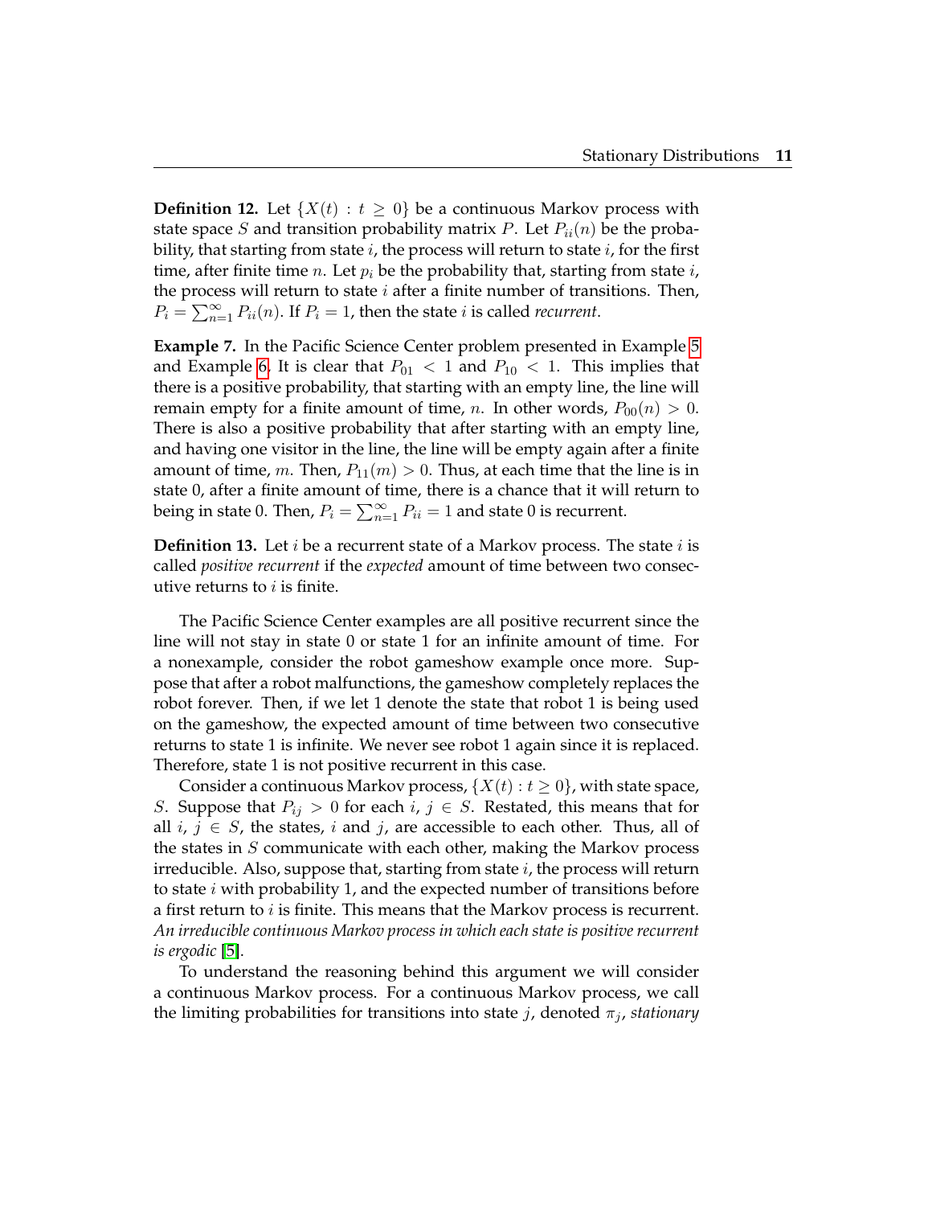**Definition 12.** Let $\{X(t) : t \geq 0\}$ be a continuous Markov process with state space $S$ and transition probability matrix $P$. Let $P_{ii}(n)$ be the probability, that starting from state $i$, the process will return to state $i$, for the first time, after finite time $n$. Let $p_i$ be the probability that, starting from state $i$, the process will return to state $i$ after a finite number of transitions. Then, $P_i = \sum_{n=1}^{\infty} P_{ii}(n)$. If $P_i = 1$, then the state $i$ is called *recurrent*.

**Example 7.** In the Pacific Science Center problem presented in Example 5 and Example 6. It is clear that $P_{01} < 1$ and $P_{10} < 1$. This implies that there is a positive probability, that starting with an empty line, the line will remain empty for a finite amount of time, $n$. In other words, $P_{00}(n) > 0$. There is also a positive probability that after starting with an empty line, and having one visitor in the line, the line will be empty again after a finite amount of time, $m$. Then, $P_{11}(m) > 0$. Thus, at each time that the line is in state 0, after a finite amount of time, there is a chance that it will return to being in state 0. Then, $P_i = \sum_{n=1}^{\infty} P_{ii} = 1$ and state 0 is recurrent.

**Definition 13.** Let $i$ be a recurrent state of a Markov process. The state $i$ is called *positive recurrent* if the *expected* amount of time between two consecutive returns to $i$ is finite.

The Pacific Science Center examples are all positive recurrent since the line will not stay in state 0 or state 1 for an infinite amount of time. For a nonexample, consider the robot gameshow example once more. Suppose that after a robot malfunctions, the gameshow completely replaces the robot forever. Then, if we let 1 denote the state that robot 1 is being used on the gameshow, the expected amount of time between two consecutive returns to state 1 is infinite. We never see robot 1 again since it is replaced. Therefore, state 1 is not positive recurrent in this case.

Consider a continuous Markov process, $\{X(t) : t \geq 0\}$, with state space, $S$. Suppose that $P_{ij} > 0$ for each $i$, $j \in S$. Restated, this means that for all $i$, $j \in S$, the states, $i$ and $j$, are accessible to each other. Thus, all of the states in $S$ communicate with each other, making the Markov process irreducible. Also, suppose that, starting from state $i$, the process will return to state $i$ with probability 1, and the expected number of transitions before a first return to $i$ is finite. This means that the Markov process is recurrent. *An irreducible continuous Markov process in which each state is positive recurrent is ergodic* [5].

To understand the reasoning behind this argument we will consider a continuous Markov process. For a continuous Markov process, we call the limiting probabilities for transitions into state $j$, denoted $\pi_j$, *stationary*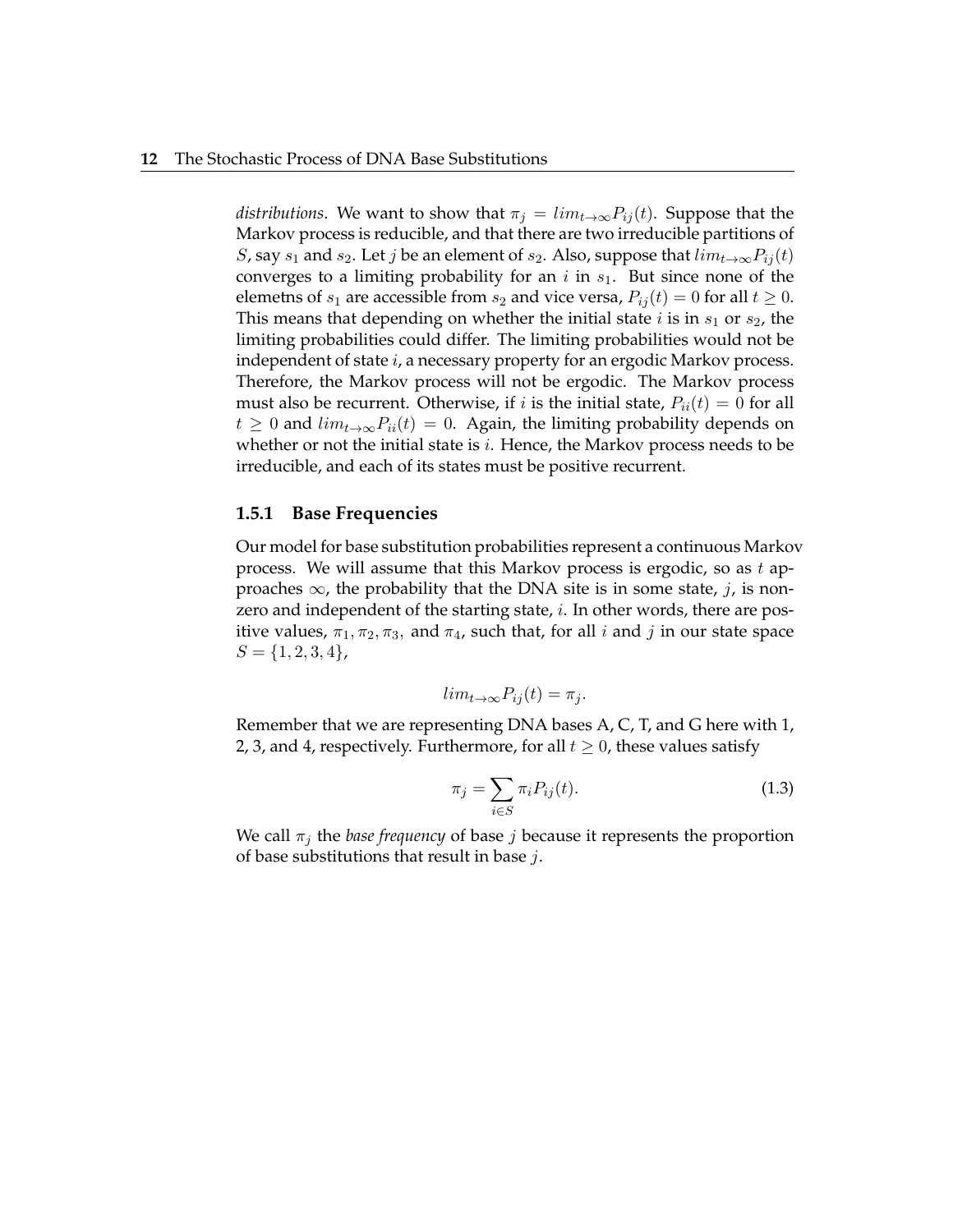*distributions*. We want to show that $\pi_j = lim_{t\to\infty}P_{ij}(t)$. Suppose that the Markov process is reducible, and that there are two irreducible partitions of $S$, say $s_1$ and $s_2$. Let $j$ be an element of $s_2$. Also, suppose that $lim_{t\to\infty}P_{ij}(t)$ converges to a limiting probability for an $i$ in $s_1$. But since none of the elemetns of $s_1$ are accessible from $s_2$ and vice versa, $P_{ij}(t) = 0$ for all $t \geq 0$. This means that depending on whether the initial state $i$ is in $s_1$ or $s_2$, the limiting probabilities could differ. The limiting probabilities would not be independent of state $i$, a necessary property for an ergodic Markov process. Therefore, the Markov process will not be ergodic. The Markov process must also be recurrent. Otherwise, if $i$ is the initial state, $P_{ii}(t) = 0$ for all $t \geq 0$ and $lim_{t\to\infty}P_{ii}(t) = 0$. Again, the limiting probability depends on whether or not the initial state is $i$. Hence, the Markov process needs to be irreducible, and each of its states must be positive recurrent.

### 1.5.1 Base Frequencies

Our model for base substitution probabilities represent a continuous Markov process. We will assume that this Markov process is ergodic, so as $t$ approaches $\infty$, the probability that the DNA site is in some state, $j$, is nonzero and independent of the starting state, $i$. In other words, there are positive values, $\pi_1, \pi_2, \pi_3$, and $\pi_4$, such that, for all $i$ and $j$ in our state space $S = \{1, 2, 3, 4\}$,

$$lim_{t\to\infty}P_{ij}(t) = \pi_j.$$

Remember that we are representing DNA bases A, C, T, and G here with 1, 2, 3, and 4, respectively. Furthermore, for all $t \geq 0$, these values satisfy

$$\pi_j = \sum_{i\in S}\pi_i P_{ij}(t). \tag{1.3}$$

We call $\pi_j$ the *base frequency* of base $j$ because it represents the proportion of base substitutions that result in base $j$.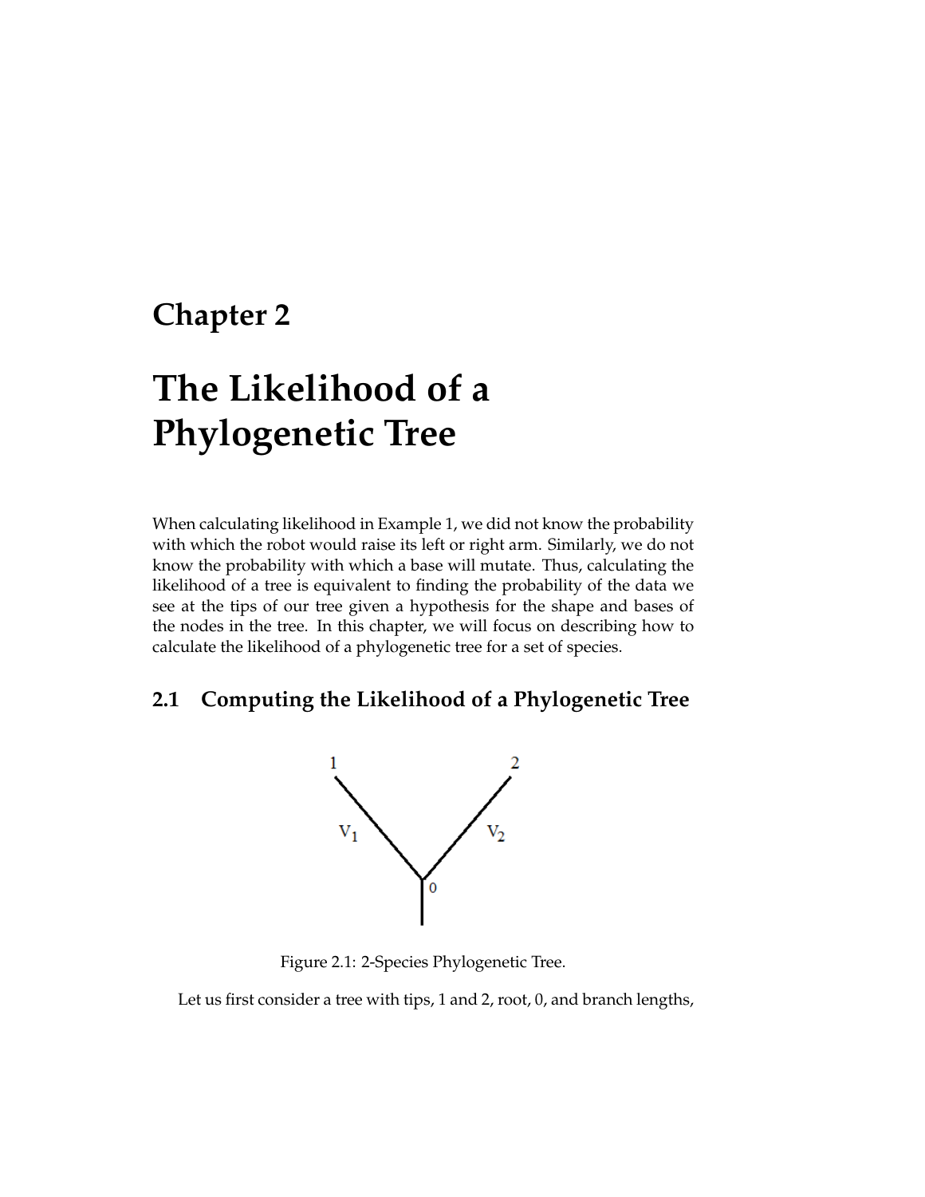# Chapter 2

# The Likelihood of a Phylogenetic Tree

When calculating likelihood in Example 1, we did not know the probability with which the robot would raise its left or right arm. Similarly, we do not know the probability with which a base will mutate. Thus, calculating the likelihood of a tree is equivalent to finding the probability of the data we see at the tips of our tree given a hypothesis for the shape and bases of the nodes in the tree. In this chapter, we will focus on describing how to calculate the likelihood of a phylogenetic tree for a set of species.

## 2.1 Computing the Likelihood of a Phylogenetic Tree

Figure 2.1: 2-Species Phylogenetic Tree.

Let us first consider a tree with tips, 1 and 2, root, 0, and branch lengths,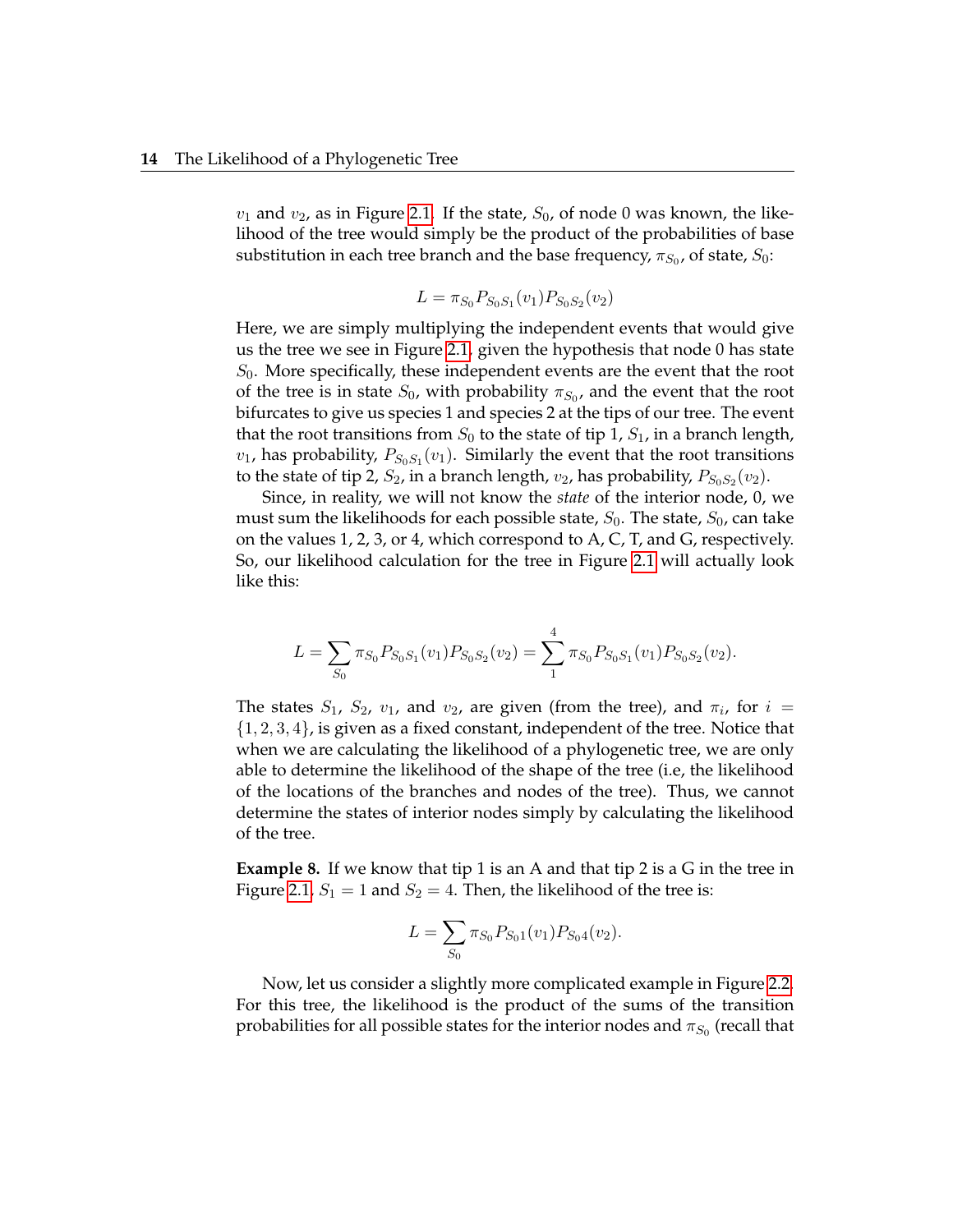$v_1$ and $v_2$, as in Figure 2.1. If the state, $S_0$, of node 0 was known, the likelihood of the tree would simply be the product of the probabilities of base substitution in each tree branch and the base frequency, $\pi_{S_0}$, of state, $S_0$:

$$L = \pi_{S_0} P_{S_0 S_1}(v_1) P_{S_0 S_2}(v_2)$$

Here, we are simply multiplying the independent events that would give us the tree we see in Figure 2.1, given the hypothesis that node 0 has state $S_0$. More specifically, these independent events are the event that the root of the tree is in state $S_0$, with probability $\pi_{S_0}$, and the event that the root bifurcates to give us species 1 and species 2 at the tips of our tree. The event that the root transitions from $S_0$ to the state of tip 1, $S_1$, in a branch length, $v_1$, has probability, $P_{S_0 S_1}(v_1)$. Similarly the event that the root transitions to the state of tip 2, $S_2$, in a branch length, $v_2$, has probability, $P_{S_0 S_2}(v_2)$.

Since, in reality, we will not know the *state* of the interior node, 0, we must sum the likelihoods for each possible state, $S_0$. The state, $S_0$, can take on the values 1, 2, 3, or 4, which correspond to A, C, T, and G, respectively. So, our likelihood calculation for the tree in Figure 2.1 will actually look like this:

$$L = \sum_{S_0} \pi_{S_0} P_{S_0 S_1}(v_1) P_{S_0 S_2}(v_2) = \sum_{1}^{4} \pi_{S_0} P_{S_0 S_1}(v_1) P_{S_0 S_2}(v_2).$$

The states $S_1$, $S_2$, $v_1$, and $v_2$, are given (from the tree), and $\pi_i$, for $i = \{1, 2, 3, 4\}$, is given as a fixed constant, independent of the tree. Notice that when we are calculating the likelihood of a phylogenetic tree, we are only able to determine the likelihood of the shape of the tree (i.e, the likelihood of the locations of the branches and nodes of the tree). Thus, we cannot determine the states of interior nodes simply by calculating the likelihood of the tree.

**Example 8.** If we know that tip 1 is an A and that tip 2 is a G in the tree in Figure 2.1, $S_1 = 1$ and $S_2 = 4$. Then, the likelihood of the tree is:

$$L = \sum_{S_0} \pi_{S_0} P_{S_0 1}(v_1) P_{S_0 4}(v_2).$$

Now, let us consider a slightly more complicated example in Figure 2.2. For this tree, the likelihood is the product of the sums of the transition probabilities for all possible states for the interior nodes and $\pi_{S_0}$ (recall that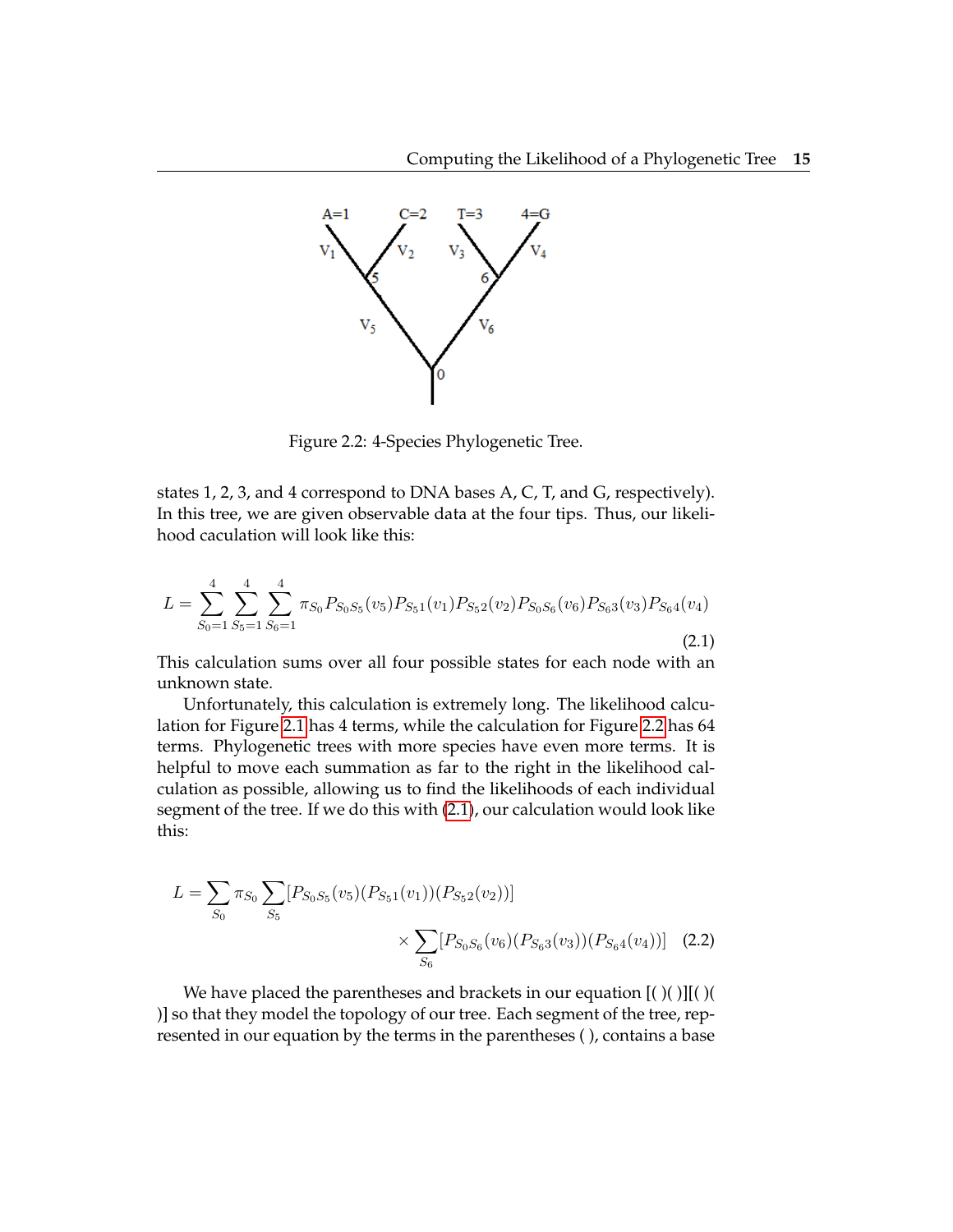Figure 2.2: 4-Species Phylogenetic Tree.

states 1, 2, 3, and 4 correspond to DNA bases A, C, T, and G, respectively). In this tree, we are given observable data at the four tips. Thus, our likelihood caculation will look like this:

$$L = \sum_{S_0=1}^{4} \sum_{S_5=1}^{4} \sum_{S_6=1}^{4} \pi_{S_0} P_{S_0 S_5}(v_5) P_{S_5 1}(v_1) P_{S_5 2}(v_2) P_{S_0 S_6}(v_6) P_{S_6 3}(v_3) P_{S_6 4}(v_4) \tag{2.1}$$

This calculation sums over all four possible states for each node with an unknown state.

Unfortunately, this calculation is extremely long. The likelihood calculation for Figure 2.1 has 4 terms, while the calculation for Figure 2.2 has 64 terms. Phylogenetic trees with more species have even more terms. It is helpful to move each summation as far to the right in the likelihood calculation as possible, allowing us to find the likelihoods of each individual segment of the tree. If we do this with (2.1), our calculation would look like this:

$$L = \sum_{S_0} \pi_{S_0} \sum_{S_5} [P_{S_0 S_5}(v_5)(P_{S_5 1}(v_1))(P_{S_5 2}(v_2))] \times \sum_{S_6} [P_{S_0 S_6}(v_6)(P_{S_6 3}(v_3))(P_{S_6 4}(v_4))] \tag{2.2}$$

We have placed the parentheses and brackets in our equation [( )( )][( )( )] so that they model the topology of our tree. Each segment of the tree, represented in our equation by the terms in the parentheses ( ), contains a base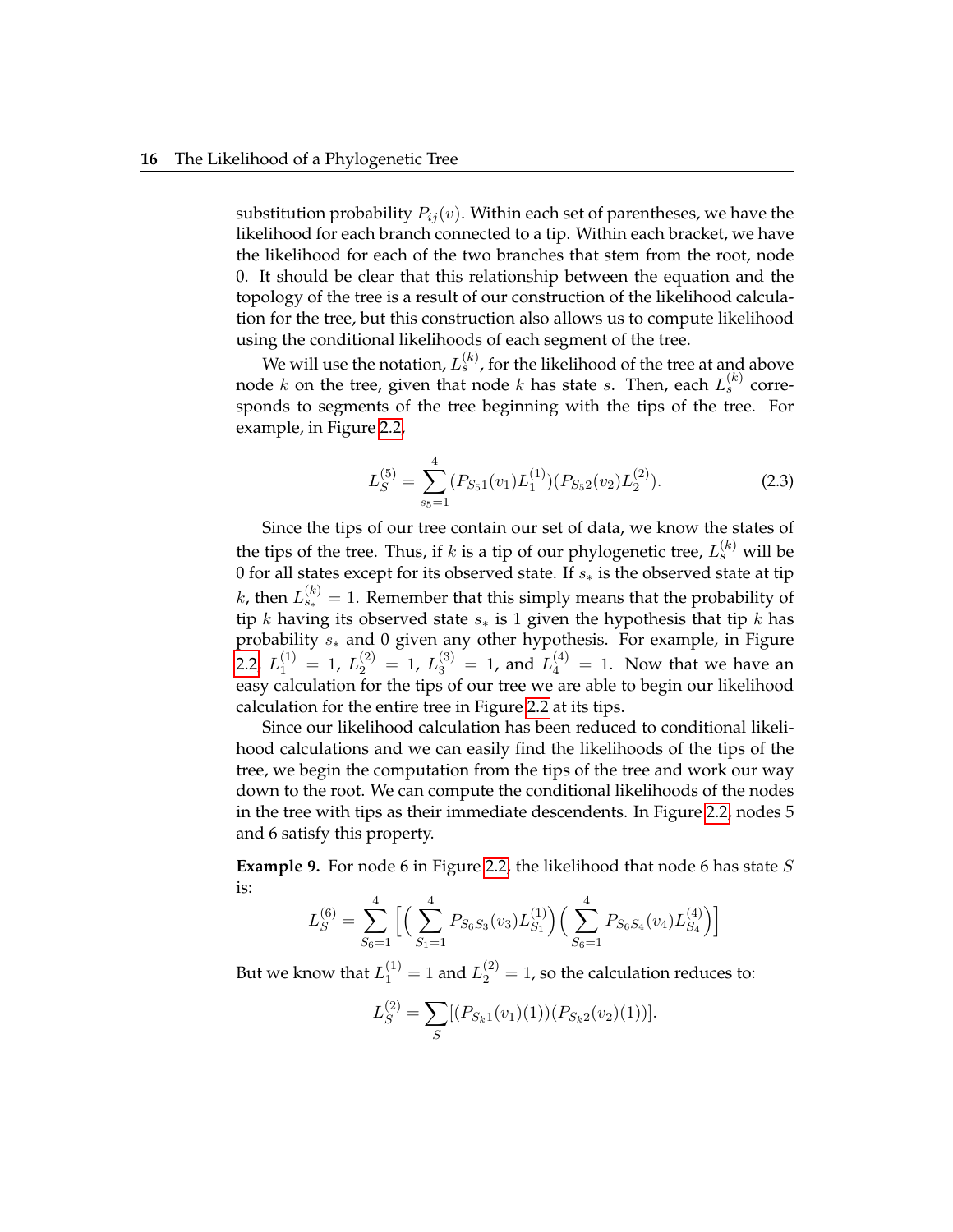substitution probability $P_{ij}(v)$. Within each set of parentheses, we have the likelihood for each branch connected to a tip. Within each bracket, we have the likelihood for each of the two branches that stem from the root, node 0. It should be clear that this relationship between the equation and the topology of the tree is a result of our construction of the likelihood calculation for the tree, but this construction also allows us to compute likelihood using the conditional likelihoods of each segment of the tree.

We will use the notation, $L_s^{(k)}$, for the likelihood of the tree at and above node $k$ on the tree, given that node $k$ has state $s$. Then, each $L_s^{(k)}$ corresponds to segments of the tree beginning with the tips of the tree. For example, in Figure 2.2,

$$L_S^{(5)} = \sum_{s_5=1}^{4} (P_{S_5 1}(v_1) L_1^{(1)})(P_{S_5 2}(v_2) L_2^{(2)}). \tag{2.3}$$

Since the tips of our tree contain our set of data, we know the states of the tips of the tree. Thus, if $k$ is a tip of our phylogenetic tree, $L_s^{(k)}$ will be 0 for all states except for its observed state. If $s_*$ is the observed state at tip $k$, then $L_{s_*}^{(k)} = 1$. Remember that this simply means that the probability of tip $k$ having its observed state $s_*$ is 1 given the hypothesis that tip $k$ has probability $s_*$ and 0 given any other hypothesis. For example, in Figure 2.2, $L_1^{(1)} = 1$, $L_2^{(2)} = 1$, $L_3^{(3)} = 1$, and $L_4^{(4)} = 1$. Now that we have an easy calculation for the tips of our tree we are able to begin our likelihood calculation for the entire tree in Figure 2.2 at its tips.

Since our likelihood calculation has been reduced to conditional likelihood calculations and we can easily find the likelihoods of the tips of the tree, we begin the computation from the tips of the tree and work our way down to the root. We can compute the conditional likelihoods of the nodes in the tree with tips as their immediate descendents. In Figure 2.2, nodes 5 and 6 satisfy this property.

**Example 9.** For node 6 in Figure 2.2, the likelihood that node 6 has state $S$ is:

$$L_S^{(6)} = \sum_{S_6=1}^{4} \Big[ \Big( \sum_{S_1=1}^{4} P_{S_6 S_3}(v_3) L_{S_1}^{(1)} \Big) \Big( \sum_{S_6=1}^{4} P_{S_6 S_4}(v_4) L_{S_4}^{(4)} \Big) \Big]$$

But we know that $L_1^{(1)} = 1$ and $L_2^{(2)} = 1$, so the calculation reduces to:

$$L_S^{(2)} = \sum_{S} [(P_{S_k 1}(v_1)(1))(P_{S_k 2}(v_2)(1))].$$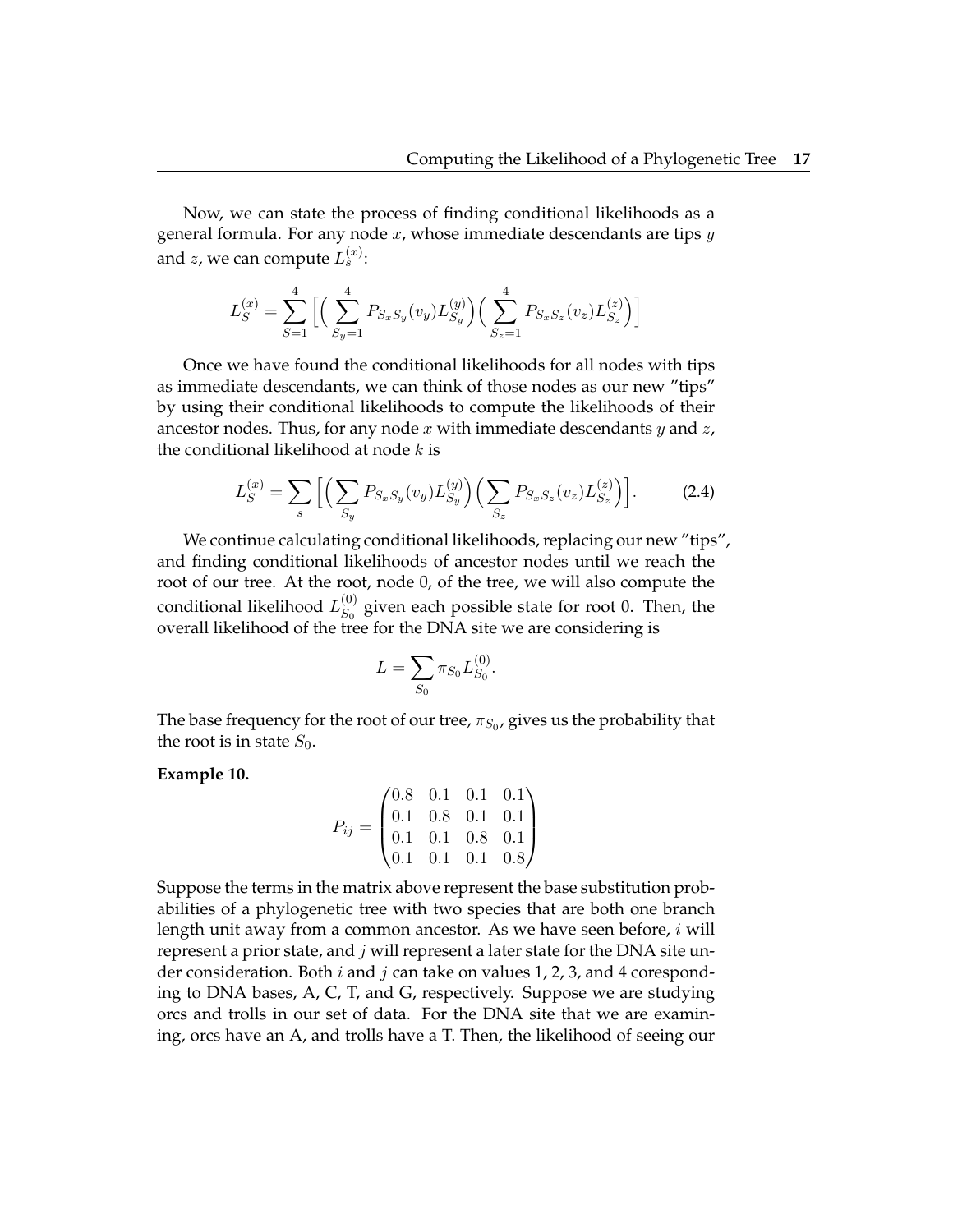Now, we can state the process of finding conditional likelihoods as a general formula. For any node $x$, whose immediate descendants are tips $y$ and $z$, we can compute $L_s^{(x)}$:

$$L_S^{(x)} = \sum_{S=1}^{4} \Big[ \Big( \sum_{S_y=1}^{4} P_{S_x S_y}(v_y) L_{S_y}^{(y)} \Big) \Big( \sum_{S_z=1}^{4} P_{S_x S_z}(v_z) L_{S_z}^{(z)} \Big) \Big]$$

Once we have found the conditional likelihoods for all nodes with tips as immediate descendants, we can think of those nodes as our new "tips" by using their conditional likelihoods to compute the likelihoods of their ancestor nodes. Thus, for any node $x$ with immediate descendants $y$ and $z$, the conditional likelihood at node $k$ is

$$L_S^{(x)} = \sum_{s} \Big[ \Big( \sum_{S_y} P_{S_x S_y}(v_y) L_{S_y}^{(y)} \Big) \Big( \sum_{S_z} P_{S_x S_z}(v_z) L_{S_z}^{(z)} \Big) \Big]. \tag{2.4}$$

We continue calculating conditional likelihoods, replacing our new "tips", and finding conditional likelihoods of ancestor nodes until we reach the root of our tree. At the root, node 0, of the tree, we will also compute the conditional likelihood $L_{S_0}^{(0)}$ given each possible state for root 0. Then, the overall likelihood of the tree for the DNA site we are considering is

$$L = \sum_{S_0} \pi_{S_0} L_{S_0}^{(0)}.$$

The base frequency for the root of our tree, $\pi_{S_0}$, gives us the probability that the root is in state $S_0$.

**Example 10.**

$$P_{ij} = \begin{pmatrix} 0.8 & 0.1 & 0.1 & 0.1 \\ 0.1 & 0.8 & 0.1 & 0.1 \\ 0.1 & 0.1 & 0.8 & 0.1 \\ 0.1 & 0.1 & 0.1 & 0.8 \end{pmatrix}$$

Suppose the terms in the matrix above represent the base substitution probabilities of a phylogenetic tree with two species that are both one branch length unit away from a common ancestor. As we have seen before, $i$ will represent a prior state, and $j$ will represent a later state for the DNA site under consideration. Both $i$ and $j$ can take on values 1, 2, 3, and 4 coresponding to DNA bases, A, C, T, and G, respectively. Suppose we are studying orcs and trolls in our set of data. For the DNA site that we are examining, orcs have an A, and trolls have a T. Then, the likelihood of seeing our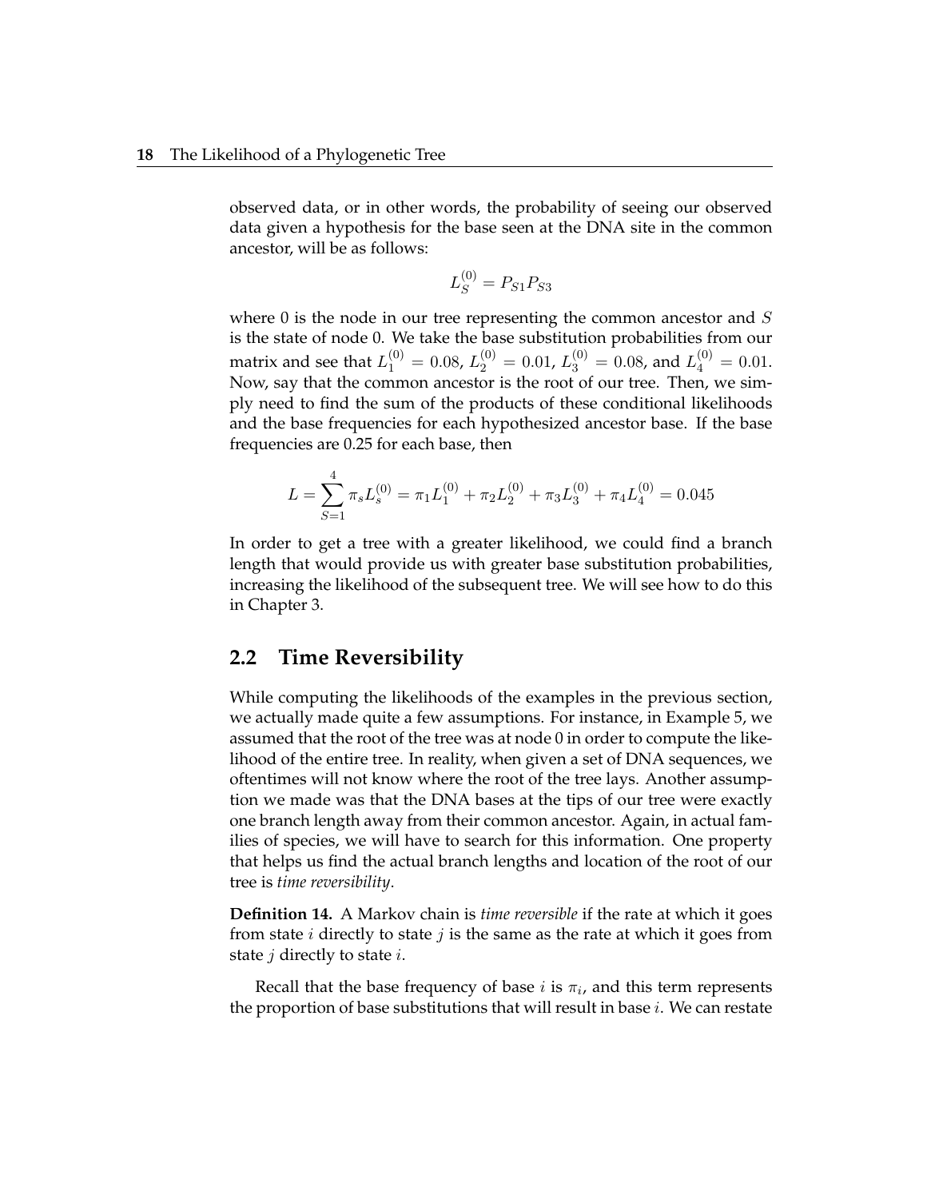observed data, or in other words, the probability of seeing our observed data given a hypothesis for the base seen at the DNA site in the common ancestor, will be as follows:

$$L_S^{(0)} = P_{S1} P_{S3}$$

where 0 is the node in our tree representing the common ancestor and $S$ is the state of node 0. We take the base substitution probabilities from our matrix and see that $L_1^{(0)} = 0.08$, $L_2^{(0)} = 0.01$, $L_3^{(0)} = 0.08$, and $L_4^{(0)} = 0.01$. Now, say that the common ancestor is the root of our tree. Then, we simply need to find the sum of the products of these conditional likelihoods and the base frequencies for each hypothesized ancestor base. If the base frequencies are 0.25 for each base, then

$$L = \sum_{S=1}^{4} \pi_s L_s^{(0)} = \pi_1 L_1^{(0)} + \pi_2 L_2^{(0)} + \pi_3 L_3^{(0)} + \pi_4 L_4^{(0)} = 0.045$$

In order to get a tree with a greater likelihood, we could find a branch length that would provide us with greater base substitution probabilities, increasing the likelihood of the subsequent tree. We will see how to do this in Chapter 3.

## 2.2 Time Reversibility

While computing the likelihoods of the examples in the previous section, we actually made quite a few assumptions. For instance, in Example 5, we assumed that the root of the tree was at node 0 in order to compute the likelihood of the entire tree. In reality, when given a set of DNA sequences, we oftentimes will not know where the root of the tree lays. Another assumption we made was that the DNA bases at the tips of our tree were exactly one branch length away from their common ancestor. Again, in actual families of species, we will have to search for this information. One property that helps us find the actual branch lengths and location of the root of our tree is *time reversibility*.

**Definition 14.** A Markov chain is *time reversible* if the rate at which it goes from state $i$ directly to state $j$ is the same as the rate at which it goes from state $j$ directly to state $i$.

Recall that the base frequency of base $i$ is $\pi_i$, and this term represents the proportion of base substitutions that will result in base $i$. We can restate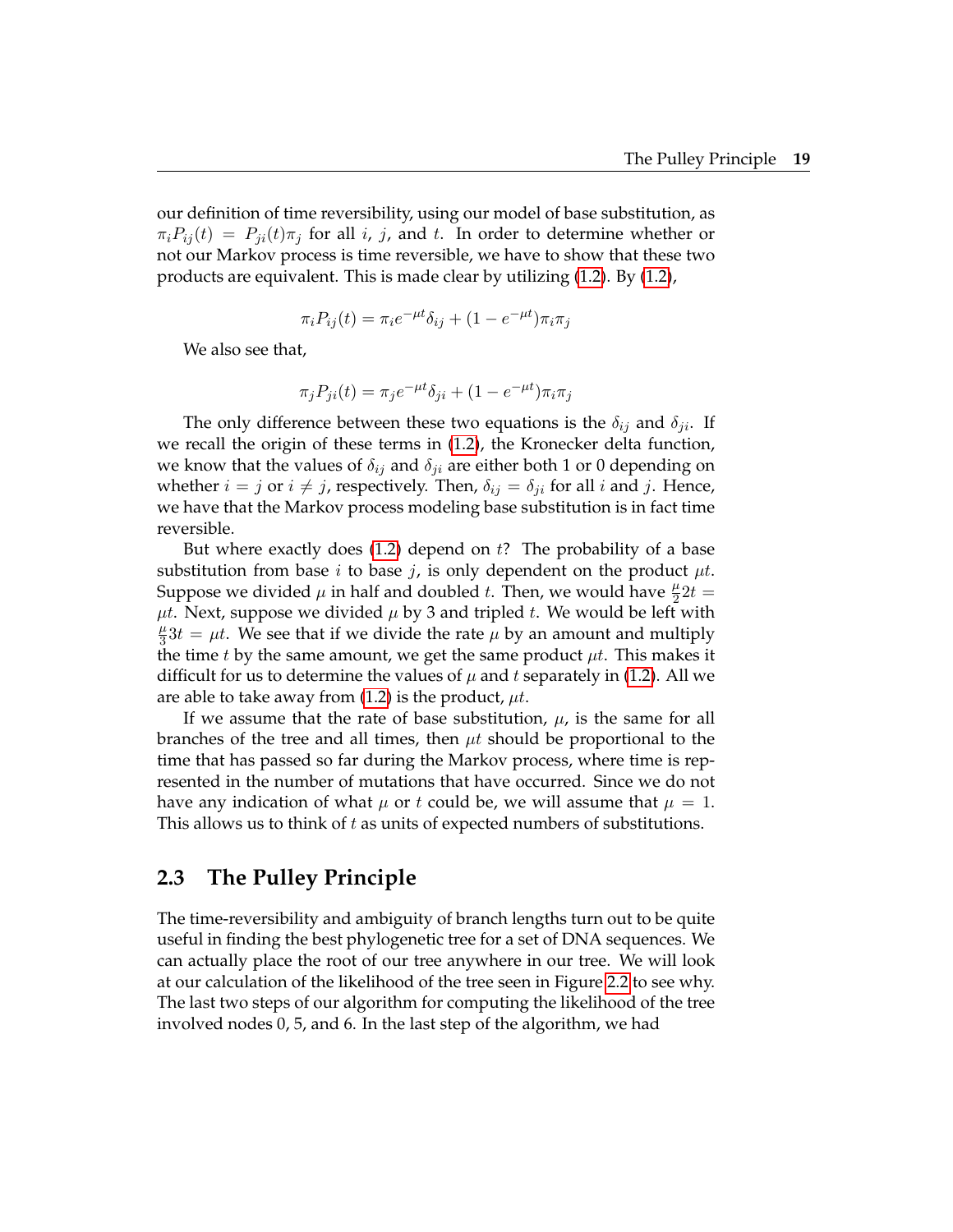our definition of time reversibility, using our model of base substitution, as $\pi_i P_{ij}(t) = P_{ji}(t)\pi_j$ for all $i$, $j$, and $t$. In order to determine whether or not our Markov process is time reversible, we have to show that these two products are equivalent. This is made clear by utilizing (1.2). By (1.2),

$$\pi_i P_{ij}(t) = \pi_i e^{-\mu t}\delta_{ij} + (1 - e^{-\mu t})\pi_i \pi_j$$

We also see that,

$$\pi_j P_{ji}(t) = \pi_j e^{-\mu t}\delta_{ji} + (1 - e^{-\mu t})\pi_i \pi_j$$

The only difference between these two equations is the $\delta_{ij}$ and $\delta_{ji}$. If we recall the origin of these terms in (1.2), the Kronecker delta function, we know that the values of $\delta_{ij}$ and $\delta_{ji}$ are either both 1 or 0 depending on whether $i = j$ or $i \neq j$, respectively. Then, $\delta_{ij} = \delta_{ji}$ for all $i$ and $j$. Hence, we have that the Markov process modeling base substitution is in fact time reversible.

But where exactly does (1.2) depend on $t$? The probability of a base substitution from base $i$ to base $j$, is only dependent on the product $\mu t$. Suppose we divided $\mu$ in half and doubled $t$. Then, we would have $\frac{\mu}{2}2t = \mu t$. Next, suppose we divided $\mu$ by 3 and tripled $t$. We would be left with $\frac{\mu}{3}3t = \mu t$. We see that if we divide the rate $\mu$ by an amount and multiply the time $t$ by the same amount, we get the same product $\mu t$. This makes it difficult for us to determine the values of $\mu$ and $t$ separately in (1.2). All we are able to take away from (1.2) is the product, $\mu t$.

If we assume that the rate of base substitution, $\mu$, is the same for all branches of the tree and all times, then $\mu t$ should be proportional to the time that has passed so far during the Markov process, where time is represented in the number of mutations that have occurred. Since we do not have any indication of what $\mu$ or $t$ could be, we will assume that $\mu = 1$. This allows us to think of $t$ as units of expected numbers of substitutions.

## 2.3 The Pulley Principle

The time-reversibility and ambiguity of branch lengths turn out to be quite useful in finding the best phylogenetic tree for a set of DNA sequences. We can actually place the root of our tree anywhere in our tree. We will look at our calculation of the likelihood of the tree seen in Figure 2.2 to see why. The last two steps of our algorithm for computing the likelihood of the tree involved nodes 0, 5, and 6. In the last step of the algorithm, we had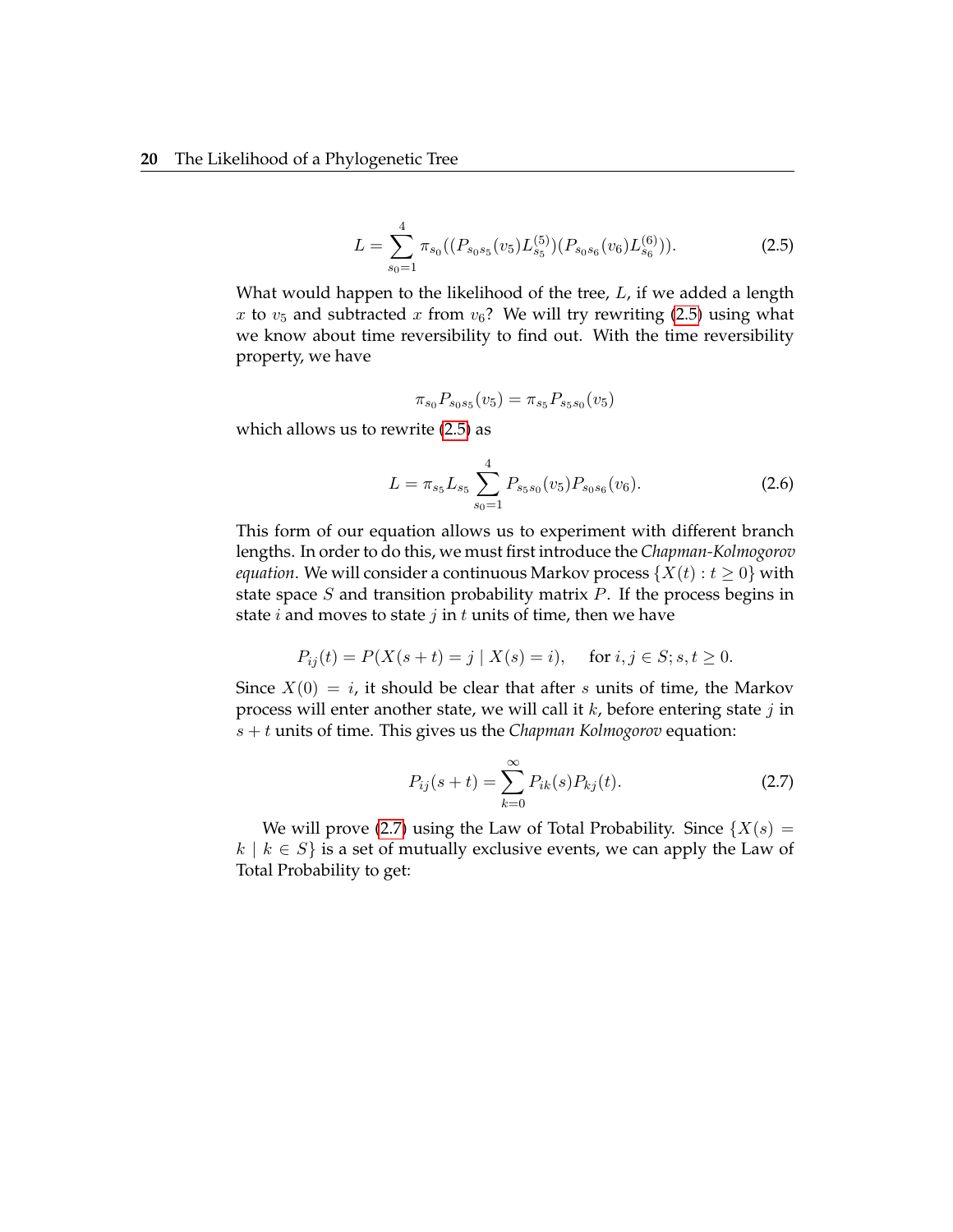$$L = \sum_{s_0=1}^{4} \pi_{s_0}((P_{s_0 s_5}(v_5) L_{s_5}^{(5)})(P_{s_0 s_6}(v_6) L_{s_6}^{(6)})). \tag{2.5}$$

What would happen to the likelihood of the tree, $L$, if we added a length $x$ to $v_5$ and subtracted $x$ from $v_6$? We will try rewriting (2.5) using what we know about time reversibility to find out. With the time reversibility property, we have

$$\pi_{s_0} P_{s_0 s_5}(v_5) = \pi_{s_5} P_{s_5 s_0}(v_5)$$

which allows us to rewrite (2.5) as

$$L = \pi_{s_5} L_{s_5} \sum_{s_0=1}^{4} P_{s_5 s_0}(v_5) P_{s_0 s_6}(v_6). \tag{2.6}$$

This form of our equation allows us to experiment with different branch lengths. In order to do this, we must first introduce the *Chapman-Kolmogorov equation*. We will consider a continuous Markov process $\{X(t) : t \geq 0\}$ with state space $S$ and transition probability matrix $P$. If the process begins in state $i$ and moves to state $j$ in $t$ units of time, then we have

$$P_{ij}(t) = P(X(s+t) = j \mid X(s) = i), \quad \text{for } i, j \in S; s, t \geq 0.$$

Since $X(0) = i$, it should be clear that after $s$ units of time, the Markov process will enter another state, we will call it $k$, before entering state $j$ in $s + t$ units of time. This gives us the *Chapman Kolmogorov* equation:

$$P_{ij}(s+t) = \sum_{k=0}^{\infty} P_{ik}(s) P_{kj}(t). \tag{2.7}$$

We will prove (2.7) using the Law of Total Probability. Since $\{X(s) = k \mid k \in S\}$ is a set of mutually exclusive events, we can apply the Law of Total Probability to get: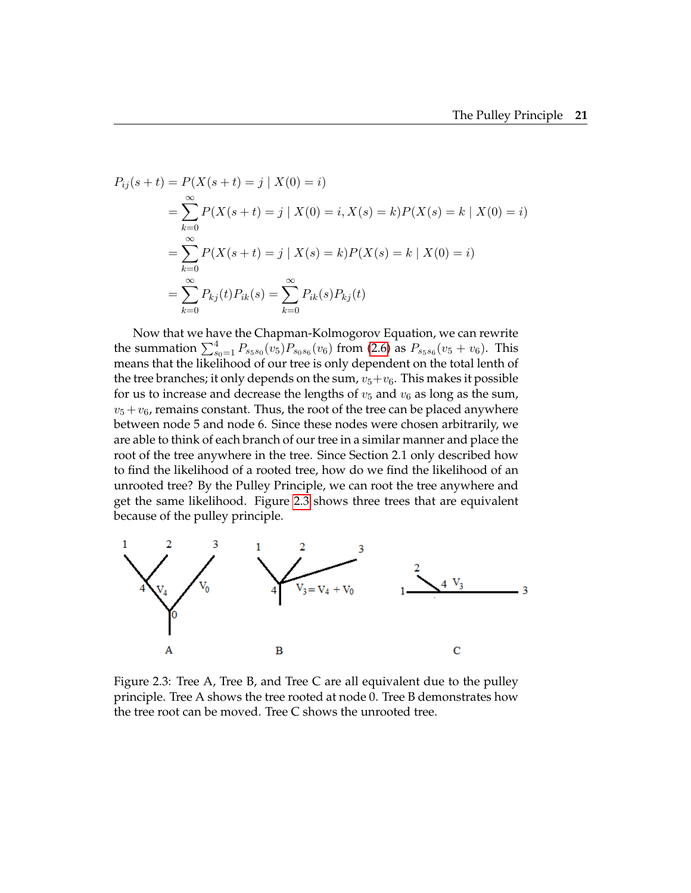$$
\begin{aligned}
P_{ij}(s+t) &= P(X(s+t) = j \mid X(0) = i) \\
&= \sum_{k=0}^{\infty} P(X(s+t) = j \mid X(0) = i, X(s) = k) P(X(s) = k \mid X(0) = i) \\
&= \sum_{k=0}^{\infty} P(X(s+t) = j \mid X(s) = k) P(X(s) = k \mid X(0) = i) \\
&= \sum_{k=0}^{\infty} P_{kj}(t) P_{ik}(s) = \sum_{k=0}^{\infty} P_{ik}(s) P_{kj}(t)
\end{aligned}
$$

Now that we have the Chapman-Kolmogorov Equation, we can rewrite the summation $\sum_{s_0=1}^{4} P_{s_5 s_0}(v_5) P_{s_0 s_6}(v_6)$ from (2.6) as $P_{s_5 s_6}(v_5 + v_6)$. This means that the likelihood of our tree is only dependent on the total lenth of the tree branches; it only depends on the sum, $v_5 + v_6$. This makes it possible for us to increase and decrease the lengths of $v_5$ and $v_6$ as long as the sum, $v_5 + v_6$, remains constant. Thus, the root of the tree can be placed anywhere between node 5 and node 6. Since these nodes were chosen arbitrarily, we are able to think of each branch of our tree in a similar manner and place the root of the tree anywhere in the tree. Since Section 2.1 only described how to find the likelihood of a rooted tree, how do we find the likelihood of an unrooted tree? By the Pulley Principle, we can root the tree anywhere and get the same likelihood. Figure 2.3 shows three trees that equivalent because of the pulley principle.

Figure 2.3: Tree A, Tree B, and Tree C are all equivalent due to the pulley principle. Tree A shows the tree rooted at node 0. Tree B demonstrates how the tree root can be moved. Tree C shows the unrooted tree.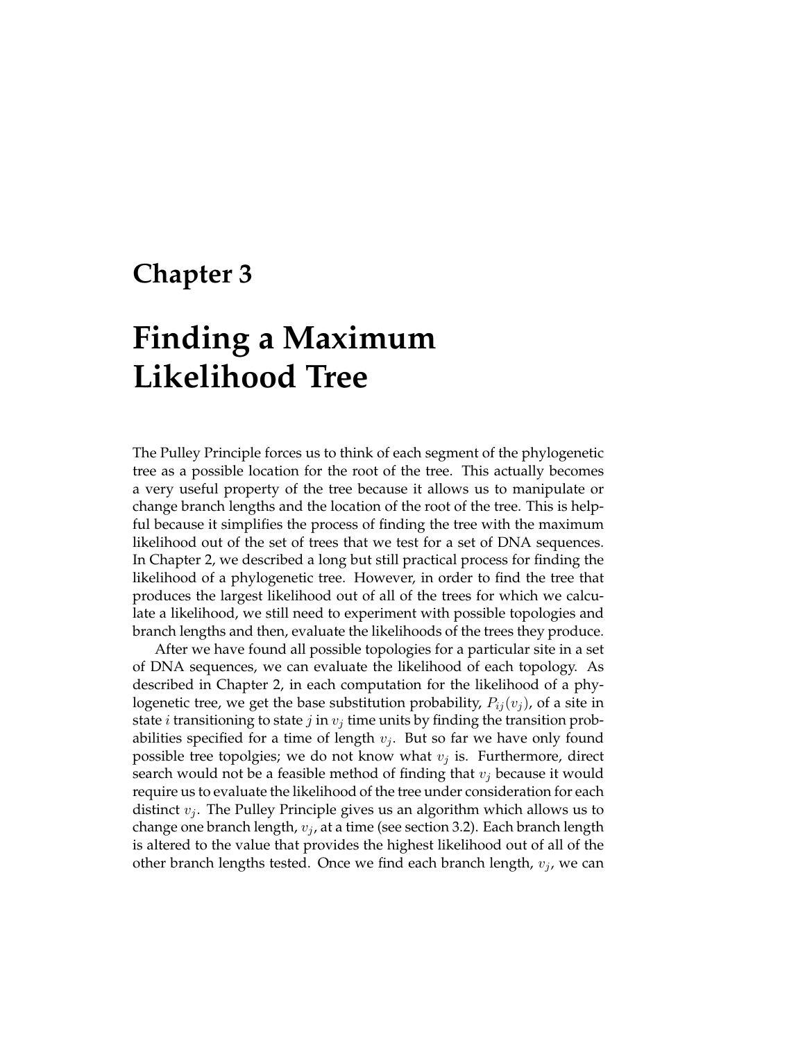# Chapter 3

# Finding a Maximum Likelihood Tree

The Pulley Principle forces us to think of each segment of the phylogenetic tree as a possible location for the root of the tree. This actually becomes a very useful property of the tree because it allows us to manipulate or change branch lengths and the location of the root of the tree. This is helpful because it simplifies the process of finding the tree with the maximum likelihood out of the set of trees that we test for a set of DNA sequences. In Chapter 2, we described a long but still practical process for finding the likelihood of a phylogenetic tree. However, in order to find the tree that produces the largest likelihood out of all of the trees for which we calculate a likelihood, we still need to experiment with possible topologies and branch lengths and then, evaluate the likelihoods of the trees they produce.

After we have found all possible topologies for a particular site in a set of DNA sequences, we can evaluate the likelihood of each topology. As described in Chapter 2, in each computation for the likelihood of a phylogenetic tree, we get the base substitution probability, $P_{ij}(v_j)$, of a site in state $i$ transitioning to state $j$ in $v_j$ time units by finding the transition probabilities specified for a time of length $v_j$. But so far we have only found possible tree topolgies; we do not know what $v_j$ is. Furthermore, direct search would not be a feasible method of finding that $v_j$ because it would require us to evaluate the likelihood of the tree under consideration for each distinct $v_j$. The Pulley Principle gives us an algorithm which allows us to change one branch length, $v_j$, at a time (see section 3.2). Each branch length is altered to the value that provides the highest likelihood out of all of the other branch lengths tested. Once we find each branch length, $v_j$, we can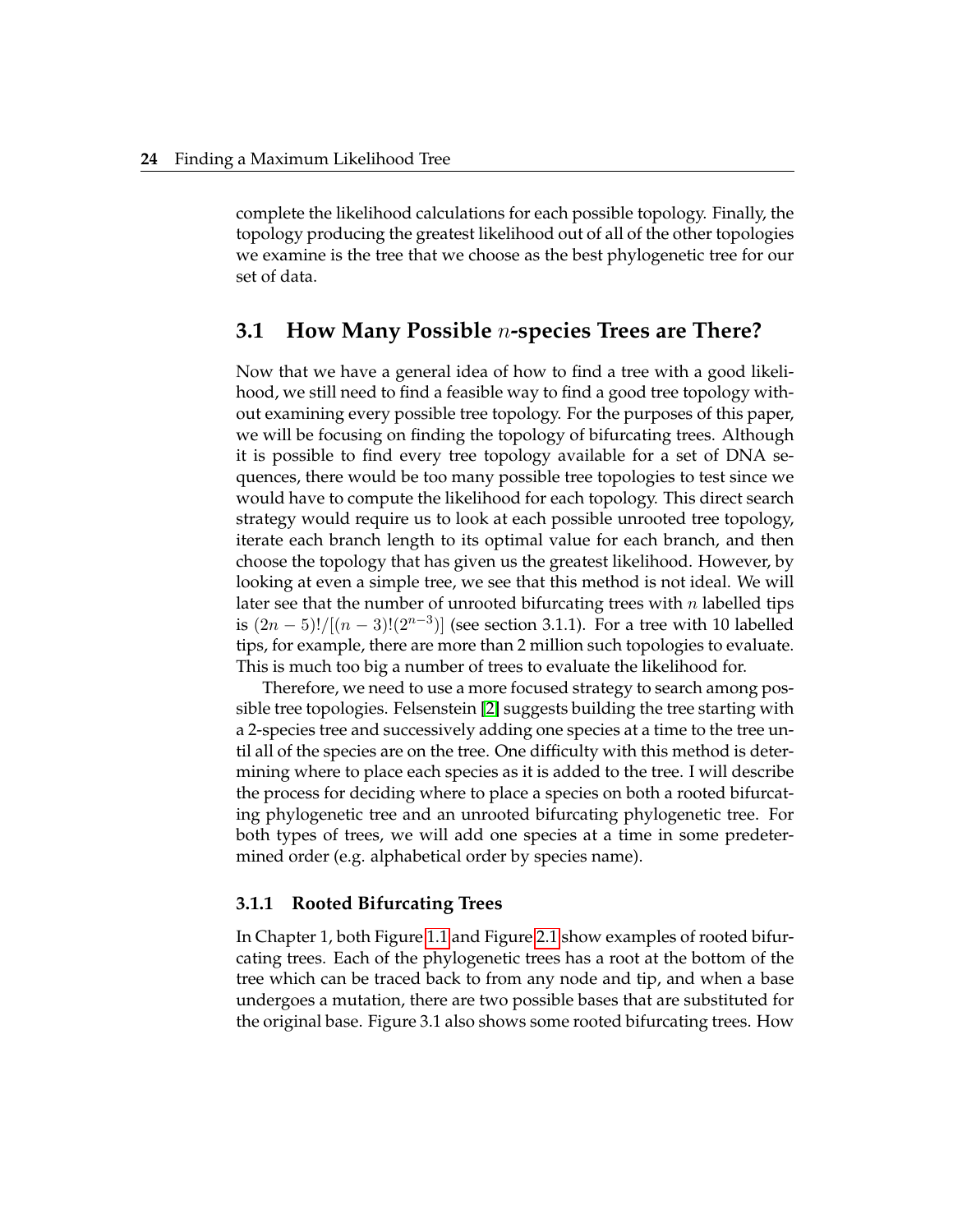complete the likelihood calculations for each possible topology. Finally, the topology producing the greatest likelihood out of all of the other topologies we examine is the tree that we choose as the best phylogenetic tree for our set of data.

## 3.1 How Many Possible $n$-species Trees are There?

Now that we have a general idea of how to find a tree with a good likelihood, we still need to find a feasible way to find a good tree topology without examining every possible tree topology. For the purposes of this paper, we will be focusing on finding the topology of bifurcating trees. Although it is possible to find every tree topology available for a set of DNA sequences, there would be too many possible tree topologies to test since we would have to compute the likelihood for each topology. This direct search strategy would require us to look at each possible unrooted tree topology, iterate each branch length to its optimal value for each branch, and then choose the topology that has given us the greatest likelihood. However, by looking at even a simple tree, we see that this method is not ideal. We will later see that the number of unrooted bifurcating trees with $n$ labelled tips is $(2n-5)!/[(n-3)!(2^{n-3})]$ (see section 3.1.1). For a tree with 10 labelled tips, for example, there are more than 2 million such topologies to evaluate. This is much too big a number of trees to evaluate the likelihood for.

Therefore, we need to use a more focused strategy to search among possible tree topologies. Felsenstein [2] suggests building the tree starting with a 2-species tree and successively adding one species at a time to the tree until all of the species are on the tree. One difficulty with this method is determining where to place each species as it is added to the tree. I will describe the process for deciding where to place a species on both a rooted bifurcating phylogenetic tree and an unrooted bifurcating phylogenetic tree. For both types of trees, we will add one species at a time in some predetermined order (e.g. alphabetical order by species name).

### 3.1.1 Rooted Bifurcating Trees

In Chapter 1, both Figure 1.1 and Figure 2.1 show examples of rooted bifurcating trees. Each of the phylogenetic trees has a root at the bottom of the tree which can be traced back to from any node and tip, and when a base undergoes a mutation, there are two possible bases that are substituted for the original base. Figure 3.1 also shows some rooted bifurcating trees. How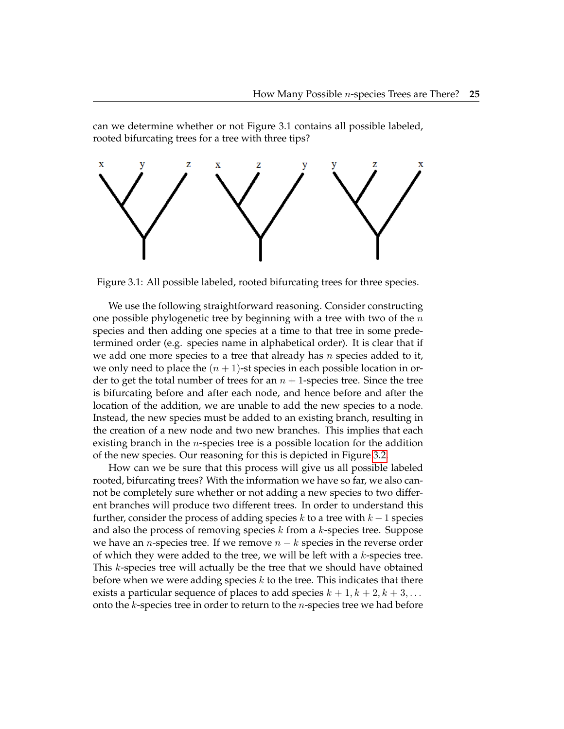can we determine whether or not Figure 3.1 contains all possible labeled, rooted bifurcating trees for a tree with three tips?

Figure 3.1: All possible labeled, rooted bifurcating trees for three species.

We use the following straightforward reasoning. Consider constructing one possible phylogenetic tree by beginning with a tree with two of the $n$ species and then adding one species at a time to that tree in some predetermined order (e.g. species name in alphabetical order). It is clear that if we add one more species to a tree that already has $n$ species added to it, we only need to place the $(n+1)$-st species in each possible location in order to get the total number of trees for an $n+1$-species tree. Since the tree is bifurcating before and after each node, and hence before and after the location of the addition, we are unable to add the new species to a node. Instead, the new species must be added to an existing branch, resulting in the creation of a new node and two new branches. This implies that each existing branch in the $n$-species tree is a possible location for the addition of the new species. Our reasoning for this is depicted in Figure 3.2.

How can we be sure that this process will give us all possible labeled rooted, bifurcating trees? With the information we have so far, we also cannot be completely sure whether or not adding a new species to two different branches will produce two different trees. In order to understand this further, consider the process of adding species $k$ to a tree with $k-1$ species and also the process of removing species $k$ from a $k$-species tree. Suppose we have an $n$-species tree. If we remove $n-k$ species in the reverse order of which they were added to the tree, we will be left with a $k$-species tree. This $k$-species tree will actually be the tree that we should have obtained before when we were adding species $k$ to the tree. This indicates that there exists a particular sequence of places to add species $k+1, k+2, k+3, \ldots$ onto the $k$-species tree in order to return to the $n$-species tree we had before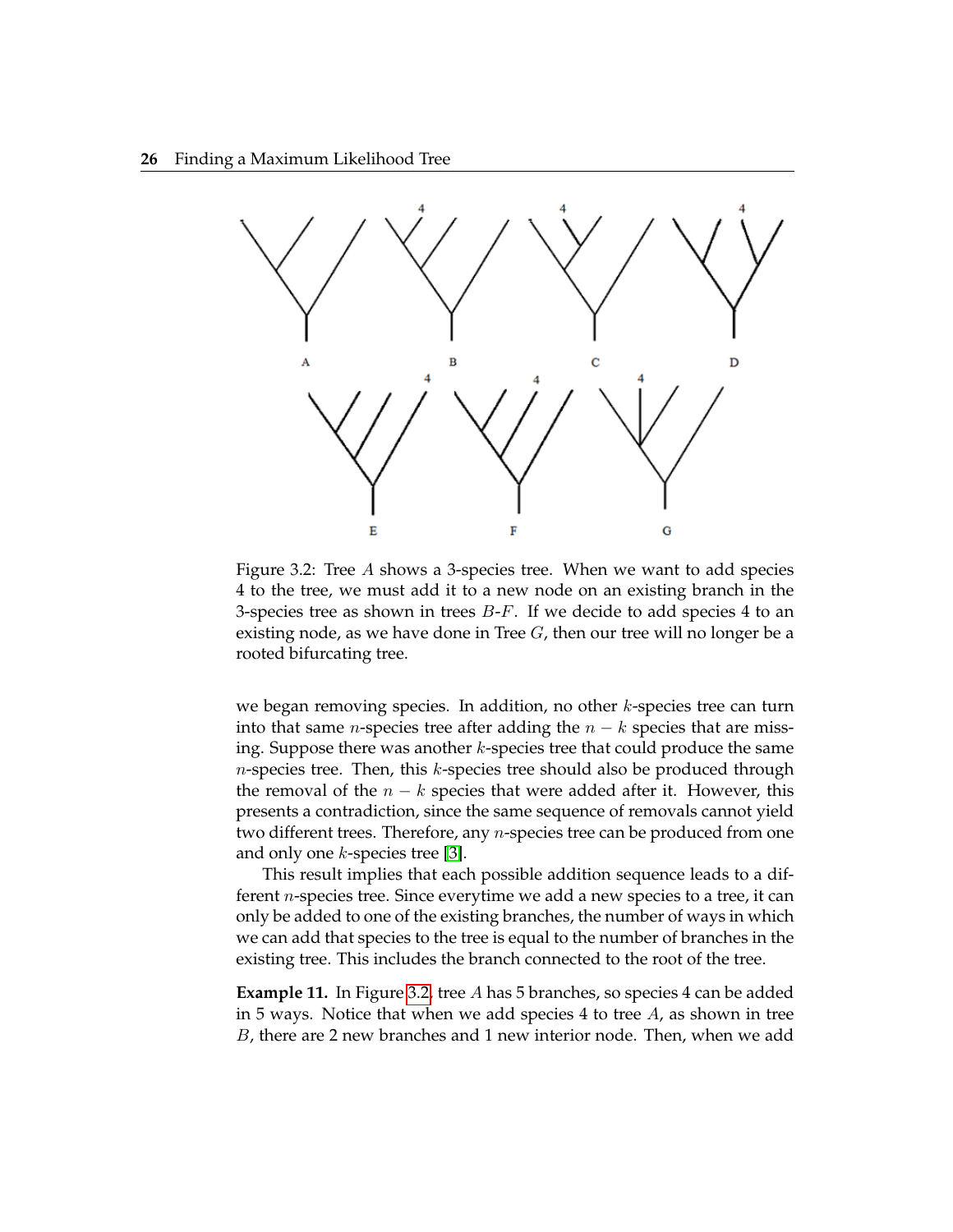Figure 3.2: Tree $A$ shows a 3-species tree. When we want to add species 4 to the tree, we must add it to a new node on an existing branch in the 3-species tree as shown in trees $B$-$F$. If we decide to add species 4 to an existing node, as we have done in Tree $G$, then our tree will no longer be a rooted bifurcating tree.

we began removing species. In addition, no other $k$-species tree can turn into that same $n$-species tree after adding the $n - k$ species that are missing. Suppose there was another $k$-species tree that could produce the same $n$-species tree. Then, this $k$-species tree should also be produced through the removal of the $n - k$ species that were added after it. However, this presents a contradiction, since the same sequence of removals cannot yield two different trees. Therefore, any $n$-species tree can be produced from one and only one $k$-species tree [3].

This result implies that each possible addition sequence leads to a different $n$-species tree. Since everytime we add a new species to a tree, it can only be added to one of the existing branches, the number of ways in which we can add that species to the tree is equal to the number of branches in the existing tree. This includes the branch connected to the root of the tree.

**Example 11.** In Figure 3.2, tree $A$ has 5 branches, so species 4 can be added in 5 ways. Notice that when we add species 4 to tree $A$, as shown in tree $B$, there are 2 new branches and 1 new interior node. Then, when we add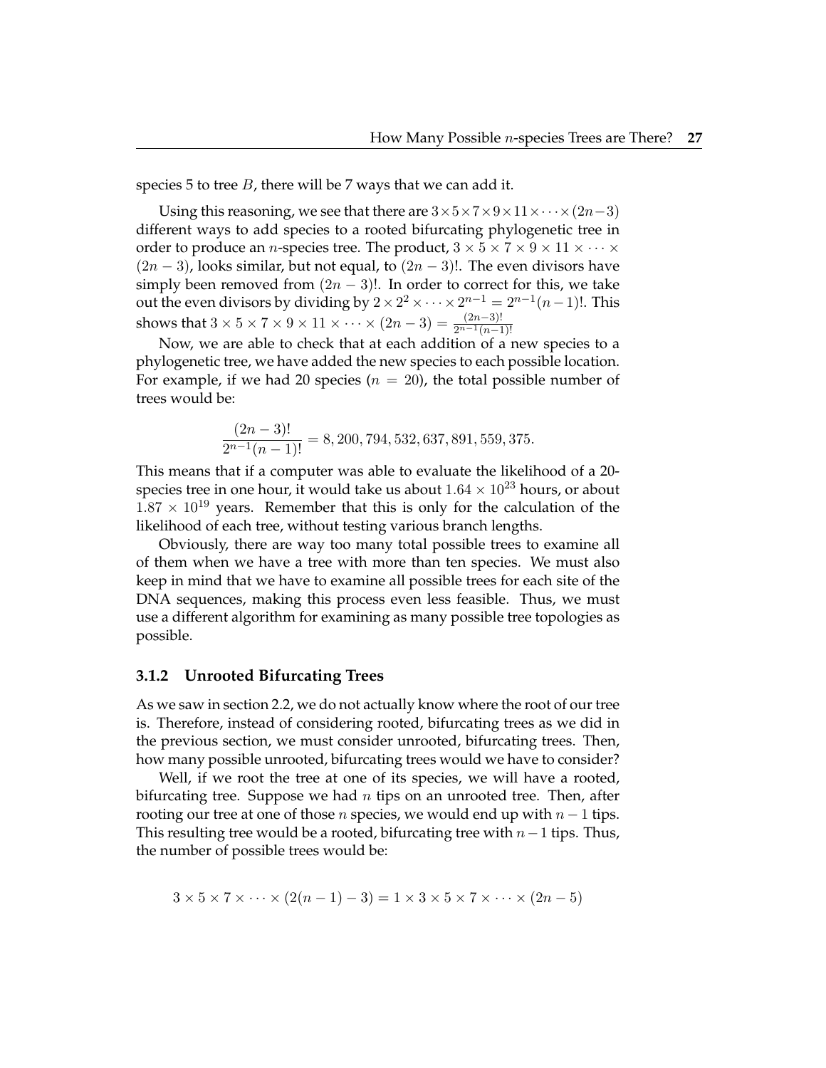species 5 to tree $B$, there will be 7 ways that we can add it.

Using this reasoning, we see that there are $3 \times 5 \times 7 \times 9 \times 11 \times \cdots \times (2n-3)$ different ways to add species to a rooted bifurcating phylogenetic tree in order to produce an $n$-species tree. The product, $3 \times 5 \times 7 \times 9 \times 11 \times \cdots \times (2n-3)$, looks similar, but not equal, to $(2n-3)!$. The even divisors have simply been removed from $(2n-3)!$. In order to correct for this, we take out the even divisors by dividing by $2 \times 2^2 \times \cdots \times 2^{n-1} = 2^{n-1}(n-1)!$. This shows that $3 \times 5 \times 7 \times 9 \times 11 \times \cdots \times (2n-3) = \frac{(2n-3)!}{2^{n-1}(n-1)!}$

Now, we are able to check that at each addition of a new species to a phylogenetic tree, we have added the new species to each possible location. For example, if we had 20 species ($n = 20$), the total possible number of trees would be:

$$\frac{(2n-3)!}{2^{n-1}(n-1)!} = 8,200,794,532,637,891,559,375.$$

This means that if a computer was able to evaluate the likelihood of a 20-species tree in one hour, it would take us about $1.64 \times 10^{23}$ hours, or about $1.87 \times 10^{19}$ years. Remember that this is only for the calculation of the likelihood of each tree, without testing various branch lengths.

Obviously, there are way too many total possible trees to examine all of them when we have a tree with more than ten species. We must also keep in mind that we have to examine all possible trees for each site of the DNA sequences, making this process even less feasible. Thus, we must use a different algorithm for examining as many possible tree topologies as possible.

### 3.1.2 Unrooted Bifurcating Trees

As we saw in section 2.2, we do not actually know where the root of our tree is. Therefore, instead of considering rooted, bifurcating trees as we did in the previous section, we must consider unrooted, bifurcating trees. Then, how many possible unrooted, bifurcating trees would we have to consider?

Well, if we root the tree at one of its species, we will have a rooted, bifurcating tree. Suppose we had $n$ tips on an unrooted tree. Then, after rooting our tree at one of those $n$ species, we would end up with $n-1$ tips. This resulting tree would be a rooted, bifurcating tree with $n-1$ tips. Thus, the number of possible trees would be:

$$3 \times 5 \times 7 \times \cdots \times (2(n-1)-3) = 1 \times 3 \times 5 \times 7 \times \cdots \times (2n-5)$$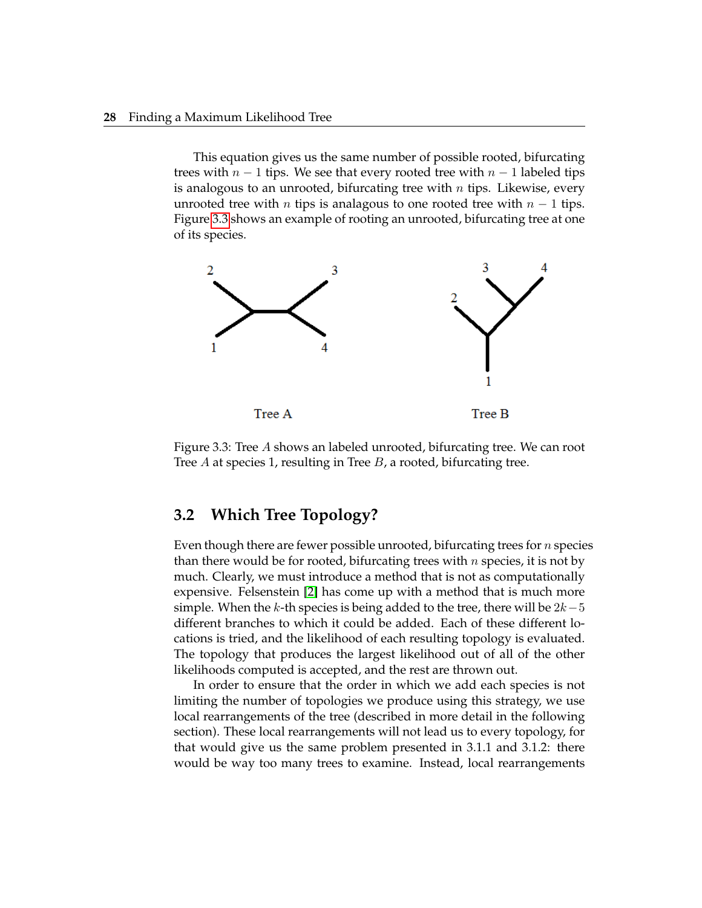This equation gives us the same number of possible rooted, bifurcating trees with $n-1$ tips. We see that every rooted tree with $n-1$ labeled tips is analogous to an unrooted, bifurcating tree with $n$ tips. Likewise, every unrooted tree with $n$ tips is analagous to one rooted tree with $n-1$ tips. Figure 3.3 shows an example of rooting an unrooted, bifurcating tree at one of its species.

Figure 3.3: Tree $A$ shows an labeled unrooted, bifurcating tree. We can root Tree $A$ at species 1, resulting in Tree $B$, a rooted, bifurcating tree.

## 3.2 Which Tree Topology?

Even though there are fewer possible unrooted, bifurcating trees for $n$ species than there would be for rooted, bifurcating trees with $n$ species, it is not by much. Clearly, we must introduce a method that is not as computationally expensive. Felsenstein [2] has come up with a method that is much more simple. When the $k$-th species is being added to the tree, there will be $2k-5$ different branches to which it could be added. Each of these different locations is tried, and the likelihood of each resulting topology is evaluated. The topology that produces the largest likelihood out of all of the other likelihoods computed is accepted, and the rest are thrown out.

In order to ensure that the order in which we add each species is not limiting the number of topologies we produce using this strategy, we use local rearrangements of the tree (described in more detail in the following section). These local rearrangements will not lead us to every topology, for that would give us the same problem presented in 3.1.1 and 3.1.2: there would be way too many trees to examine. Instead, local rearrangements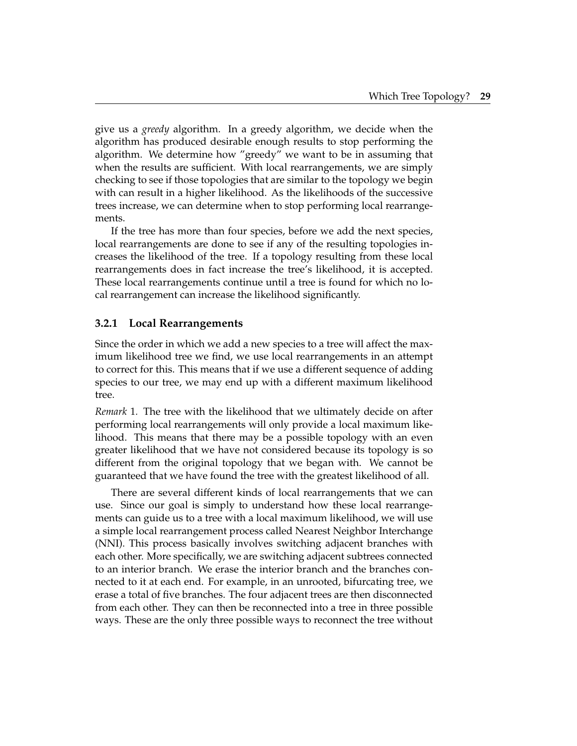give us a *greedy* algorithm. In a greedy algorithm, we decide when the algorithm has produced desirable enough results to stop performing the algorithm. We determine how "greedy" we want to be in assuming that when the results are sufficient. With local rearrangements, we are simply checking to see if those topologies that are similar to the topology we begin with can result in a higher likelihood. As the likelihoods of the successive trees increase, we can determine when to stop performing local rearrangements.

If the tree has more than four species, before we add the next species, local rearrangements are done to see if any of the resulting topologies increases the likelihood of the tree. If a topology resulting from these local rearrangements does in fact increase the tree's likelihood, it is accepted. These local rearrangements continue until a tree is found for which no local rearrangement can increase the likelihood significantly.

### 3.2.1 Local Rearrangements

Since the order in which we add a new species to a tree will affect the maximum likelihood tree we find, we use local rearrangements in an attempt to correct for this. This means that if we use a different sequence of adding species to our tree, we may end up with a different maximum likelihood tree.

*Remark* 1. The tree with the likelihood that we ultimately decide on after performing local rearrangements will only provide a local maximum likelihood. This means that there may be a possible topology with an even greater likelihood that we have not considered because its topology is so different from the original topology that we began with. We cannot be guaranteed that we have found the tree with the greatest likelihood of all.

There are several different kinds of local rearrangements that we can use. Since our goal is simply to understand how these local rearrangements can guide us to a tree with a local maximum likelihood, we will use a simple local rearrangement process called Nearest Neighbor Interchange (NNI). This process basically involves switching adjacent branches with each other. More specifically, we are switching adjacent subtrees connected to an interior branch. We erase the interior branch and the branches connected to it at each end. For example, in an unrooted, bifurcating tree, we erase a total of five branches. The four adjacent trees are then disconnected from each other. They can then be reconnected into a tree in three possible ways. These are the only three possible ways to reconnect the tree without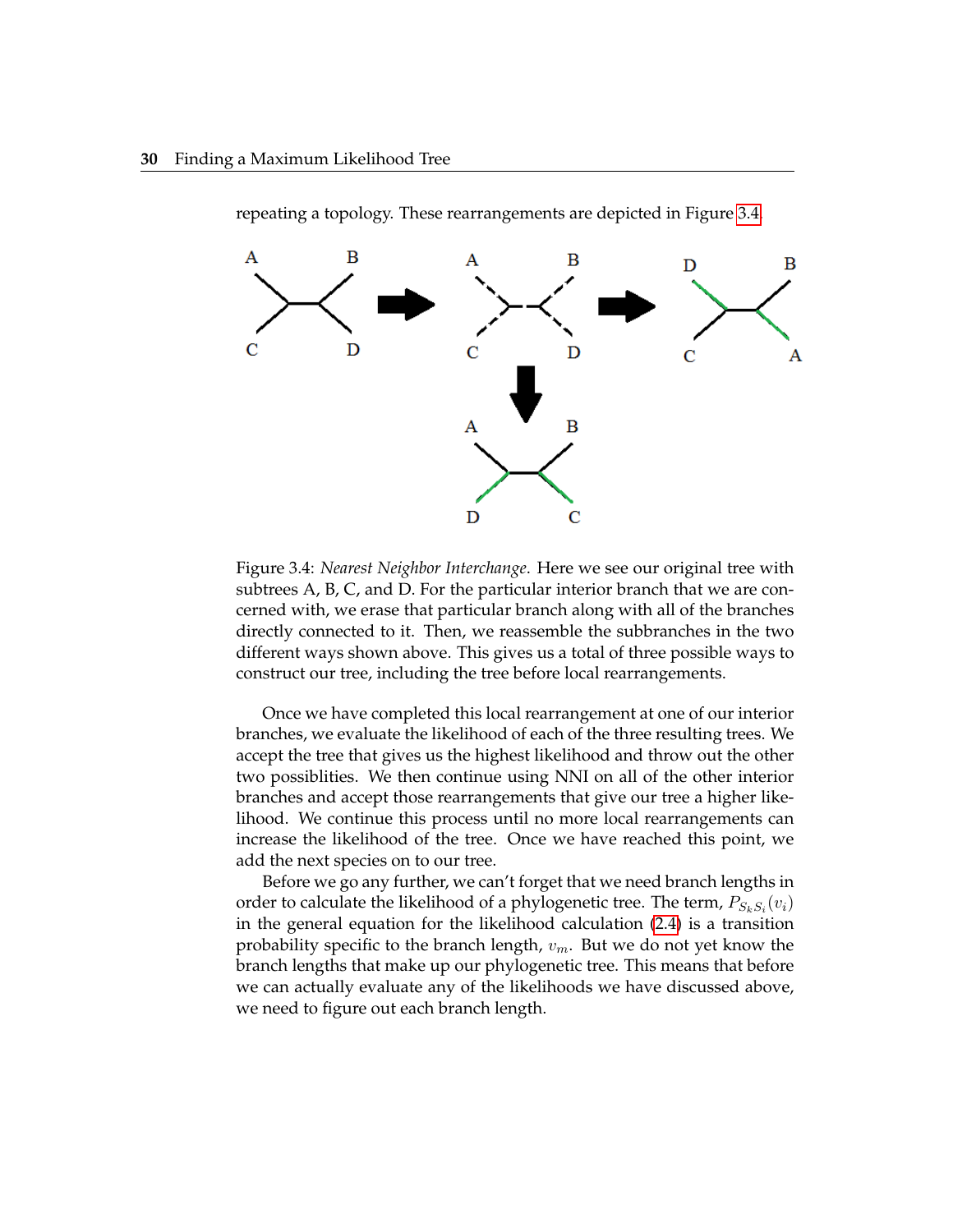repeating a topology. These rearrangements are depicted in Figure 3.4.

Figure 3.4: *Nearest Neighbor Interchange*. Here we see our original tree with subtrees A, B, C, and D. For the particular interior branch that we are concerned with, we erase that particular branch along with all of the branches directly connected to it. Then, we reassemble the subbranches in the two different ways shown above. This gives us a total of three possible ways to construct our tree, including the tree before local rearrangements.

Once we have completed this local rearrangement at one of our interior branches, we evaluate the likelihood of each of the three resulting trees. We accept the tree that gives us the highest likelihood and throw out the other two possiblities. We then continue using NNI on all of the other interior branches and accept those rearrangements that give our tree a higher likelihood. We continue this process until no more local rearrangements can increase the likelihood of the tree. Once we have reached this point, we add the next species on to our tree.

Before we go any further, we can't forget that we need branch lengths in order to calculate the likelihood of a phylogenetic tree. The term, $P_{S_k S_i}(v_i)$ in the general equation for the likelihood calculation (2.4) is a transition probability specific to the branch length, $v_m$. But we do not yet know the branch lengths that make up our phylogenetic tree. This means that before we can actually evaluate any of the likelihoods we have discussed above, we need to figure out each branch length.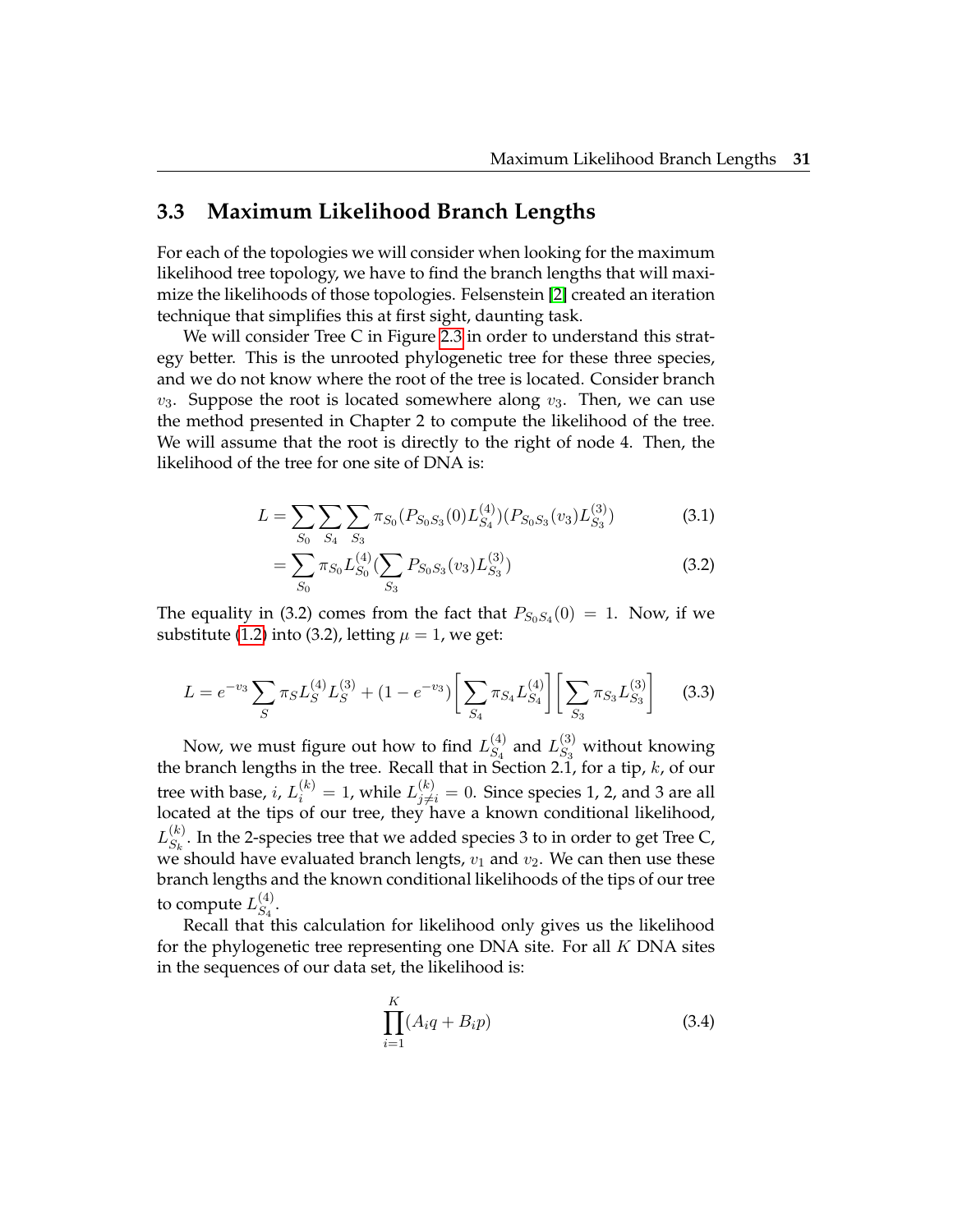## 3.3 Maximum Likelihood Branch Lengths

For each of the topologies we will consider when looking for the maximum likelihood tree topology, we have to find the branch lengths that will maximize the likelihoods of those topologies. Felsenstein [2] created an iteration technique that simplifies this at first sight, daunting task.

We will consider Tree C in Figure 2.3 in order to understand this strategy better. This is the unrooted phylogenetic tree for these three species, and we do not know where the root of the tree is located. Consider branch $v_3$. Suppose the root is located somewhere along $v_3$. Then, we can use the method presented in Chapter 2 to compute the likelihood of the tree. We will assume that the root is directly to the right of node 4. Then, the likelihood of the tree for one site of DNA is:

$$L = \sum_{S_0} \sum_{S_4} \sum_{S_3} \pi_{S_0} (P_{S_0 S_3}(0) L_{S_4}^{(4)})(P_{S_0 S_3}(v_3) L_{S_3}^{(3)}) \tag{3.1}$$

$$= \sum_{S_0} \pi_{S_0} L_{S_0}^{(4)} (\sum_{S_3} P_{S_0 S_3}(v_3) L_{S_3}^{(3)}) \tag{3.2}$$

The equality in (3.2) comes from the fact that $P_{S_0 S_4}(0) = 1$. Now, if we substitute (1.2) into (3.2), letting $\mu = 1$, we get:

$$L = e^{-v_3} \sum_{S} \pi_S L_S^{(4)} L_S^{(3)} + (1 - e^{-v_3}) \left[ \sum_{S_4} \pi_{S_4} L_{S_4}^{(4)} \right] \left[ \sum_{S_3} \pi_{S_3} L_{S_3}^{(3)} \right] \tag{3.3}$$

Now, we must figure out how to find $L_{S_4}^{(4)}$ and $L_{S_3}^{(3)}$ without knowing the branch lengths in the tree. Recall that in Section 2.1, for a tip, $k$, of our tree with base, $i$, $L_i^{(k)} = 1$, while $L_{j \neq i}^{(k)} = 0$. Since species 1, 2, and 3 are all located at the tips of our tree, they have a known conditional likelihood, $L_{S_k}^{(k)}$. In the 2-species tree that we added species 3 to in order to get Tree C, we should have evaluated branch lengts, $v_1$ and $v_2$. We can then use these branch lengths and the known conditional likelihoods of the tips of our tree to compute $L_{S_4}^{(4)}$.

Recall that this calculation for likelihood only gives us the likelihood for the phylogenetic tree representing one DNA site. For all $K$ DNA sites in the sequences of our data set, the likelihood is:

$$\prod_{i=1}^{K} (A_i q + B_i p) \tag{3.4}$$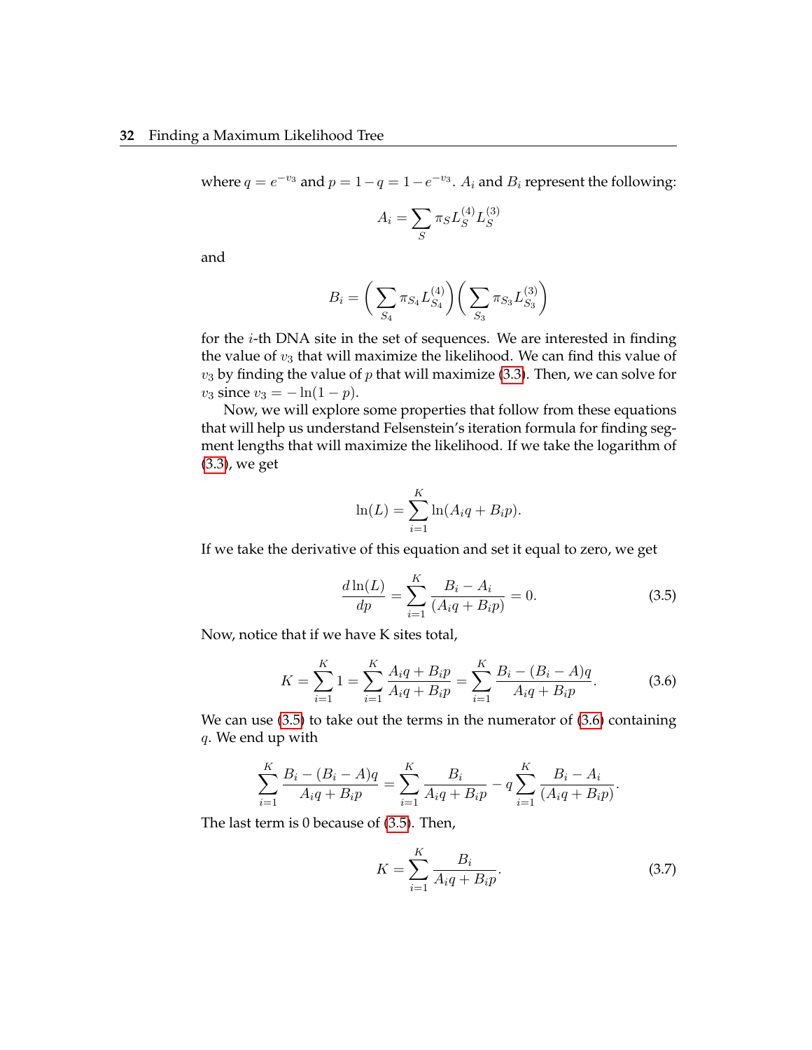where $q = e^{-v_3}$ and $p = 1 - q = 1 - e^{-v_3}$. $A_i$ and $B_i$ represent the following:

$$A_i = \sum_S \pi_S L_S^{(4)} L_S^{(3)}$$

and

$$B_i = \left( \sum_{S_4} \pi_{S_4} L_{S_4}^{(4)} \right) \left( \sum_{S_3} \pi_{S_3} L_{S_3}^{(3)} \right)$$

for the $i$-th DNA site in the set of sequences. We are interested in finding the value of $v_3$ that will maximize the likelihood. We can find this value of $v_3$ by finding the value of $p$ that will maximize (3.3). Then, we can solve for $v_3$ since $v_3 = -\ln(1-p)$.

Now, we will explore some properties that follow from these equations that will help us understand Felsenstein's iteration formula for finding segment lengths that will maximize the likelihood. If we take the logarithm of (3.3), we get

$$\ln(L) = \sum_{i=1}^{K} \ln(A_i q + B_i p).$$

If we take the derivative of this equation and set it equal to zero, we get

$$\frac{d\ln(L)}{dp} = \sum_{i=1}^{K} \frac{B_i - A_i}{(A_i q + B_i p)} = 0. \tag{3.5}$$

Now, notice that if we have K sites total,

$$K = \sum_{i=1}^{K} 1 = \sum_{i=1}^{K} \frac{A_i q + B_i p}{A_i q + B_i p} = \sum_{i=1}^{K} \frac{B_i - (B_i - A)q}{A_i q + B_i p}. \tag{3.6}$$

We can use (3.5) to take out the terms in the numerator of (3.6) containing $q$. We end up with

$$\sum_{i=1}^{K} \frac{B_i - (B_i - A)q}{A_i q + B_i p} = \sum_{i=1}^{K} \frac{B_i}{A_i q + B_i p} - q \sum_{i=1}^{K} \frac{B_i - A_i}{(A_i q + B_i p)}.$$

The last term is 0 because of (3.5). Then,

$$K = \sum_{i=1}^{K} \frac{B_i}{A_i q + B_i p}. \tag{3.7}$$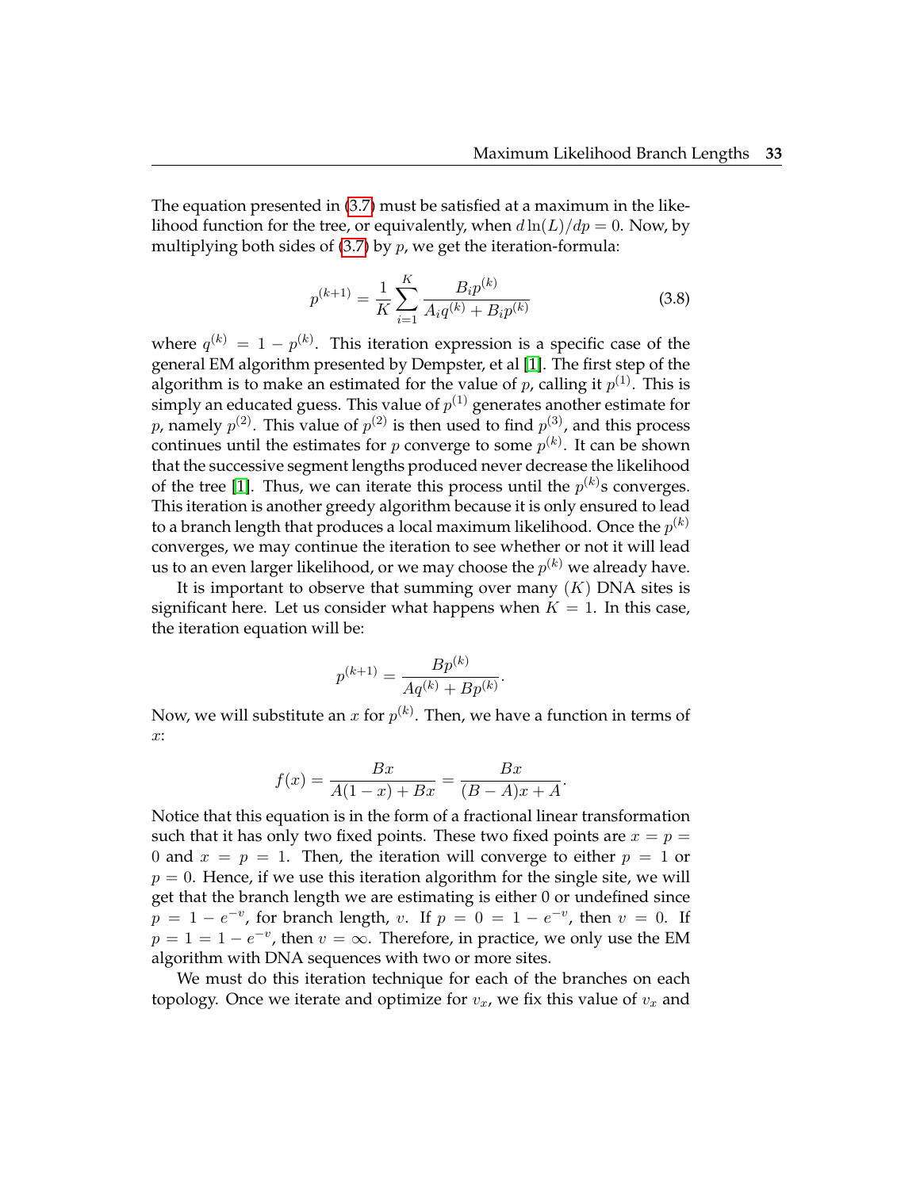The equation presented in (3.7) must be satisfied at a maximum in the likelihood function for the tree, or equivalently, when $d\ln(L)/dp = 0$. Now, by multiplying both sides of (3.7) by $p$, we get the iteration-formula:

$$p^{(k+1)} = \frac{1}{K}\sum_{i=1}^{K} \frac{B_i p^{(k)}}{A_i q^{(k)} + B_i p^{(k)}} \tag{3.8}$$

where $q^{(k)} = 1 - p^{(k)}$. This iteration expression is a specific case of the general EM algorithm presented by Dempster, et al [1]. The first step of the algorithm is to make an estimated for the value of $p$, calling it $p^{(1)}$. This is simply an educated guess. This value of $p^{(1)}$ generates another estimate for $p$, namely $p^{(2)}$. This value of $p^{(2)}$ is then used to find $p^{(3)}$, and this process continues until the estimates for $p$ converge to some $p^{(k)}$. It can be shown that the successive segment lengths produced never decrease the likelihood of the tree [1]. Thus, we can iterate this process until the $p^{(k)}$s converges. This iteration is another greedy algorithm because it is only ensured to lead to a branch length that produces a local maximum likelihood. Once the $p^{(k)}$ converges, we may continue the iteration to see whether or not it will lead us to an even larger likelihood, or we may choose the $p^{(k)}$ we already have.

It is important to observe that summing over many $(K)$ DNA sites is significant here. Let us consider what happens when $K = 1$. In this case, the iteration equation will be:

$$p^{(k+1)} = \frac{Bp^{(k)}}{Aq^{(k)} + Bp^{(k)}}.$$

Now, we will substitute an $x$ for $p^{(k)}$. Then, we have a function in terms of $x$:

$$f(x) = \frac{Bx}{A(1-x) + Bx} = \frac{Bx}{(B-A)x + A}.$$

Notice that this equation is in the form of a fractional linear transformation such that it has only two fixed points. These two fixed points are $x = p = 0$ and $x = p = 1$. Then, the iteration will converge to either $p = 1$ or $p = 0$. Hence, if we use this iteration algorithm for the single site, we will get that the branch length we are estimating is either 0 or undefined since $p = 1 - e^{-v}$, for branch length, $v$. If $p = 0 = 1 - e^{-v}$, then $v = 0$. If $p = 1 = 1 - e^{-v}$, then $v = \infty$. Therefore, in practice, we only use the EM algorithm with DNA sequences with two or more sites.

We must do this iteration technique for each of the branches on each topology. Once we iterate and optimize for $v_x$, we fix this value of $v_x$ and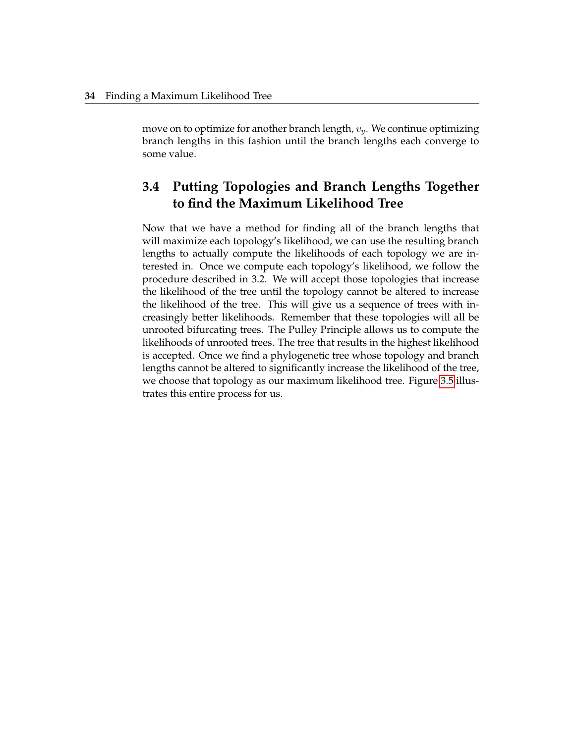move on to optimize for another branch length, $v_y$. We continue optimizing branch lengths in this fashion until the branch lengths each converge to some value.

## 3.4 Putting Topologies and Branch Lengths Together to find the Maximum Likelihood Tree

Now that we have a method for finding all of the branch lengths that will maximize each topology's likelihood, we can use the resulting branch lengths to actually compute the likelihoods of each topology we are interested in. Once we compute each topology's likelihood, we follow the procedure described in 3.2. We will accept those topologies that increase the likelihood of the tree until the topology cannot be altered to increase the likelihood of the tree. This will give us a sequence of trees with increasingly better likelihoods. Remember that these topologies will all be unrooted bifurcating trees. The Pulley Principle allows us to compute the likelihoods of unrooted trees. The tree that results in the highest likelihood is accepted. Once we find a phylogenetic tree whose topology and branch lengths cannot be altered to significantly increase the likelihood of the tree, we choose that topology as our maximum likelihood tree. Figure 3.5 illustrates this entire process for us.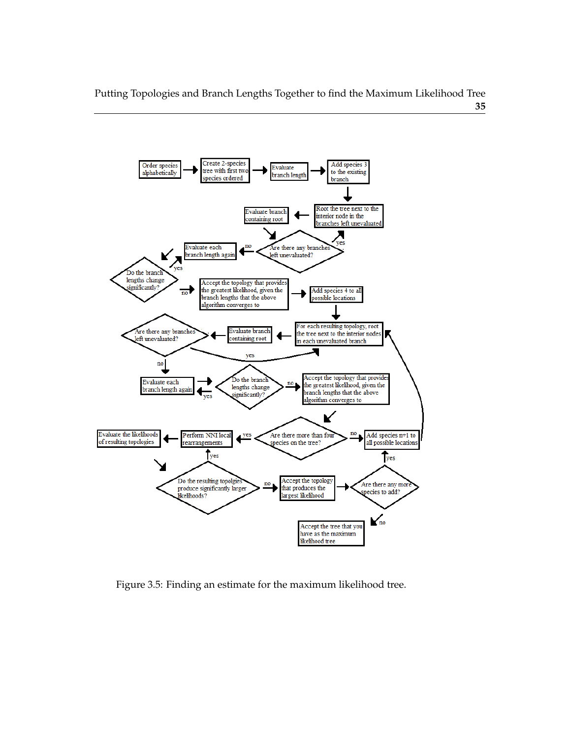Order species alphabetically → Create 2-species tree with first two species ordered → Evaluate branch length → Add species 3 to the existing branch → Root the tree next to the interior node in the branches left unevaluated → Evaluate branch containing root → Are there any branches left unevaluated?

- yes → Root the tree next to the interior node in the branches left unevaluated
- no → Evaluate each branch length again → Do the branch lengths change significantly?
  - yes → Evaluate each branch length again
  - no → Accept the topology that provides the greatest likelihood, given the branch lengths that the above algorithm converges to → Add species 4 to all possible locations → For each resulting topology, root the tree next to the interior nodes in each unevaluated branch → Evaluate branch containing root → Are there any branches left unevaluated?
    - yes → For each resulting topology, root the tree next to the interior nodes in each unevaluated branch
    - no → Evaluate each branch length again → Do the branch lengths change significantly?
      - yes → Evaluate each branch length again
      - no → Accept the topology that provides the greatest likelihood, given the branch lengths that the above algorithm converges to → Are there more than four species on the tree?
        - no → Add species n+1 to all possible locations → For each resulting topology, root the tree next to the interior nodes in each unevaluated branch
        - yes → Perform NNI local rearrangements → Evaluate the likelihoods of resulting topologies → Do the resulting topolgies produce significantly larger likelihoods?
          - yes → Perform NNI local rearrangements
          - no → Accept the topology that produces the largest likelihood → Are there any more species to add?
            - yes → Add species n+1 to all possible locations
            - no → Accept the tree that you have as the maximum likelihood tree

Figure 3.5: Finding an estimate for the maximum likelihood tree.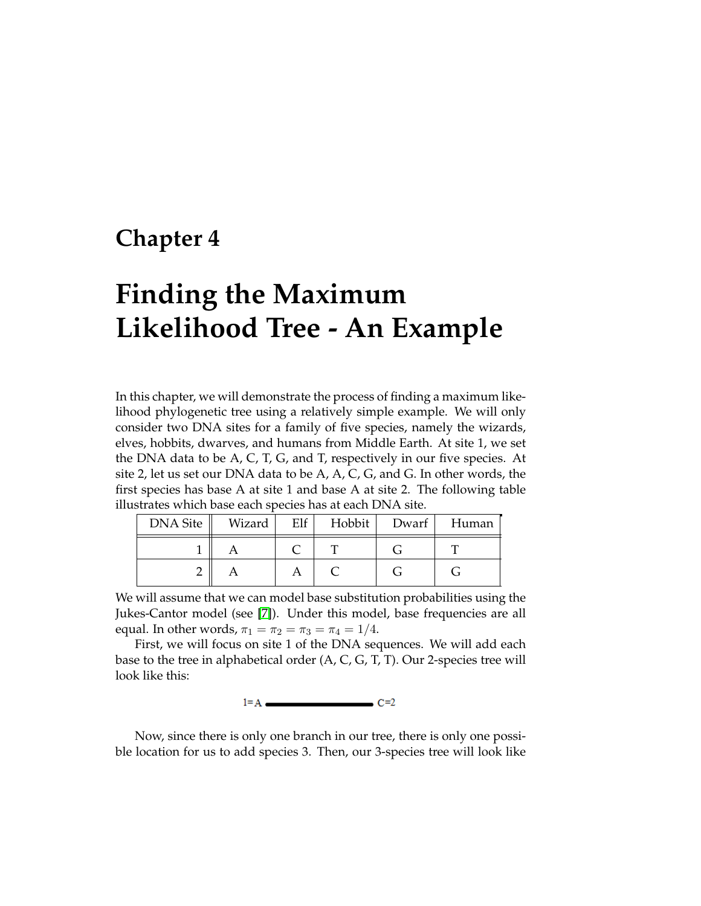# Chapter 4

# Finding the Maximum Likelihood Tree - An Example

In this chapter, we will demonstrate the process of finding a maximum likelihood phylogenetic tree using a relatively simple example. We will only consider two DNA sites for a family of five species, namely the wizards, elves, hobbits, dwarves, and humans from Middle Earth. At site 1, we set the DNA data to be A, C, T, G, and T, respectively in our five species. At site 2, let us set our DNA data to be A, A, C, G, and G. In other words, the first species has base A at site 1 and base A at site 2. The following table illustrates which base each species has at each DNA site.

| DNA Site | Wizard | Elf | Hobbit | Dwarf | Human |
|---|---|---|---|---|---|
| 1 | A | C | T | G | T |
| 2 | A | A | C | G | G |

We will assume that we can model base substitution probabilities using the Jukes-Cantor model (see [7]). Under this model, base frequencies are all equal. In other words, $\pi_1 = \pi_2 = \pi_3 = \pi_4 = 1/4$.

First, we will focus on site 1 of the DNA sequences. We will add each base to the tree in alphabetical order (A, C, G, T, T). Our 2-species tree will look like this:

1=A ———————— C=2

Now, since there is only one branch in our tree, there is only one possible location for us to add species 3. Then, our 3-species tree will look like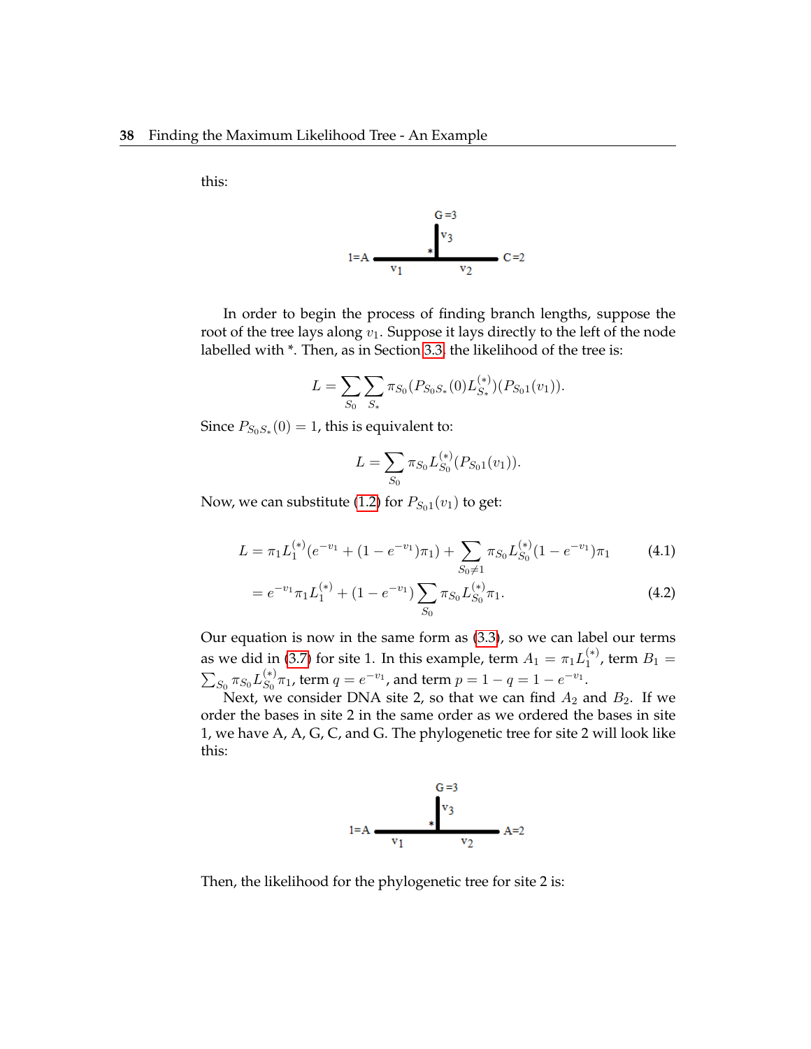this:

In order to begin the process of finding branch lengths, suppose the root of the tree lays along $v_1$. Suppose it lays directly to the left of the node labelled with *. Then, as in Section 3.3, the likelihood of the tree is:

$$L = \sum_{S_0} \sum_{S_*} \pi_{S_0} (P_{S_0 S_*}(0) L_{S_*}^{(*)})(P_{S_0 1}(v_1)).$$

Since $P_{S_0 S_*}(0) = 1$, this is equivalent to:

$$L = \sum_{S_0} \pi_{S_0} L_{S_0}^{(*)} (P_{S_0 1}(v_1)).$$

Now, we can substitute (1.2) for $P_{S_0 1}(v_1)$ to get:

$$L = \pi_1 L_1^{(*)} (e^{-v_1} + (1 - e^{-v_1})\pi_1) + \sum_{S_0 \neq 1} \pi_{S_0} L_{S_0}^{(*)} (1 - e^{-v_1})\pi_1 \tag{4.1}$$

$$= e^{-v_1} \pi_1 L_1^{(*)} + (1 - e^{-v_1}) \sum_{S_0} \pi_{S_0} L_{S_0}^{(*)} \pi_1. \tag{4.2}$$

Our equation is now in the same form as (3.3), so we can label our terms as we did in (3.7) for site 1. In this example, term $A_1 = \pi_1 L_1^{(*)}$, term $B_1 = \sum_{S_0} \pi_{S_0} L_{S_0}^{(*)} \pi_1$, term $q = e^{-v_1}$, and term $p = 1 - q = 1 - e^{-v_1}$.

Next, we consider DNA site 2, so that we can find $A_2$ and $B_2$. If we order the bases in site 2 in the same order as we ordered the bases in site 1, we have A, A, G, C, and G. The phylogenetic tree for site 2 will look like this:

Then, the likelihood for the phylogenetic tree for site 2 is: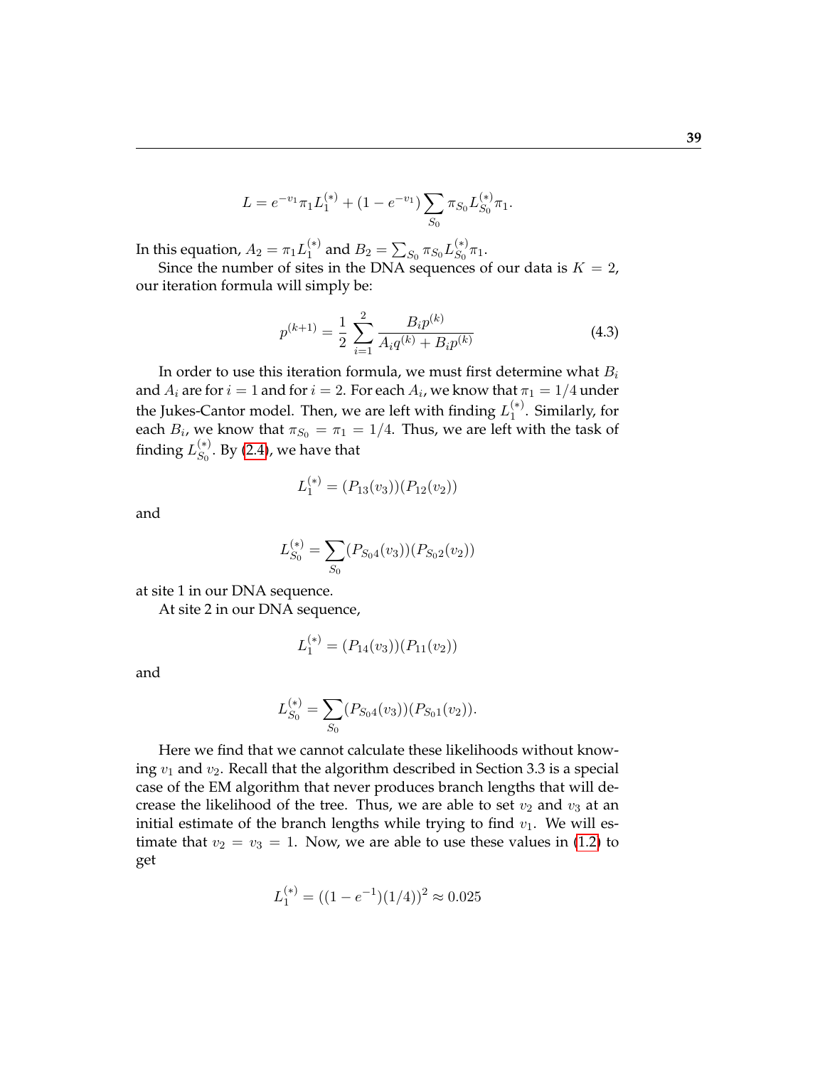$$L = e^{-v_1}\pi_1 L_1^{(*)} + (1 - e^{-v_1}) \sum_{S_0} \pi_{S_0} L_{S_0}^{(*)} \pi_1.$$

In this equation, $A_2 = \pi_1 L_1^{(*)}$ and $B_2 = \sum_{S_0} \pi_{S_0} L_{S_0}^{(*)} \pi_1$.

Since the number of sites in the DNA sequences of our data is $K = 2$, our iteration formula will simply be:

$$p^{(k+1)} = \frac{1}{2} \sum_{i=1}^{2} \frac{B_i p^{(k)}}{A_i q^{(k)} + B_i p^{(k)}} \tag{4.3}$$

In order to use this iteration formula, we must first determine what $B_i$ and $A_i$ are for $i = 1$ and for $i = 2$. For each $A_i$, we know that $\pi_1 = 1/4$ under the Jukes-Cantor model. Then, we are left with finding $L_1^{(*)}$. Similarly, for each $B_i$, we know that $\pi_{S_0} = \pi_1 = 1/4$. Thus, we are left with the task of finding $L_{S_0}^{(*)}$. By (2.4), we have that

$$L_1^{(*)} = (P_{13}(v_3))(P_{12}(v_2))$$

and

$$L_{S_0}^{(*)} = \sum_{S_0} (P_{S_0 4}(v_3))(P_{S_0 2}(v_2))$$

at site 1 in our DNA sequence.

At site 2 in our DNA sequence,

$$L_1^{(*)} = (P_{14}(v_3))(P_{11}(v_2))$$

and

$$L_{S_0}^{(*)} = \sum_{S_0} (P_{S_0 4}(v_3))(P_{S_0 1}(v_2)).$$

Here we find that we cannot calculate these likelihoods without knowing $v_1$ and $v_2$. Recall that the algorithm described in Section 3.3 is a special case of the EM algorithm that never produces branch lengths that will decrease the likelihood of the tree. Thus, we are able to set $v_2$ and $v_3$ at an initial estimate of the branch lengths while trying to find $v_1$. We will estimate that $v_2 = v_3 = 1$. Now, we are able to use these values in (1.2) to get

$$L_1^{(*)} = ((1 - e^{-1})(1/4))^2 \approx 0.025$$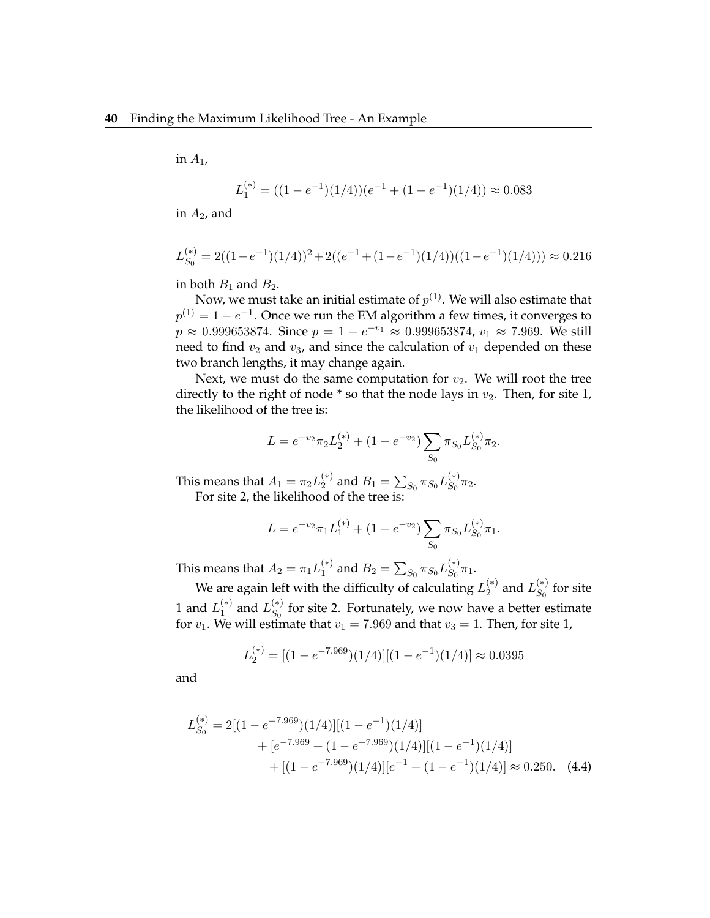in $A_1$,

$$L_1^{(*)} = ((1 - e^{-1})(1/4))(e^{-1} + (1 - e^{-1})(1/4)) \approx 0.083$$

in $A_2$, and

$$L_{S_0}^{(*)} = 2((1-e^{-1})(1/4))^2 + 2((e^{-1} + (1-e^{-1})(1/4))((1-e^{-1})(1/4))) \approx 0.216$$

in both $B_1$ and $B_2$.

Now, we must take an initial estimate of $p^{(1)}$. We will also estimate that $p^{(1)} = 1 - e^{-1}$. Once we run the EM algorithm a few times, it converges to $p \approx 0.999653874$. Since $p = 1 - e^{-v_1} \approx 0.999653874$, $v_1 \approx 7.969$. We still need to find $v_2$ and $v_3$, and since the calculation of $v_1$ depended on these two branch lengths, it may change again.

Next, we must do the same computation for $v_2$. We will root the tree directly to the right of node * so that the node lays in $v_2$. Then, for site 1, the likelihood of the tree is:

$$L = e^{-v_2}\pi_2 L_2^{(*)} + (1 - e^{-v_2})\sum_{S_0} \pi_{S_0} L_{S_0}^{(*)} \pi_2.$$

This means that $A_1 = \pi_2 L_2^{(*)}$ and $B_1 = \sum_{S_0} \pi_{S_0} L_{S_0}^{(*)} \pi_2$.

For site 2, the likelihood of the tree is:

$$L = e^{-v_2}\pi_1 L_1^{(*)} + (1 - e^{-v_2})\sum_{S_0} \pi_{S_0} L_{S_0}^{(*)} \pi_1.$$

This means that $A_2 = \pi_1 L_1^{(*)}$ and $B_2 = \sum_{S_0} \pi_{S_0} L_{S_0}^{(*)} \pi_1$.

We are again left with the difficulty of calculating $L_2^{(*)}$ and $L_{S_0}^{(*)}$ for site 1 and $L_1^{(*)}$ and $L_{S_0}^{(*)}$ for site 2. Fortunately, we now have a better estimate for $v_1$. We will estimate that $v_1 = 7.969$ and that $v_3 = 1$. Then, for site 1,

$$L_2^{(*)} = [(1 - e^{-7.969})(1/4)][(1 - e^{-1})(1/4)] \approx 0.0395$$

and

$$\begin{aligned} L_{S_0}^{(*)} = 2&[(1 - e^{-7.969})(1/4)][(1 - e^{-1})(1/4)] \\ &+ [e^{-7.969} + (1 - e^{-7.969})(1/4)][(1 - e^{-1})(1/4)] \\ &\quad + [(1 - e^{-7.969})(1/4)][e^{-1} + (1 - e^{-1})(1/4)] \approx 0.250. \end{aligned} \tag{4.4}$$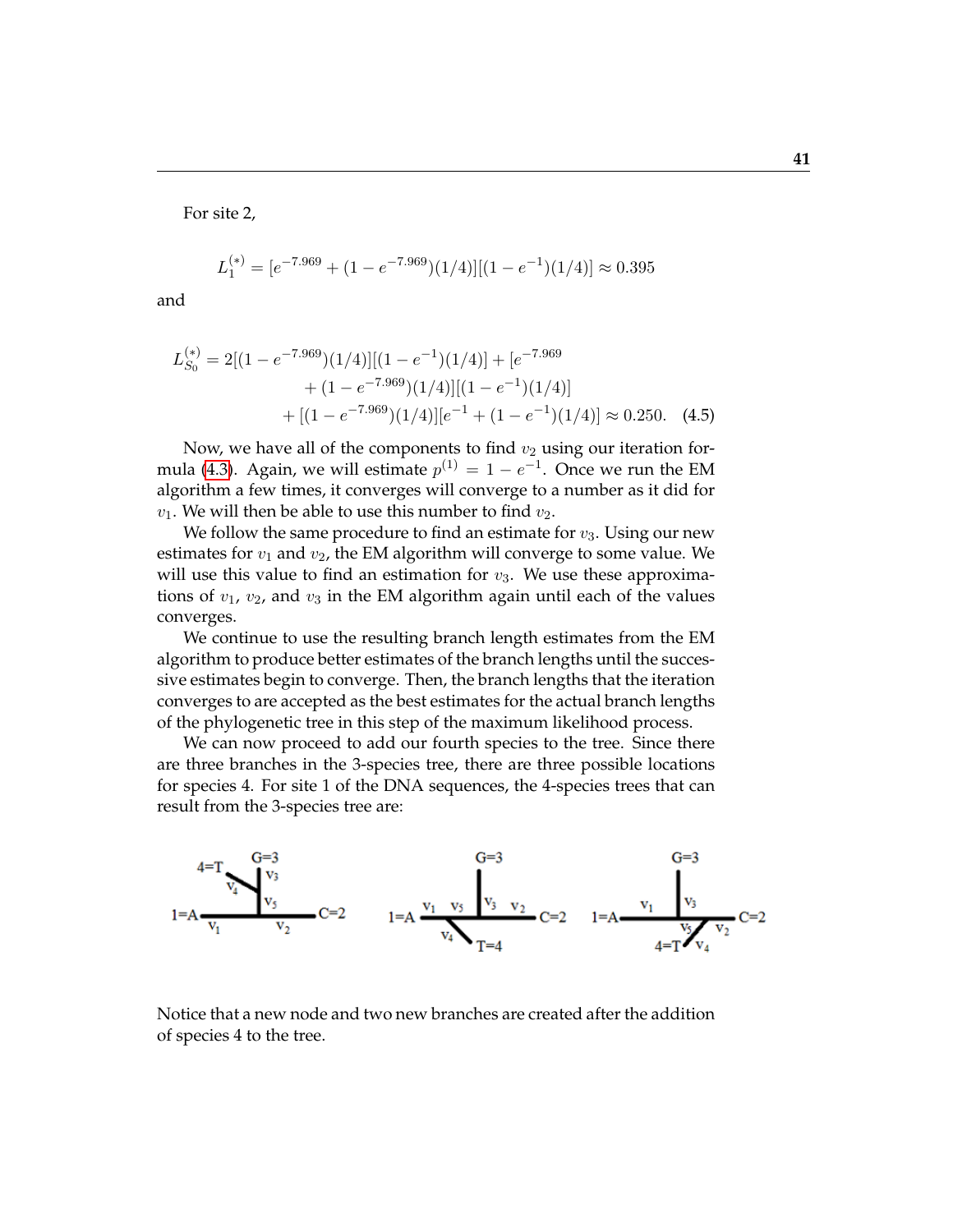For site 2,

$$L_1^{(*)} = [e^{-7.969} + (1 - e^{-7.969})(1/4)][(1 - e^{-1})(1/4)] \approx 0.395$$

and

$$\begin{aligned} L_{S_0}^{(*)} = 2[(1 - e^{-7.969})(1/4)][(1 - e^{-1})(1/4)] + [e^{-7.969} \\ + (1 - e^{-7.969})(1/4)][(1 - e^{-1})(1/4)] \\ + [(1 - e^{-7.969})(1/4)][e^{-1} + (1 - e^{-1})(1/4)] \approx 0.250. \quad (4.5) \end{aligned}$$

Now, we have all of the components to find $v_2$ using our iteration formula (4.3). Again, we will estimate $p^{(1)} = 1 - e^{-1}$. Once we run the EM algorithm a few times, it converges will converge to a number as it did for $v_1$. We will then be able to use this number to find $v_2$.

We follow the same procedure to find an estimate for $v_3$. Using our new estimates for $v_1$ and $v_2$, the EM algorithm will converge to some value. We will use this value to find an estimation for $v_3$. We use these approximations of $v_1$, $v_2$, and $v_3$ in the EM algorithm again until each of the values converges.

We continue to use the resulting branch length estimates from the EM algorithm to produce better estimates of the branch lengths until the successive estimates begin to converge. Then, the branch lengths that the iteration converges to are accepted as the best estimates for the actual branch lengths of the phylogenetic tree in this step of the maximum likelihood process.

We can now proceed to add our fourth species to the tree. Since there are three branches in the 3-species tree, there are three possible locations for species 4. For site 1 of the DNA sequences, the 4-species trees that can result from the 3-species tree are:

Notice that a new node and two new branches are created after the addition of species 4 to the tree.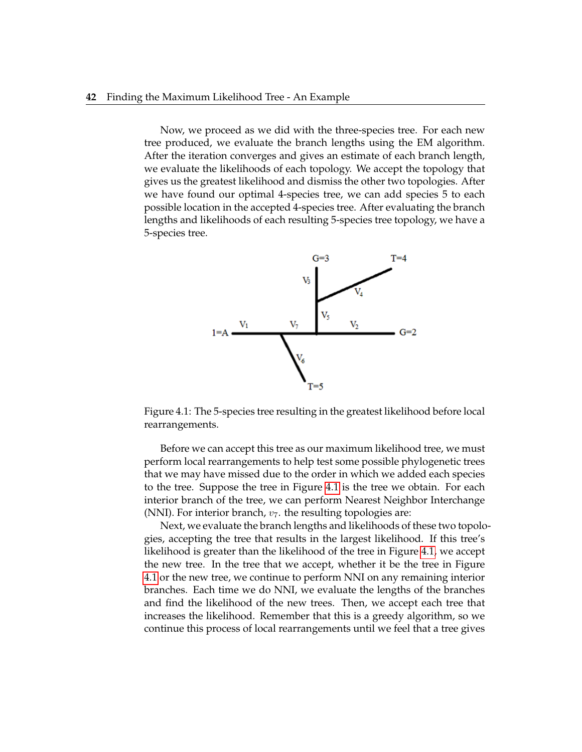Now, we proceed as we did with the three-species tree. For each new tree produced, we evaluate the branch lengths using the EM algorithm. After the iteration converges and gives an estimate of each branch length, we evaluate the likelihoods of each topology. We accept the topology that gives us the greatest likelihood and dismiss the other two topologies. After we have found our optimal 4-species tree, we can add species 5 to each possible location in the accepted 4-species tree. After evaluating the branch lengths and likelihoods of each resulting 5-species tree topology, we have a 5-species tree.

Figure 4.1: The 5-species tree resulting in the greatest likelihood before local rearrangements.

Before we can accept this tree as our maximum likelihood tree, we must perform local rearrangements to help test some possible phylogenetic trees that we may have missed due to the order in which we added each species to the tree. Suppose the tree in Figure 4.1 is the tree we obtain. For each interior branch of the tree, we can perform Nearest Neighbor Interchange (NNI). For interior branch, $v_7$. the resulting topologies are:

Next, we evaluate the branch lengths and likelihoods of these two topologies, accepting the tree that results in the largest likelihood. If this tree's likelihood is greater than the likelihood of the tree in Figure 4.1, we accept the new tree. In the tree that we accept, whether it be the tree in Figure 4.1 or the new tree, we continue to perform NNI on any remaining interior branches. Each time we do NNI, we evaluate the lengths of the branches and find the likelihood of the new trees. Then, we accept each tree that increases the likelihood. Remember that this is a greedy algorithm, so we continue this process of local rearrangements until we feel that a tree gives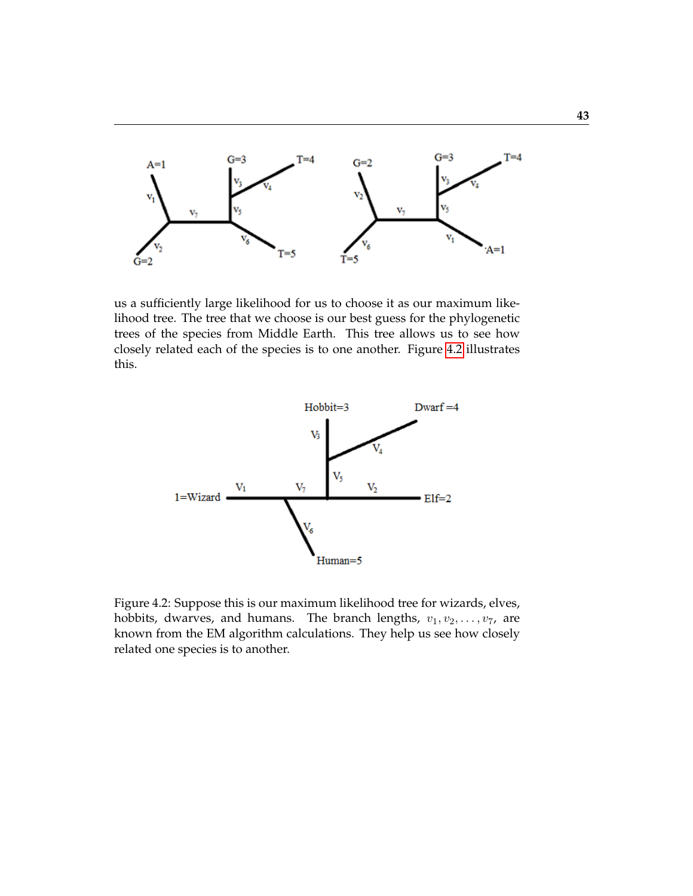us a sufficiently large likelihood for us to choose it as our maximum likelihood tree. The tree that we choose is our best guess for the phylogenetic trees of the species from Middle Earth. This tree allows us to see how closely related each of the species is to one another. Figure 4.2 illustrates this.

Figure 4.2: Suppose this is our maximum likelihood tree for wizards, elves, hobbits, dwarves, and humans. The branch lengths, $v_1, v_2, \ldots, v_7$, are known from the EM algorithm calculations. They help us see how closely related one species is to another.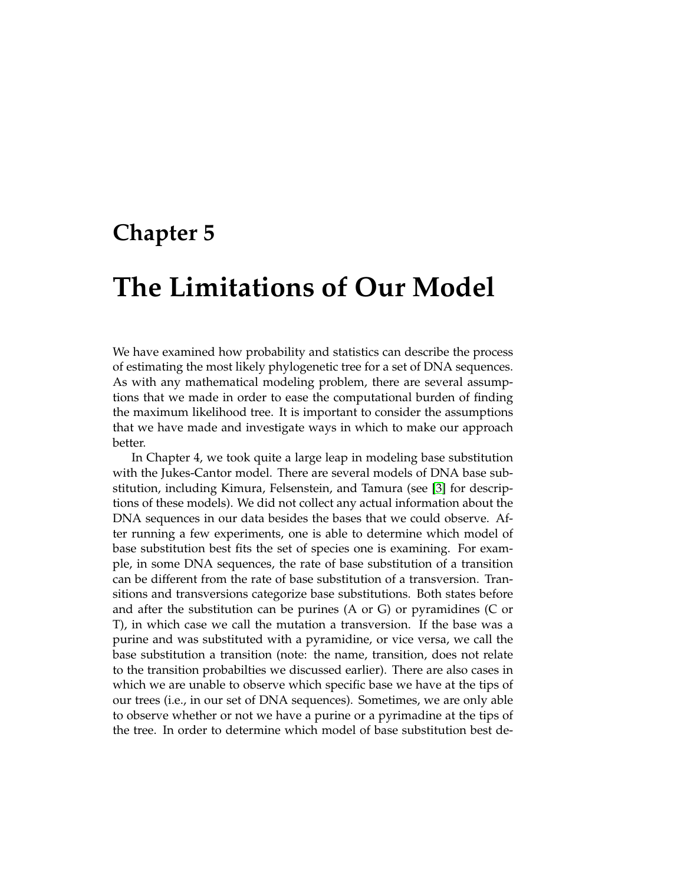# Chapter 5

# The Limitations of Our Model

We have examined how probability and statistics can describe the process of estimating the most likely phylogenetic tree for a set of DNA sequences. As with any mathematical modeling problem, there are several assumptions that we made in order to ease the computational burden of finding the maximum likelihood tree. It is important to consider the assumptions that we have made and investigate ways in which to make our approach better.

In Chapter 4, we took quite a large leap in modeling base substitution with the Jukes-Cantor model. There are several models of DNA base substitution, including Kimura, Felsenstein, and Tamura (see [3] for descriptions of these models). We did not collect any actual information about the DNA sequences in our data besides the bases that we could observe. After running a few experiments, one is able to determine which model of base substitution best fits the set of species one is examining. For example, in some DNA sequences, the rate of base substitution of a transition can be different from the rate of base substitution of a transversion. Transitions and transversions categorize base substitutions. Both states before and after the substitution can be purines (A or G) or pyramidines (C or T), in which case we call the mutation a transversion. If the base was a purine and was substituted with a pyramidine, or vice versa, we call the base substitution a transition (note: the name, transition, does not relate to the transition probabilties we discussed earlier). There are also cases in which we are unable to observe which specific base we have at the tips of our trees (i.e., in our set of DNA sequences). Sometimes, we are only able to observe whether or not we have a purine or a pyrimadine at the tips of the tree. In order to determine which model of base substitution best de-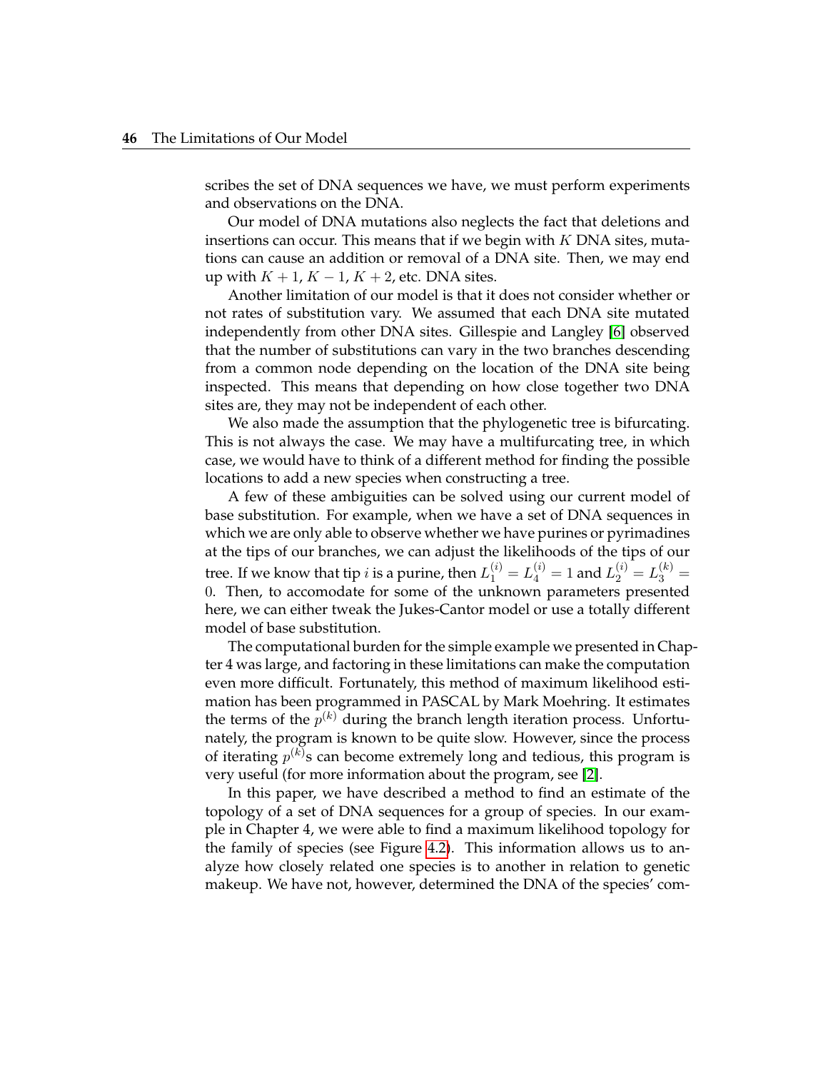scribes the set of DNA sequences we have, we must perform experiments and observations on the DNA.

Our model of DNA mutations also neglects the fact that deletions and insertions can occur. This means that if we begin with $K$ DNA sites, mutations can cause an addition or removal of a DNA site. Then, we may end up with $K+1$, $K-1$, $K+2$, etc. DNA sites.

Another limitation of our model is that it does not consider whether or not rates of substitution vary. We assumed that each DNA site mutated independently from other DNA sites. Gillespie and Langley [6] observed that the number of substitutions can vary in the two branches descending from a common node depending on the location of the DNA site being inspected. This means that depending on how close together two DNA sites are, they may not be independent of each other.

We also made the assumption that the phylogenetic tree is bifurcating. This is not always the case. We may have a multifurcating tree, in which case, we would have to think of a different method for finding the possible locations to add a new species when constructing a tree.

A few of these ambiguities can be solved using our current model of base substitution. For example, when we have a set of DNA sequences in which we are only able to observe whether we have purines or pyrimadines at the tips of our branches, we can adjust the likelihoods of the tips of our tree. If we know that tip $i$ is a purine, then $L_1^{(i)} = L_4^{(i)} = 1$ and $L_2^{(i)} = L_3^{(k)} = 0$. Then, to accomodate for some of the unknown parameters presented here, we can either tweak the Jukes-Cantor model or use a totally different model of base substitution.

The computational burden for the simple example we presented in Chapter 4 was large, and factoring in these limitations can make the computation even more difficult. Fortunately, this method of maximum likelihood estimation has been programmed in PASCAL by Mark Moehring. It estimates the terms of the $p^{(k)}$ during the branch length iteration process. Unfortunately, the program is known to be quite slow. However, since the process of iterating $p^{(k)}$s can become extremely long and tedious, this program is very useful (for more information about the program, see [2].

In this paper, we have described a method to find an estimate of the topology of a set of DNA sequences for a group of species. In our example in Chapter 4, we were able to find a maximum likelihood topology for the family of species (see Figure 4.2). This information allows us to analyze how closely related one species is to another in relation to genetic makeup. We have not, however, determined the DNA of the species' com-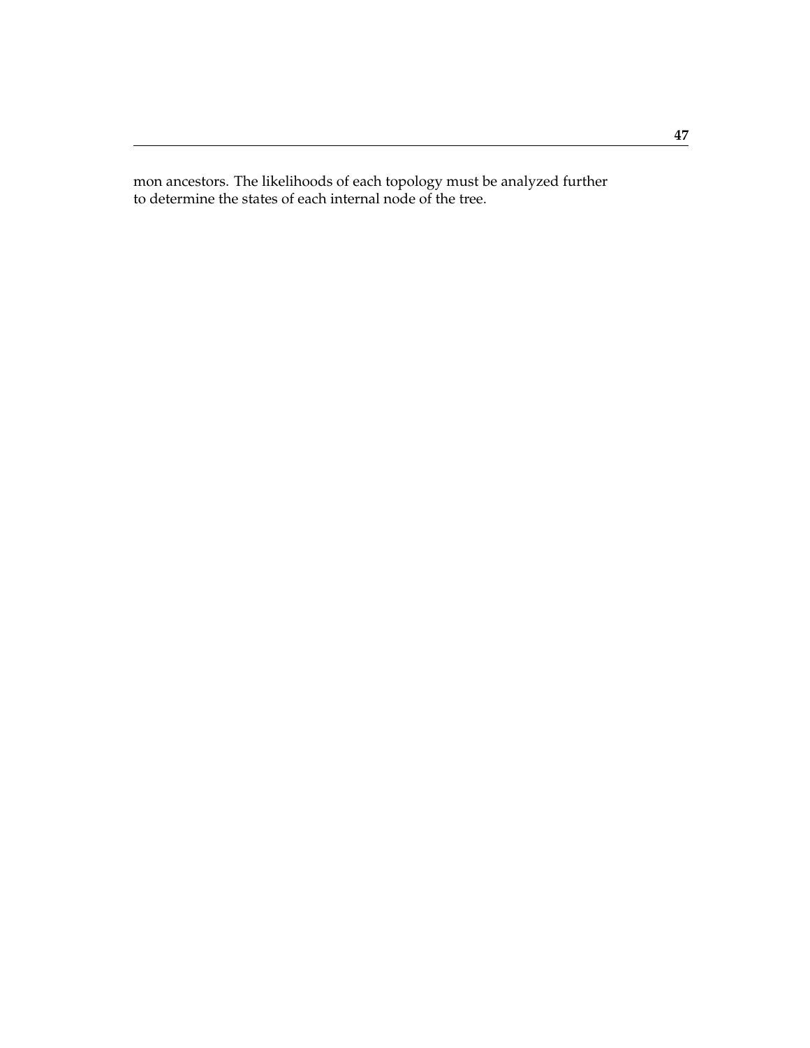mon ancestors. The likelihoods of each topology must be analyzed further to determine the states of each internal node of the tree.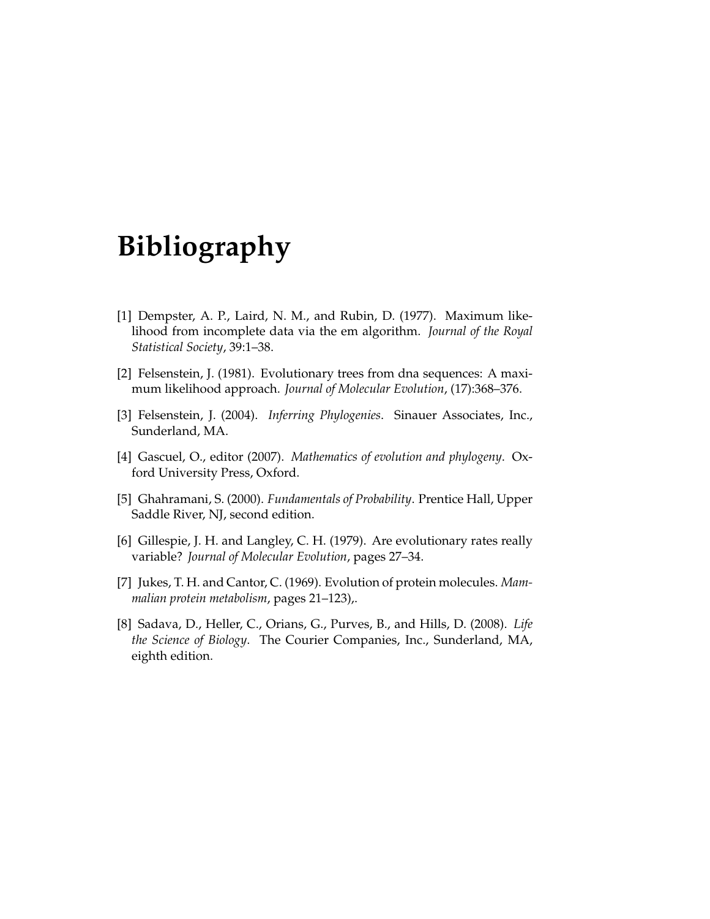# Bibliography

[1] Dempster, A. P., Laird, N. M., and Rubin, D. (1977). Maximum likelihood from incomplete data via the em algorithm. *Journal of the Royal Statistical Society*, 39:1–38.

[2] Felsenstein, J. (1981). Evolutionary trees from dna sequences: A maximum likelihood approach. *Journal of Molecular Evolution*, (17):368–376.

[3] Felsenstein, J. (2004). *Inferring Phylogenies*. Sinauer Associates, Inc., Sunderland, MA.

[4] Gascuel, O., editor (2007). *Mathematics of evolution and phylogeny*. Oxford University Press, Oxford.

[5] Ghahramani, S. (2000). *Fundamentals of Probability*. Prentice Hall, Upper Saddle River, NJ, second edition.

[6] Gillespie, J. H. and Langley, C. H. (1979). Are evolutionary rates really variable? *Journal of Molecular Evolution*, pages 27–34.

[7] Jukes, T. H. and Cantor, C. (1969). Evolution of protein molecules. *Mammalian protein metabolism*, pages 21–123),.

[8] Sadava, D., Heller, C., Orians, G., Purves, B., and Hills, D. (2008). *Life the Science of Biology*. The Courier Companies, Inc., Sunderland, MA, eighth edition.